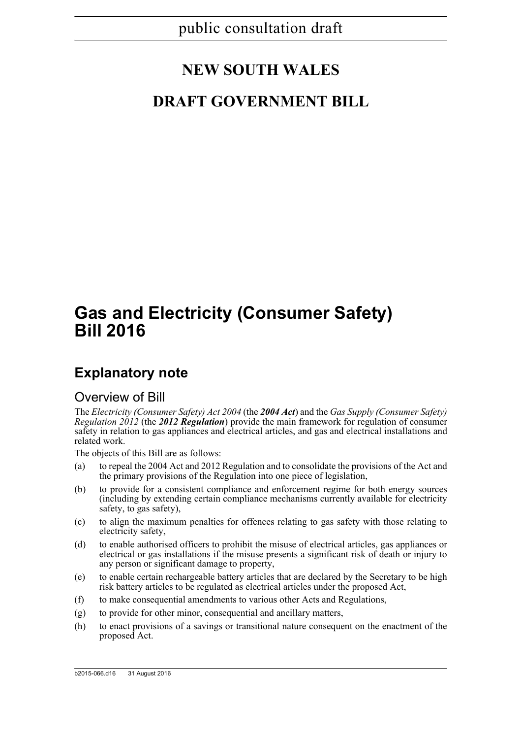public consultation draft

# NEW SOUTH WALES

# DRAFT GOVERNMENT BILL

# Gas and Electricity (Consumer Safety) Bill 2016

## Explanatory note

### Overview of Bill

The *Electricity (Consumer Safety) Act 2004* (the ***2004 Act***) and the *Gas Supply (Consumer Safety) Regulation 2012* (the ***2012 Regulation***) provide the main framework for regulation of consumer safety in relation to gas appliances and electrical articles, and gas and electrical installations and related work.

The objects of this Bill are as follows:

(a) to repeal the 2004 Act and 2012 Regulation and to consolidate the provisions of the Act and the primary provisions of the Regulation into one piece of legislation,

(b) to provide for a consistent compliance and enforcement regime for both energy sources (including by extending certain compliance mechanisms currently available for electricity safety, to gas safety),

(c) to align the maximum penalties for offences relating to gas safety with those relating to electricity safety,

(d) to enable authorised officers to prohibit the misuse of electrical articles, gas appliances or electrical or gas installations if the misuse presents a significant risk of death or injury to any person or significant damage to property,

(e) to enable certain rechargeable battery articles that are declared by the Secretary to be high risk battery articles to be regulated as electrical articles under the proposed Act,

(f) to make consequential amendments to various other Acts and Regulations,

(g) to provide for other minor, consequential and ancillary matters,

(h) to enact provisions of a savings or transitional nature consequent on the enactment of the proposed Act.

b2015-066.d16 31 August 2016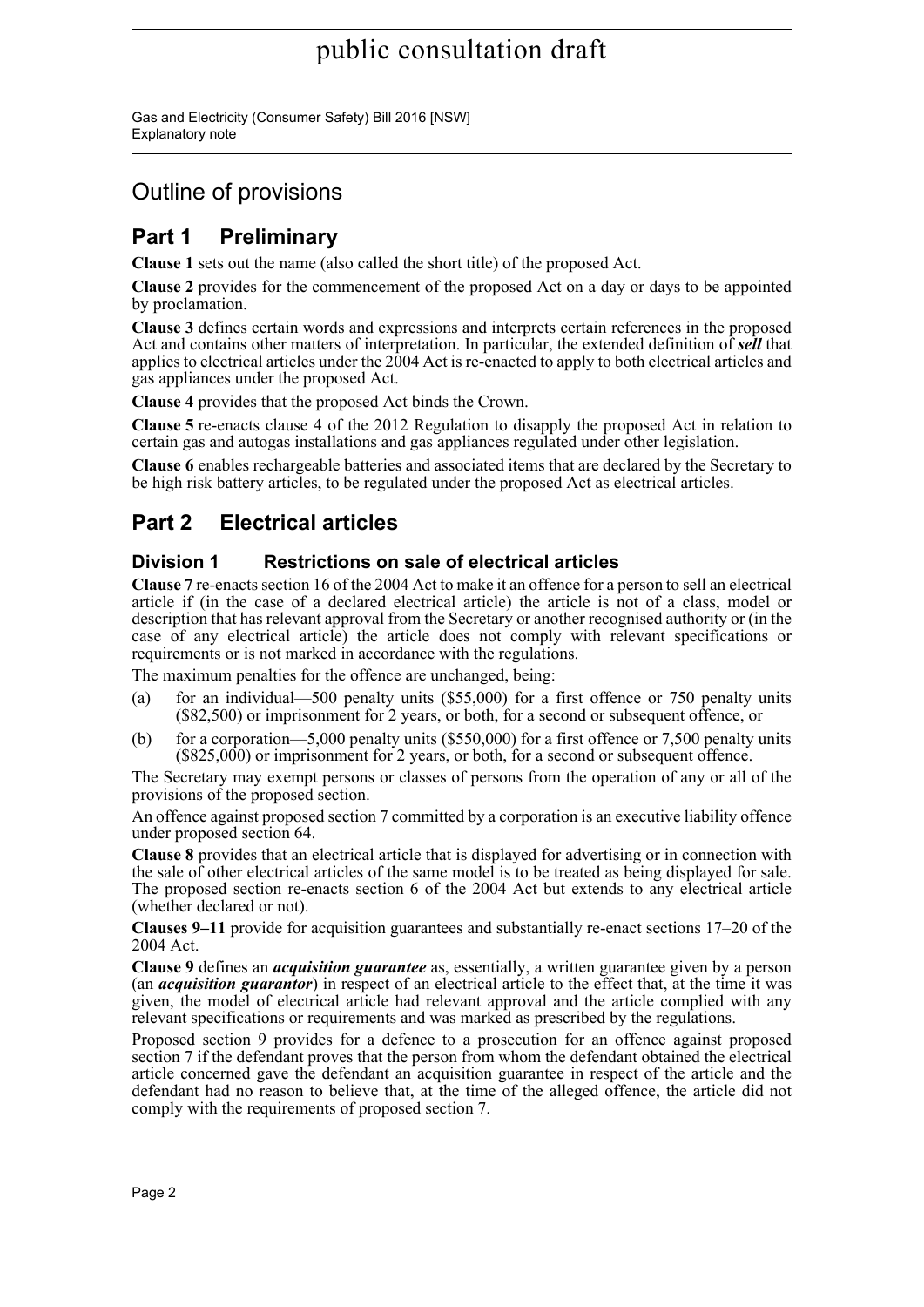## Outline of provisions

## Part 1 Preliminary

**Clause 1** sets out the name (also called the short title) of the proposed Act.

**Clause 2** provides for the commencement of the proposed Act on a day or days to be appointed by proclamation.

**Clause 3** defines certain words and expressions and interprets certain references in the proposed Act and contains other matters of interpretation. In particular, the extended definition of ***sell*** that applies to electrical articles under the 2004 Act is re-enacted to apply to both electrical articles and gas appliances under the proposed Act.

**Clause 4** provides that the proposed Act binds the Crown.

**Clause 5** re-enacts clause 4 of the 2012 Regulation to disapply the proposed Act in relation to certain gas and autogas installations and gas appliances regulated under other legislation.

**Clause 6** enables rechargeable batteries and associated items that are declared by the Secretary to be high risk battery articles, to be regulated under the proposed Act as electrical articles.

## Part 2 Electrical articles

### Division 1 Restrictions on sale of electrical articles

**Clause 7** re-enacts section 16 of the 2004 Act to make it an offence for a person to sell an electrical article if (in the case of a declared electrical article) the article is not of a class, model or description that has relevant approval from the Secretary or another recognised authority or (in the case of any electrical article) the article does not comply with relevant specifications or requirements or is not marked in accordance with the regulations.

The maximum penalties for the offence are unchanged, being:

(a) for an individual—500 penalty units ($55,000) for a first offence or 750 penalty units ($82,500) or imprisonment for 2 years, or both, for a second or subsequent offence, or

(b) for a corporation—5,000 penalty units ($550,000) for a first offence or 7,500 penalty units ($825,000) or imprisonment for 2 years, or both, for a second or subsequent offence.

The Secretary may exempt persons or classes of persons from the operation of any or all of the provisions of the proposed section.

An offence against proposed section 7 committed by a corporation is an executive liability offence under proposed section 64.

**Clause 8** provides that an electrical article that is displayed for advertising or in connection with the sale of other electrical articles of the same model is to be treated as being displayed for sale. The proposed section re-enacts section 6 of the 2004 Act but extends to any electrical article (whether declared or not).

**Clauses 9–11** provide for acquisition guarantees and substantially re-enact sections 17–20 of the 2004 Act.

**Clause 9** defines an ***acquisition guarantee*** as, essentially, a written guarantee given by a person (an ***acquisition guarantor***) in respect of an electrical article to the effect that, at the time it was given, the model of electrical article had relevant approval and the article complied with any relevant specifications or requirements and was marked as prescribed by the regulations.

Proposed section 9 provides for a defence to a prosecution for an offence against proposed section 7 if the defendant proves that the person from whom the defendant obtained the electrical article concerned gave the defendant an acquisition guarantee in respect of the article and the defendant had no reason to believe that, at the time of the alleged offence, the article did not comply with the requirements of proposed section 7.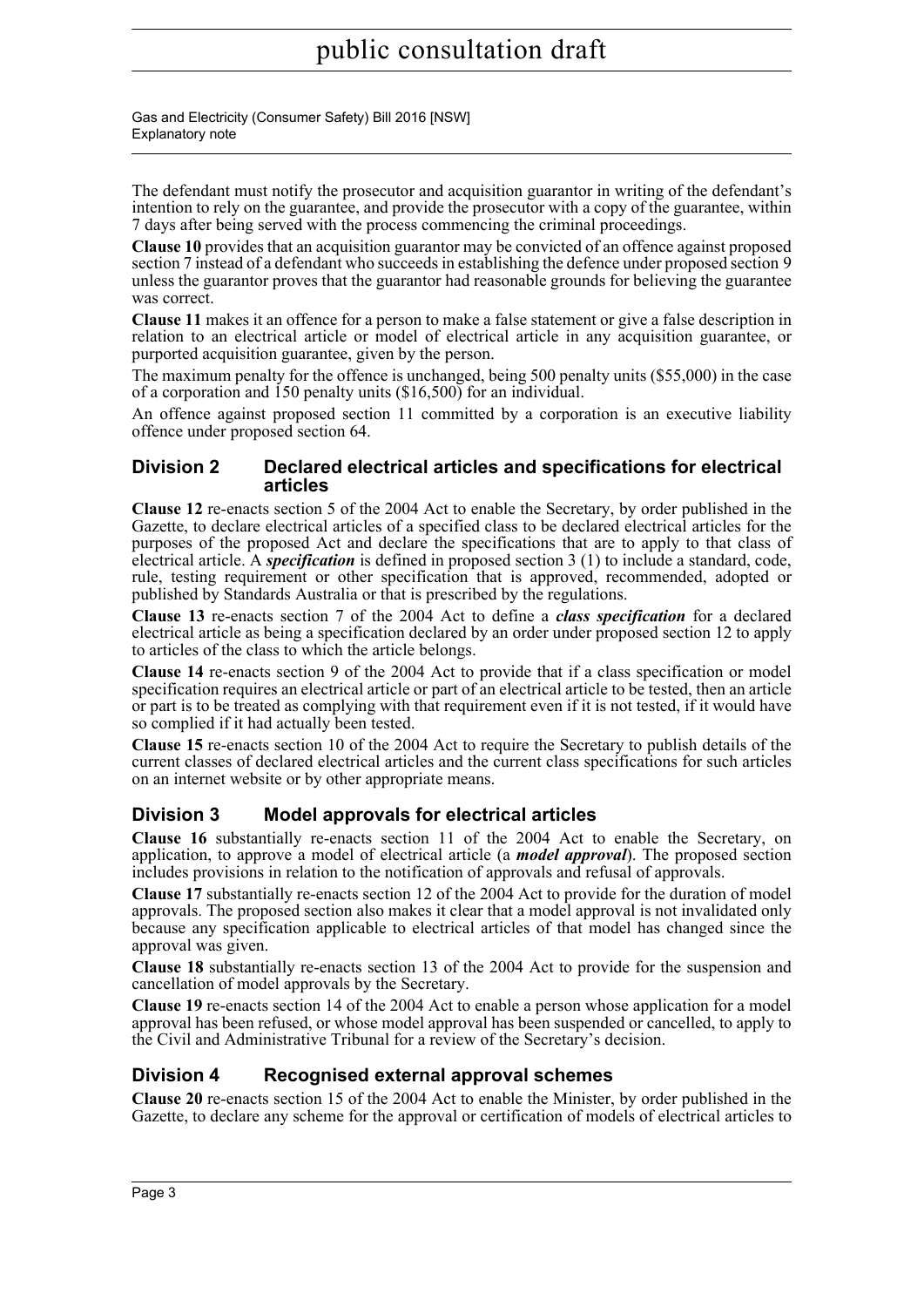The defendant must notify the prosecutor and acquisition guarantor in writing of the defendant's intention to rely on the guarantee, and provide the prosecutor with a copy of the guarantee, within 7 days after being served with the process commencing the criminal proceedings.

**Clause 10** provides that an acquisition guarantor may be convicted of an offence against proposed section 7 instead of a defendant who succeeds in establishing the defence under proposed section 9 unless the guarantor proves that the guarantor had reasonable grounds for believing the guarantee was correct.

**Clause 11** makes it an offence for a person to make a false statement or give a false description in relation to an electrical article or model of electrical article in any acquisition guarantee, or purported acquisition guarantee, given by the person.

The maximum penalty for the offence is unchanged, being 500 penalty units ($55,000) in the case of a corporation and 150 penalty units ($16,500) for an individual.

An offence against proposed section 11 committed by a corporation is an executive liability offence under proposed section 64.

### Division 2 Declared electrical articles and specifications for electrical articles

**Clause 12** re-enacts section 5 of the 2004 Act to enable the Secretary, by order published in the Gazette, to declare electrical articles of a specified class to be declared electrical articles for the purposes of the proposed Act and declare the specifications that are to apply to that class of electrical article. A ***specification*** is defined in proposed section 3 (1) to include a standard, code, rule, testing requirement or other specification that is approved, recommended, adopted or published by Standards Australia or that is prescribed by the regulations.

**Clause 13** re-enacts section 7 of the 2004 Act to define a ***class specification*** for a declared electrical article as being a specification declared by an order under proposed section 12 to apply to articles of the class to which the article belongs.

**Clause 14** re-enacts section 9 of the 2004 Act to provide that if a class specification or model specification requires an electrical article or part of an electrical article to be tested, then an article or part is to be treated as complying with that requirement even if it is not tested, if it would have so complied if it had actually been tested.

**Clause 15** re-enacts section 10 of the 2004 Act to require the Secretary to publish details of the current classes of declared electrical articles and the current class specifications for such articles on an internet website or by other appropriate means.

### Division 3 Model approvals for electrical articles

**Clause 16** substantially re-enacts section 11 of the 2004 Act to enable the Secretary, on application, to approve a model of electrical article (a ***model approval***). The proposed section includes provisions in relation to the notification of approvals and refusal of approvals.

**Clause 17** substantially re-enacts section 12 of the 2004 Act to provide for the duration of model approvals. The proposed section also makes it clear that a model approval is not invalidated only because any specification applicable to electrical articles of that model has changed since the approval was given.

**Clause 18** substantially re-enacts section 13 of the 2004 Act to provide for the suspension and cancellation of model approvals by the Secretary.

**Clause 19** re-enacts section 14 of the 2004 Act to enable a person whose application for a model approval has been refused, or whose model approval has been suspended or cancelled, to apply to the Civil and Administrative Tribunal for a review of the Secretary's decision.

### Division 4 Recognised external approval schemes

**Clause 20** re-enacts section 15 of the 2004 Act to enable the Minister, by order published in the Gazette, to declare any scheme for the approval or certification of models of electrical articles to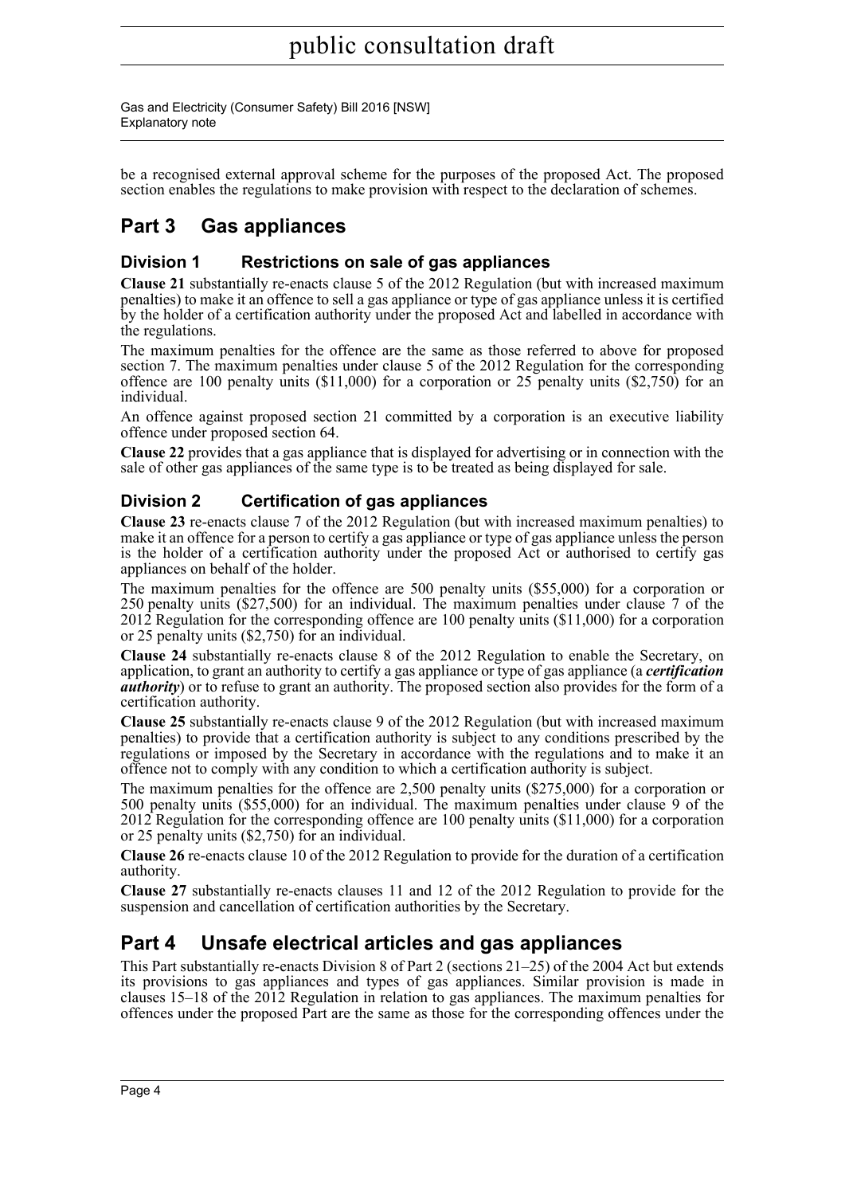be a recognised external approval scheme for the purposes of the proposed Act. The proposed section enables the regulations to make provision with respect to the declaration of schemes.

## Part 3 Gas appliances

### Division 1 Restrictions on sale of gas appliances

**Clause 21** substantially re-enacts clause 5 of the 2012 Regulation (but with increased maximum penalties) to make it an offence to sell a gas appliance or type of gas appliance unless it is certified by the holder of a certification authority under the proposed Act and labelled in accordance with the regulations.

The maximum penalties for the offence are the same as those referred to above for proposed section 7. The maximum penalties under clause 5 of the 2012 Regulation for the corresponding offence are 100 penalty units ($11,000) for a corporation or 25 penalty units ($2,750) for an individual.

An offence against proposed section 21 committed by a corporation is an executive liability offence under proposed section 64.

**Clause 22** provides that a gas appliance that is displayed for advertising or in connection with the sale of other gas appliances of the same type is to be treated as being displayed for sale.

### Division 2 Certification of gas appliances

**Clause 23** re-enacts clause 7 of the 2012 Regulation (but with increased maximum penalties) to make it an offence for a person to certify a gas appliance or type of gas appliance unless the person is the holder of a certification authority under the proposed Act or authorised to certify gas appliances on behalf of the holder.

The maximum penalties for the offence are 500 penalty units ($55,000) for a corporation or 250 penalty units ($27,500) for an individual. The maximum penalties under clause 7 of the 2012 Regulation for the corresponding offence are 100 penalty units ($11,000) for a corporation or 25 penalty units ($2,750) for an individual.

**Clause 24** substantially re-enacts clause 8 of the 2012 Regulation to enable the Secretary, on application, to grant an authority to certify a gas appliance or type of gas appliance (a ***certification authority***) or to refuse to grant an authority. The proposed section also provides for the form of a certification authority.

**Clause 25** substantially re-enacts clause 9 of the 2012 Regulation (but with increased maximum penalties) to provide that a certification authority is subject to any conditions prescribed by the regulations or imposed by the Secretary in accordance with the regulations and to make it an offence not to comply with any condition to which a certification authority is subject.

The maximum penalties for the offence are 2,500 penalty units ($275,000) for a corporation or 500 penalty units ($55,000) for an individual. The maximum penalties under clause 9 of the 2012 Regulation for the corresponding offence are 100 penalty units ($11,000) for a corporation or 25 penalty units ($2,750) for an individual.

**Clause 26** re-enacts clause 10 of the 2012 Regulation to provide for the duration of a certification authority.

**Clause 27** substantially re-enacts clauses 11 and 12 of the 2012 Regulation to provide for the suspension and cancellation of certification authorities by the Secretary.

## Part 4 Unsafe electrical articles and gas appliances

This Part substantially re-enacts Division 8 of Part 2 (sections 21–25) of the 2004 Act but extends its provisions to gas appliances and types of gas appliances. Similar provision is made in clauses 15–18 of the 2012 Regulation in relation to gas appliances. The maximum penalties for offences under the proposed Part are the same as those for the corresponding offences under the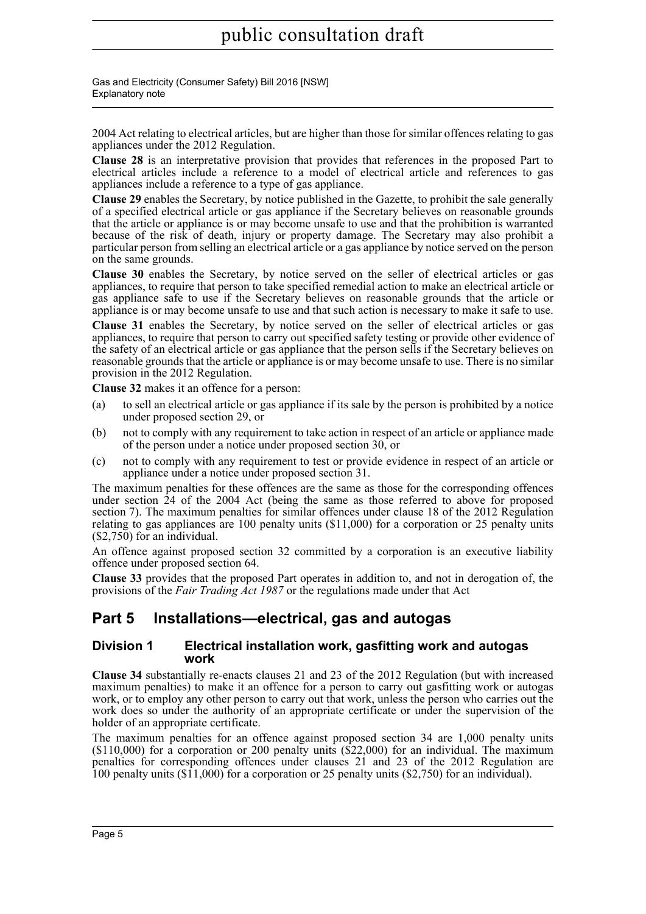2004 Act relating to electrical articles, but are higher than those for similar offences relating to gas appliances under the 2012 Regulation.

**Clause 28** is an interpretative provision that provides that references in the proposed Part to electrical articles include a reference to a model of electrical article and references to gas appliances include a reference to a type of gas appliance.

**Clause 29** enables the Secretary, by notice published in the Gazette, to prohibit the sale generally of a specified electrical article or gas appliance if the Secretary believes on reasonable grounds that the article or appliance is or may become unsafe to use and that the prohibition is warranted because of the risk of death, injury or property damage. The Secretary may also prohibit a particular person from selling an electrical article or a gas appliance by notice served on the person on the same grounds.

**Clause 30** enables the Secretary, by notice served on the seller of electrical articles or gas appliances, to require that person to take specified remedial action to make an electrical article or gas appliance safe to use if the Secretary believes on reasonable grounds that the article or appliance is or may become unsafe to use and that such action is necessary to make it safe to use.

**Clause 31** enables the Secretary, by notice served on the seller of electrical articles or gas appliances, to require that person to carry out specified safety testing or provide other evidence of the safety of an electrical article or gas appliance that the person sells if the Secretary believes on reasonable grounds that the article or appliance is or may become unsafe to use. There is no similar provision in the 2012 Regulation.

**Clause 32** makes it an offence for a person:

(a) to sell an electrical article or gas appliance if its sale by the person is prohibited by a notice under proposed section 29, or

(b) not to comply with any requirement to take action in respect of an article or appliance made of the person under a notice under proposed section 30, or

(c) not to comply with any requirement to test or provide evidence in respect of an article or appliance under a notice under proposed section 31.

The maximum penalties for these offences are the same as those for the corresponding offences under section 24 of the 2004 Act (being the same as those referred to above for proposed section 7). The maximum penalties for similar offences under clause 18 of the 2012 Regulation relating to gas appliances are 100 penalty units ($11,000) for a corporation or 25 penalty units ($2,750) for an individual.

An offence against proposed section 32 committed by a corporation is an executive liability offence under proposed section 64.

**Clause 33** provides that the proposed Part operates in addition to, and not in derogation of, the provisions of the *Fair Trading Act 1987* or the regulations made under that Act

## Part 5 Installations—electrical, gas and autogas

### Division 1 Electrical installation work, gasfitting work and autogas work

**Clause 34** substantially re-enacts clauses 21 and 23 of the 2012 Regulation (but with increased maximum penalties) to make it an offence for a person to carry out gasfitting work or autogas work, or to employ any other person to carry out that work, unless the person who carries out the work does so under the authority of an appropriate certificate or under the supervision of the holder of an appropriate certificate.

The maximum penalties for an offence against proposed section 34 are 1,000 penalty units ($110,000) for a corporation or 200 penalty units ($22,000) for an individual. The maximum penalties for corresponding offences under clauses 21 and 23 of the 2012 Regulation are 100 penalty units ($11,000) for a corporation or 25 penalty units ($2,750) for an individual).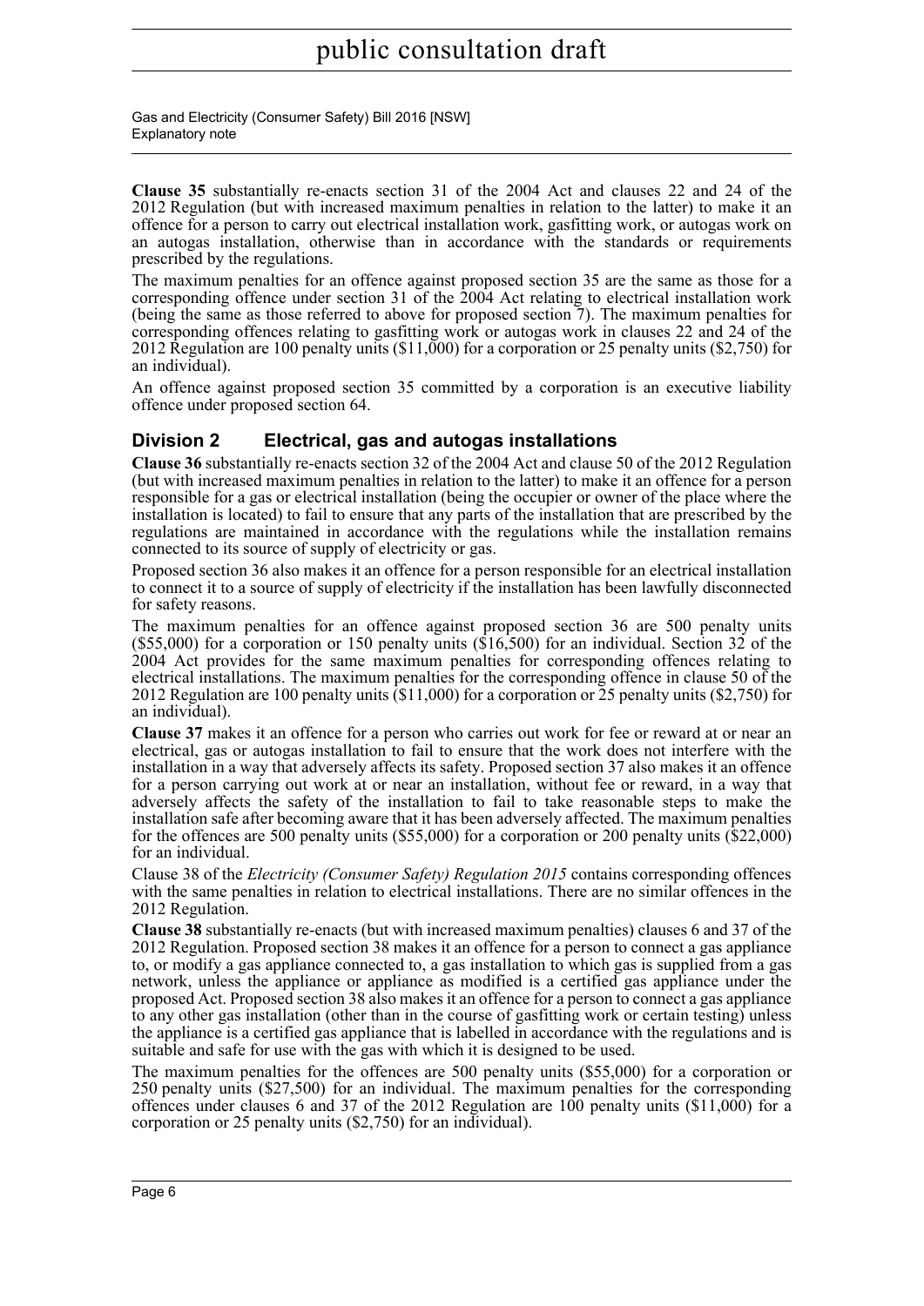**Clause 35** substantially re-enacts section 31 of the 2004 Act and clauses 22 and 24 of the 2012 Regulation (but with increased maximum penalties in relation to the latter) to make it an offence for a person to carry out electrical installation work, gasfitting work, or autogas work on an autogas installation, otherwise than in accordance with the standards or requirements prescribed by the regulations.

The maximum penalties for an offence against proposed section 35 are the same as those for a corresponding offence under section 31 of the 2004 Act relating to electrical installation work (being the same as those referred to above for proposed section 7). The maximum penalties for corresponding offences relating to gasfitting work or autogas work in clauses 22 and 24 of the 2012 Regulation are 100 penalty units ($11,000) for a corporation or 25 penalty units ($2,750) for an individual).

An offence against proposed section 35 committed by a corporation is an executive liability offence under proposed section 64.

## Division 2 Electrical, gas and autogas installations

**Clause 36** substantially re-enacts section 32 of the 2004 Act and clause 50 of the 2012 Regulation (but with increased maximum penalties in relation to the latter) to make it an offence for a person responsible for a gas or electrical installation (being the occupier or owner of the place where the installation is located) to fail to ensure that any parts of the installation that are prescribed by the regulations are maintained in accordance with the regulations while the installation remains connected to its source of supply of electricity or gas.

Proposed section 36 also makes it an offence for a person responsible for an electrical installation to connect it to a source of supply of electricity if the installation has been lawfully disconnected for safety reasons.

The maximum penalties for an offence against proposed section 36 are 500 penalty units ($55,000) for a corporation or 150 penalty units ($16,500) for an individual. Section 32 of the 2004 Act provides for the same maximum penalties for corresponding offences relating to electrical installations. The maximum penalties for the corresponding offence in clause 50 of the 2012 Regulation are 100 penalty units ($11,000) for a corporation or 25 penalty units ($2,750) for an individual).

**Clause 37** makes it an offence for a person who carries out work for fee or reward at or near an electrical, gas or autogas installation to fail to ensure that the work does not interfere with the installation in a way that adversely affects its safety. Proposed section 37 also makes it an offence for a person carrying out work at or near an installation, without fee or reward, in a way that adversely affects the safety of the installation to fail to take reasonable steps to make the installation safe after becoming aware that it has been adversely affected. The maximum penalties for the offences are 500 penalty units ($55,000) for a corporation or 200 penalty units ($22,000) for an individual.

Clause 38 of the *Electricity (Consumer Safety) Regulation 2015* contains corresponding offences with the same penalties in relation to electrical installations. There are no similar offences in the 2012 Regulation.

**Clause 38** substantially re-enacts (but with increased maximum penalties) clauses 6 and 37 of the 2012 Regulation. Proposed section 38 makes it an offence for a person to connect a gas appliance to, or modify a gas appliance connected to, a gas installation to which gas is supplied from a gas network, unless the appliance or appliance as modified is a certified gas appliance under the proposed Act. Proposed section 38 also makes it an offence for a person to connect a gas appliance to any other gas installation (other than in the course of gasfitting work or certain testing) unless the appliance is a certified gas appliance that is labelled in accordance with the regulations and is suitable and safe for use with the gas with which it is designed to be used.

The maximum penalties for the offences are 500 penalty units ($55,000) for a corporation or 250 penalty units ($27,500) for an individual. The maximum penalties for the corresponding offences under clauses 6 and 37 of the 2012 Regulation are 100 penalty units ($11,000) for a corporation or 25 penalty units ($2,750) for an individual).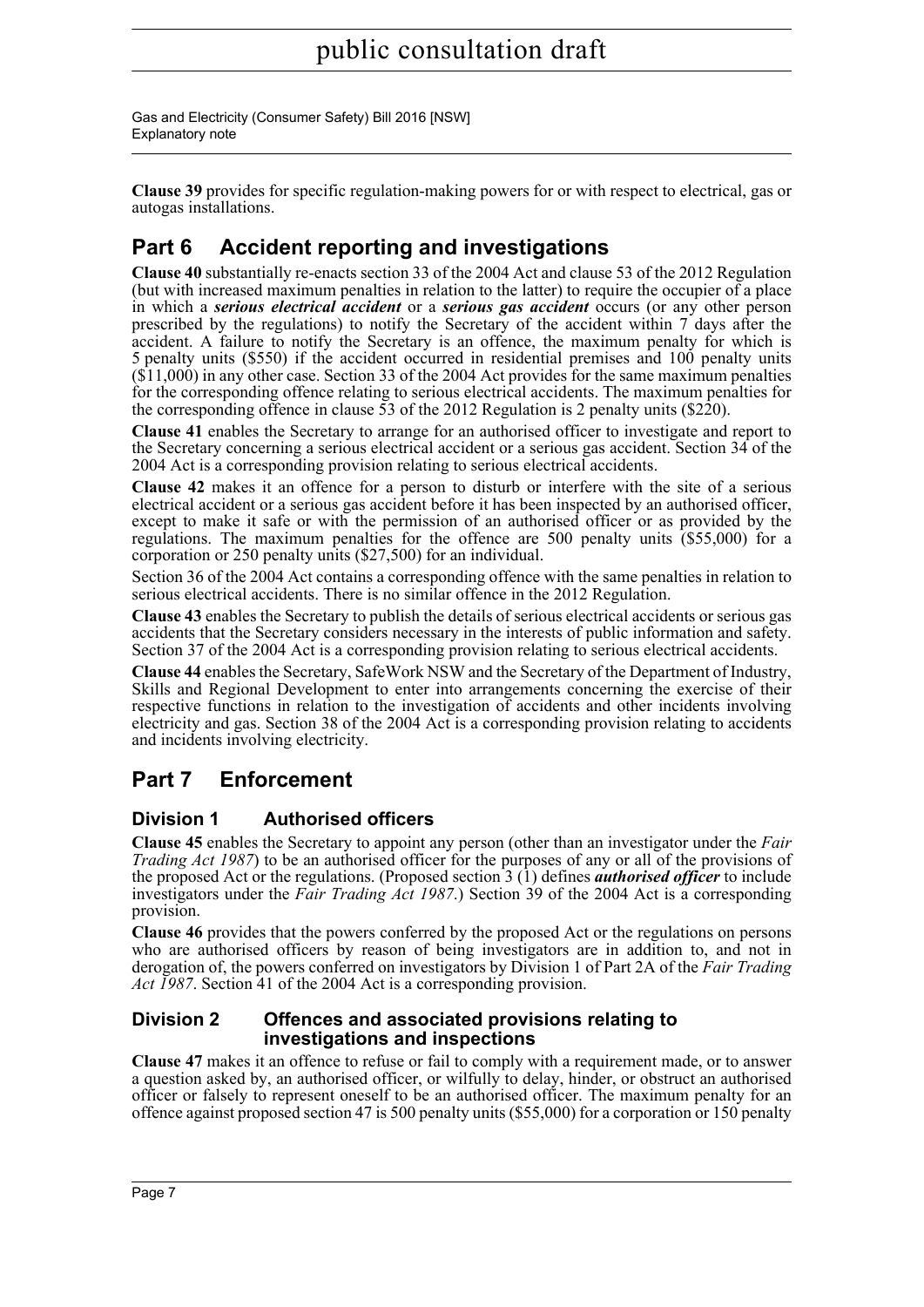**Clause 39** provides for specific regulation-making powers for or with respect to electrical, gas or autogas installations.

## Part 6 Accident reporting and investigations

**Clause 40** substantially re-enacts section 33 of the 2004 Act and clause 53 of the 2012 Regulation (but with increased maximum penalties in relation to the latter) to require the occupier of a place in which a ***serious electrical accident*** or a ***serious gas accident*** occurs (or any other person prescribed by the regulations) to notify the Secretary of the accident within 7 days after the accident. A failure to notify the Secretary is an offence, the maximum penalty for which is 5 penalty units ($550) if the accident occurred in residential premises and 100 penalty units ($11,000) in any other case. Section 33 of the 2004 Act provides for the same maximum penalties for the corresponding offence relating to serious electrical accidents. The maximum penalties for the corresponding offence in clause 53 of the 2012 Regulation is 2 penalty units ($220).

**Clause 41** enables the Secretary to arrange for an authorised officer to investigate and report to the Secretary concerning a serious electrical accident or a serious gas accident. Section 34 of the 2004 Act is a corresponding provision relating to serious electrical accidents.

**Clause 42** makes it an offence for a person to disturb or interfere with the site of a serious electrical accident or a serious gas accident before it has been inspected by an authorised officer, except to make it safe or with the permission of an authorised officer or as provided by the regulations. The maximum penalties for the offence are 500 penalty units ($55,000) for a corporation or 250 penalty units ($27,500) for an individual.

Section 36 of the 2004 Act contains a corresponding offence with the same penalties in relation to serious electrical accidents. There is no similar offence in the 2012 Regulation.

**Clause 43** enables the Secretary to publish the details of serious electrical accidents or serious gas accidents that the Secretary considers necessary in the interests of public information and safety. Section 37 of the 2004 Act is a corresponding provision relating to serious electrical accidents.

**Clause 44** enables the Secretary, SafeWork NSW and the Secretary of the Department of Industry, Skills and Regional Development to enter into arrangements concerning the exercise of their respective functions in relation to the investigation of accidents and other incidents involving electricity and gas. Section 38 of the 2004 Act is a corresponding provision relating to accidents and incidents involving electricity.

## Part 7 Enforcement

### Division 1 Authorised officers

**Clause 45** enables the Secretary to appoint any person (other than an investigator under the *Fair Trading Act 1987*) to be an authorised officer for the purposes of any or all of the provisions of the proposed Act or the regulations. (Proposed section 3 (1) defines ***authorised officer*** to include investigators under the *Fair Trading Act 1987*.) Section 39 of the 2004 Act is a corresponding provision.

**Clause 46** provides that the powers conferred by the proposed Act or the regulations on persons who are authorised officers by reason of being investigators are in addition to, and not in derogation of, the powers conferred on investigators by Division 1 of Part 2A of the *Fair Trading Act 1987*. Section 41 of the 2004 Act is a corresponding provision.

### Division 2 Offences and associated provisions relating to investigations and inspections

**Clause 47** makes it an offence to refuse or fail to comply with a requirement made, or to answer a question asked by, an authorised officer, or wilfully to delay, hinder, or obstruct an authorised officer or falsely to represent oneself to be an authorised officer. The maximum penalty for an offence against proposed section 47 is 500 penalty units ($55,000) for a corporation or 150 penalty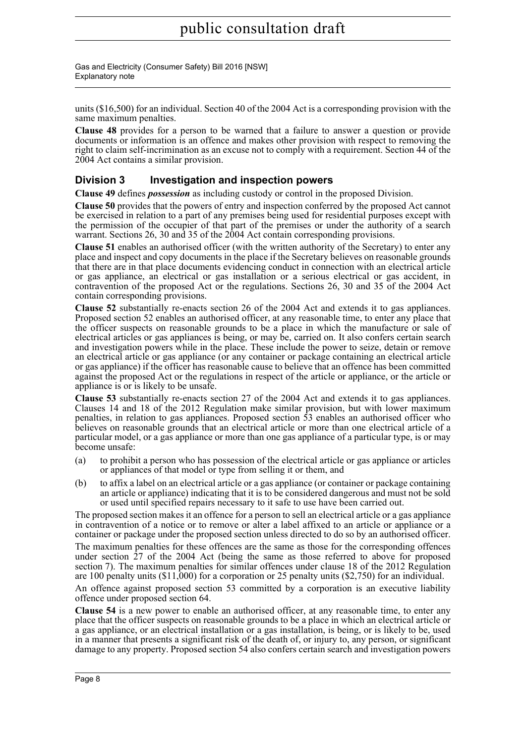units ($16,500) for an individual. Section 40 of the 2004 Act is a corresponding provision with the same maximum penalties.

**Clause 48** provides for a person to be warned that a failure to answer a question or provide documents or information is an offence and makes other provision with respect to removing the right to claim self-incrimination as an excuse not to comply with a requirement. Section 44 of the 2004 Act contains a similar provision.

## Division 3 Investigation and inspection powers

**Clause 49** defines ***possession*** as including custody or control in the proposed Division.

**Clause 50** provides that the powers of entry and inspection conferred by the proposed Act cannot be exercised in relation to a part of any premises being used for residential purposes except with the permission of the occupier of that part of the premises or under the authority of a search warrant. Sections 26, 30 and 35 of the 2004 Act contain corresponding provisions.

**Clause 51** enables an authorised officer (with the written authority of the Secretary) to enter any place and inspect and copy documents in the place if the Secretary believes on reasonable grounds that there are in that place documents evidencing conduct in connection with an electrical article or gas appliance, an electrical or gas installation or a serious electrical or gas accident, in contravention of the proposed Act or the regulations. Sections 26, 30 and 35 of the 2004 Act contain corresponding provisions.

**Clause 52** substantially re-enacts section 26 of the 2004 Act and extends it to gas appliances. Proposed section 52 enables an authorised officer, at any reasonable time, to enter any place that the officer suspects on reasonable grounds to be a place in which the manufacture or sale of electrical articles or gas appliances is being, or may be, carried on. It also confers certain search and investigation powers while in the place. These include the power to seize, detain or remove an electrical article or gas appliance (or any container or package containing an electrical article or gas appliance) if the officer has reasonable cause to believe that an offence has been committed against the proposed Act or the regulations in respect of the article or appliance, or the article or appliance is or is likely to be unsafe.

**Clause 53** substantially re-enacts section 27 of the 2004 Act and extends it to gas appliances. Clauses 14 and 18 of the 2012 Regulation make similar provision, but with lower maximum penalties, in relation to gas appliances. Proposed section 53 enables an authorised officer who believes on reasonable grounds that an electrical article or more than one electrical article of a particular model, or a gas appliance or more than one gas appliance of a particular type, is or may become unsafe:

(a) to prohibit a person who has possession of the electrical article or gas appliance or articles or appliances of that model or type from selling it or them, and

(b) to affix a label on an electrical article or a gas appliance (or container or package containing an article or appliance) indicating that it is to be considered dangerous and must not be sold or used until specified repairs necessary to it safe to use have been carried out.

The proposed section makes it an offence for a person to sell an electrical article or a gas appliance in contravention of a notice or to remove or alter a label affixed to an article or appliance or a container or package under the proposed section unless directed to do so by an authorised officer.

The maximum penalties for these offences are the same as those for the corresponding offences under section 27 of the 2004 Act (being the same as those referred to above for proposed section 7). The maximum penalties for similar offences under clause 18 of the 2012 Regulation are 100 penalty units ($11,000) for a corporation or 25 penalty units ($2,750) for an individual.

An offence against proposed section 53 committed by a corporation is an executive liability offence under proposed section 64.

**Clause 54** is a new power to enable an authorised officer, at any reasonable time, to enter any place that the officer suspects on reasonable grounds to be a place in which an electrical article or a gas appliance, or an electrical installation or a gas installation, is being, or is likely to be, used in a manner that presents a significant risk of the death of, or injury to, any person, or significant damage to any property. Proposed section 54 also confers certain search and investigation powers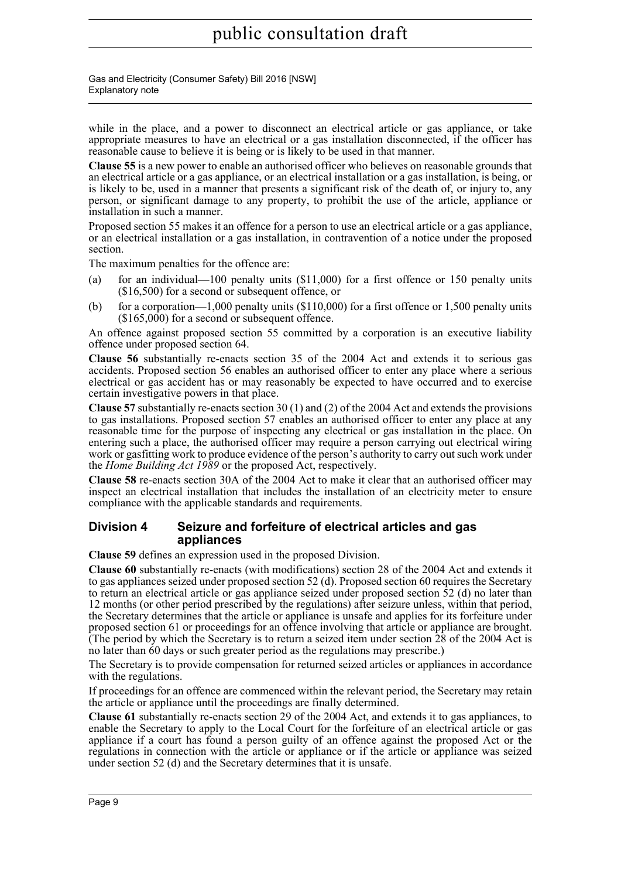while in the place, and a power to disconnect an electrical article or gas appliance, or take appropriate measures to have an electrical or a gas installation disconnected, if the officer has reasonable cause to believe it is being or is likely to be used in that manner.

**Clause 55** is a new power to enable an authorised officer who believes on reasonable grounds that an electrical article or a gas appliance, or an electrical installation or a gas installation, is being, or is likely to be, used in a manner that presents a significant risk of the death of, or injury to, any person, or significant damage to any property, to prohibit the use of the article, appliance or installation in such a manner.

Proposed section 55 makes it an offence for a person to use an electrical article or a gas appliance, or an electrical installation or a gas installation, in contravention of a notice under the proposed section.

The maximum penalties for the offence are:

(a) for an individual—100 penalty units ($11,000) for a first offence or 150 penalty units ($16,500) for a second or subsequent offence, or

(b) for a corporation—1,000 penalty units ($110,000) for a first offence or 1,500 penalty units ($165,000) for a second or subsequent offence.

An offence against proposed section 55 committed by a corporation is an executive liability offence under proposed section 64.

**Clause 56** substantially re-enacts section 35 of the 2004 Act and extends it to serious gas accidents. Proposed section 56 enables an authorised officer to enter any place where a serious electrical or gas accident has or may reasonably be expected to have occurred and to exercise certain investigative powers in that place.

**Clause 57** substantially re-enacts section 30 (1) and (2) of the 2004 Act and extends the provisions to gas installations. Proposed section 57 enables an authorised officer to enter any place at any reasonable time for the purpose of inspecting any electrical or gas installation in the place. On entering such a place, the authorised officer may require a person carrying out electrical wiring work or gasfitting work to produce evidence of the person's authority to carry out such work under the *Home Building Act 1989* or the proposed Act, respectively.

**Clause 58** re-enacts section 30A of the 2004 Act to make it clear that an authorised officer may inspect an electrical installation that includes the installation of an electricity meter to ensure compliance with the applicable standards and requirements.

## Division 4 Seizure and forfeiture of electrical articles and gas appliances

**Clause 59** defines an expression used in the proposed Division.

**Clause 60** substantially re-enacts (with modifications) section 28 of the 2004 Act and extends it to gas appliances seized under proposed section 52 (d). Proposed section 60 requires the Secretary to return an electrical article or gas appliance seized under proposed section 52 (d) no later than 12 months (or other period prescribed by the regulations) after seizure unless, within that period, the Secretary determines that the article or appliance is unsafe and applies for its forfeiture under proposed section 61 or proceedings for an offence involving that article or appliance are brought. (The period by which the Secretary is to return a seized item under section 28 of the 2004 Act is no later than 60 days or such greater period as the regulations may prescribe.)

The Secretary is to provide compensation for returned seized articles or appliances in accordance with the regulations.

If proceedings for an offence are commenced within the relevant period, the Secretary may retain the article or appliance until the proceedings are finally determined.

**Clause 61** substantially re-enacts section 29 of the 2004 Act, and extends it to gas appliances, to enable the Secretary to apply to the Local Court for the forfeiture of an electrical article or gas appliance if a court has found a person guilty of an offence against the proposed Act or the regulations in connection with the article or appliance or if the article or appliance was seized under section 52 (d) and the Secretary determines that it is unsafe.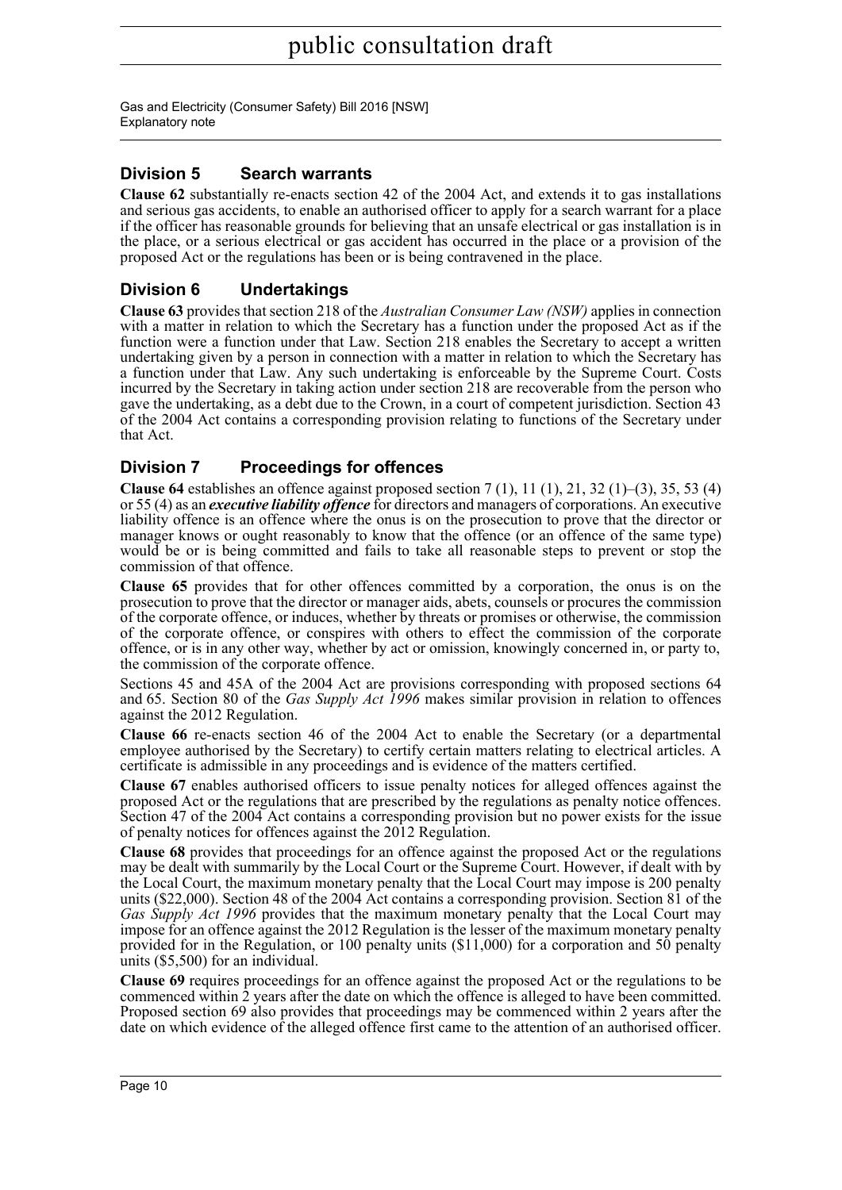## Division 5 Search warrants

**Clause 62** substantially re-enacts section 42 of the 2004 Act, and extends it to gas installations and serious gas accidents, to enable an authorised officer to apply for a search warrant for a place if the officer has reasonable grounds for believing that an unsafe electrical or gas installation is in the place, or a serious electrical or gas accident has occurred in the place or a provision of the proposed Act or the regulations has been or is being contravened in the place.

## Division 6 Undertakings

**Clause 63** provides that section 218 of the *Australian Consumer Law (NSW)* applies in connection with a matter in relation to which the Secretary has a function under the proposed Act as if the function were a function under that Law. Section 218 enables the Secretary to accept a written undertaking given by a person in connection with a matter in relation to which the Secretary has a function under that Law. Any such undertaking is enforceable by the Supreme Court. Costs incurred by the Secretary in taking action under section 218 are recoverable from the person who gave the undertaking, as a debt due to the Crown, in a court of competent jurisdiction. Section 43 of the 2004 Act contains a corresponding provision relating to functions of the Secretary under that Act.

## Division 7 Proceedings for offences

**Clause 64** establishes an offence against proposed section 7 (1), 11 (1), 21, 32 (1)–(3), 35, 53 (4) or 55 (4) as an ***executive liability offence*** for directors and managers of corporations. An executive liability offence is an offence where the onus is on the prosecution to prove that the director or manager knows or ought reasonably to know that the offence (or an offence of the same type) would be or is being committed and fails to take all reasonable steps to prevent or stop the commission of that offence.

**Clause 65** provides that for other offences committed by a corporation, the onus is on the prosecution to prove that the director or manager aids, abets, counsels or procures the commission of the corporate offence, or induces, whether by threats or promises or otherwise, the commission of the corporate offence, or conspires with others to effect the commission of the corporate offence, or is in any other way, whether by act or omission, knowingly concerned in, or party to, the commission of the corporate offence.

Sections 45 and 45A of the 2004 Act are provisions corresponding with proposed sections 64 and 65. Section 80 of the *Gas Supply Act 1996* makes similar provision in relation to offences against the 2012 Regulation.

**Clause 66** re-enacts section 46 of the 2004 Act to enable the Secretary (or a departmental employee authorised by the Secretary) to certify certain matters relating to electrical articles. A certificate is admissible in any proceedings and is evidence of the matters certified.

**Clause 67** enables authorised officers to issue penalty notices for alleged offences against the proposed Act or the regulations that are prescribed by the regulations as penalty notice offences. Section 47 of the 2004 Act contains a corresponding provision but no power exists for the issue of penalty notices for offences against the 2012 Regulation.

**Clause 68** provides that proceedings for an offence against the proposed Act or the regulations may be dealt with summarily by the Local Court or the Supreme Court. However, if dealt with by the Local Court, the maximum monetary penalty that the Local Court may impose is 200 penalty units ($22,000). Section 48 of the 2004 Act contains a corresponding provision. Section 81 of the *Gas Supply Act 1996* provides that the maximum monetary penalty that the Local Court may impose for an offence against the 2012 Regulation is the lesser of the maximum monetary penalty provided for in the Regulation, or 100 penalty units ($11,000) for a corporation and 50 penalty units ($5,500) for an individual.

**Clause 69** requires proceedings for an offence against the proposed Act or the regulations to be commenced within 2 years after the date on which the offence is alleged to have been committed. Proposed section 69 also provides that proceedings may be commenced within 2 years after the date on which evidence of the alleged offence first came to the attention of an authorised officer.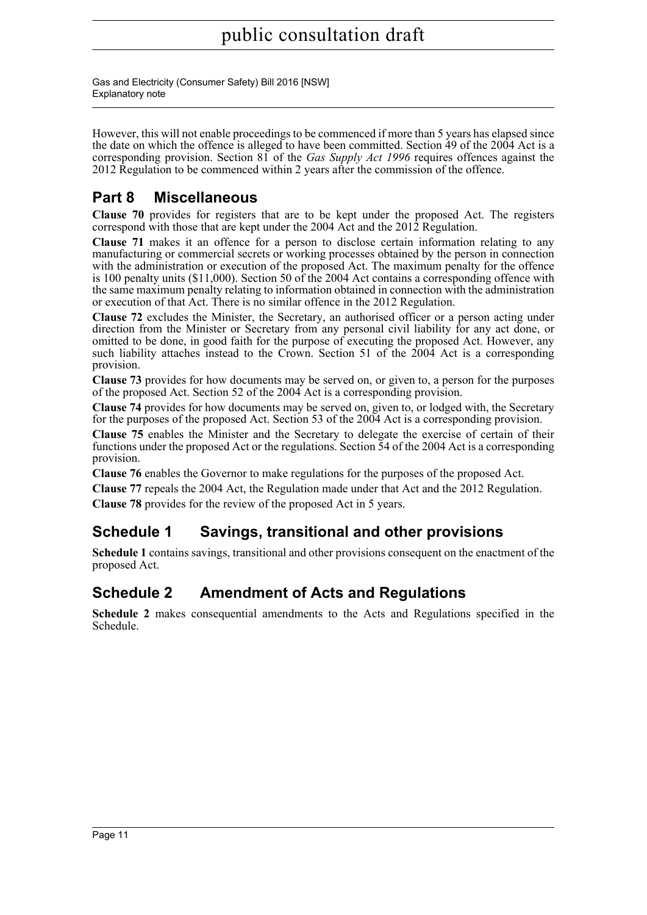However, this will not enable proceedings to be commenced if more than 5 years has elapsed since the date on which the offence is alleged to have been committed. Section 49 of the 2004 Act is a corresponding provision. Section 81 of the *Gas Supply Act 1996* requires offences against the 2012 Regulation to be commenced within 2 years after the commission of the offence.

## Part 8 Miscellaneous

**Clause 70** provides for registers that are to be kept under the proposed Act. The registers correspond with those that are kept under the 2004 Act and the 2012 Regulation.

**Clause 71** makes it an offence for a person to disclose certain information relating to any manufacturing or commercial secrets or working processes obtained by the person in connection with the administration or execution of the proposed Act. The maximum penalty for the offence is 100 penalty units ($11,000). Section 50 of the 2004 Act contains a corresponding offence with the same maximum penalty relating to information obtained in connection with the administration or execution of that Act. There is no similar offence in the 2012 Regulation.

**Clause 72** excludes the Minister, the Secretary, an authorised officer or a person acting under direction from the Minister or Secretary from any personal civil liability for any act done, or omitted to be done, in good faith for the purpose of executing the proposed Act. However, any such liability attaches instead to the Crown. Section 51 of the 2004 Act is a corresponding provision.

**Clause 73** provides for how documents may be served on, or given to, a person for the purposes of the proposed Act. Section 52 of the 2004 Act is a corresponding provision.

**Clause 74** provides for how documents may be served on, given to, or lodged with, the Secretary for the purposes of the proposed Act. Section 53 of the 2004 Act is a corresponding provision.

**Clause 75** enables the Minister and the Secretary to delegate the exercise of certain of their functions under the proposed Act or the regulations. Section 54 of the 2004 Act is a corresponding provision.

**Clause 76** enables the Governor to make regulations for the purposes of the proposed Act.

**Clause 77** repeals the 2004 Act, the Regulation made under that Act and the 2012 Regulation.

**Clause 78** provides for the review of the proposed Act in 5 years.

## Schedule 1 Savings, transitional and other provisions

**Schedule 1** contains savings, transitional and other provisions consequent on the enactment of the proposed Act.

## Schedule 2 Amendment of Acts and Regulations

**Schedule 2** makes consequential amendments to the Acts and Regulations specified in the Schedule.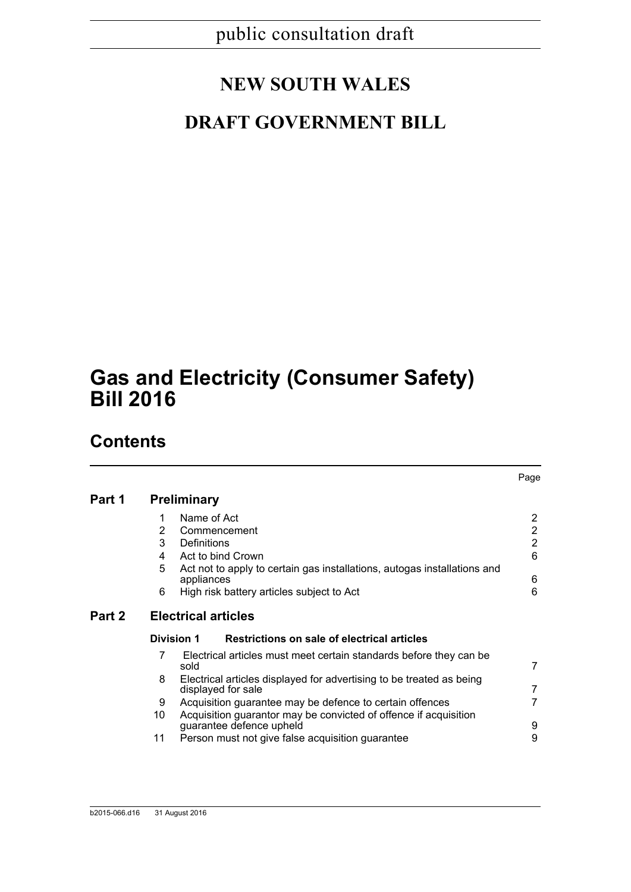public consultation draft

# NEW SOUTH WALES

# DRAFT GOVERNMENT BILL

# Gas and Electricity (Consumer Safety) Bill 2016

## Contents

| | | | Page |
|---|---|---|---|
| **Part 1** | **Preliminary** | | |
| | 1 | Name of Act | 2 |
| | 2 | Commencement | 2 |
| | 3 | Definitions | 2 |
| | 4 | Act to bind Crown | 6 |
| | 5 | Act not to apply to certain gas installations, autogas installations and appliances | 6 |
| | 6 | High risk battery articles subject to Act | 6 |
| **Part 2** | **Electrical articles** | | |
| | **Division 1** | **Restrictions on sale of electrical articles** | |
| | 7 | Electrical articles must meet certain standards before they can be sold | 7 |
| | 8 | Electrical articles displayed for advertising to be treated as being displayed for sale | 7 |
| | 9 | Acquisition guarantee may be defence to certain offences | 7 |
| | 10 | Acquisition guarantor may be convicted of offence if acquisition guarantee defence upheld | 9 |
| | 11 | Person must not give false acquisition guarantee | 9 |

b2015-066.d16 31 August 2016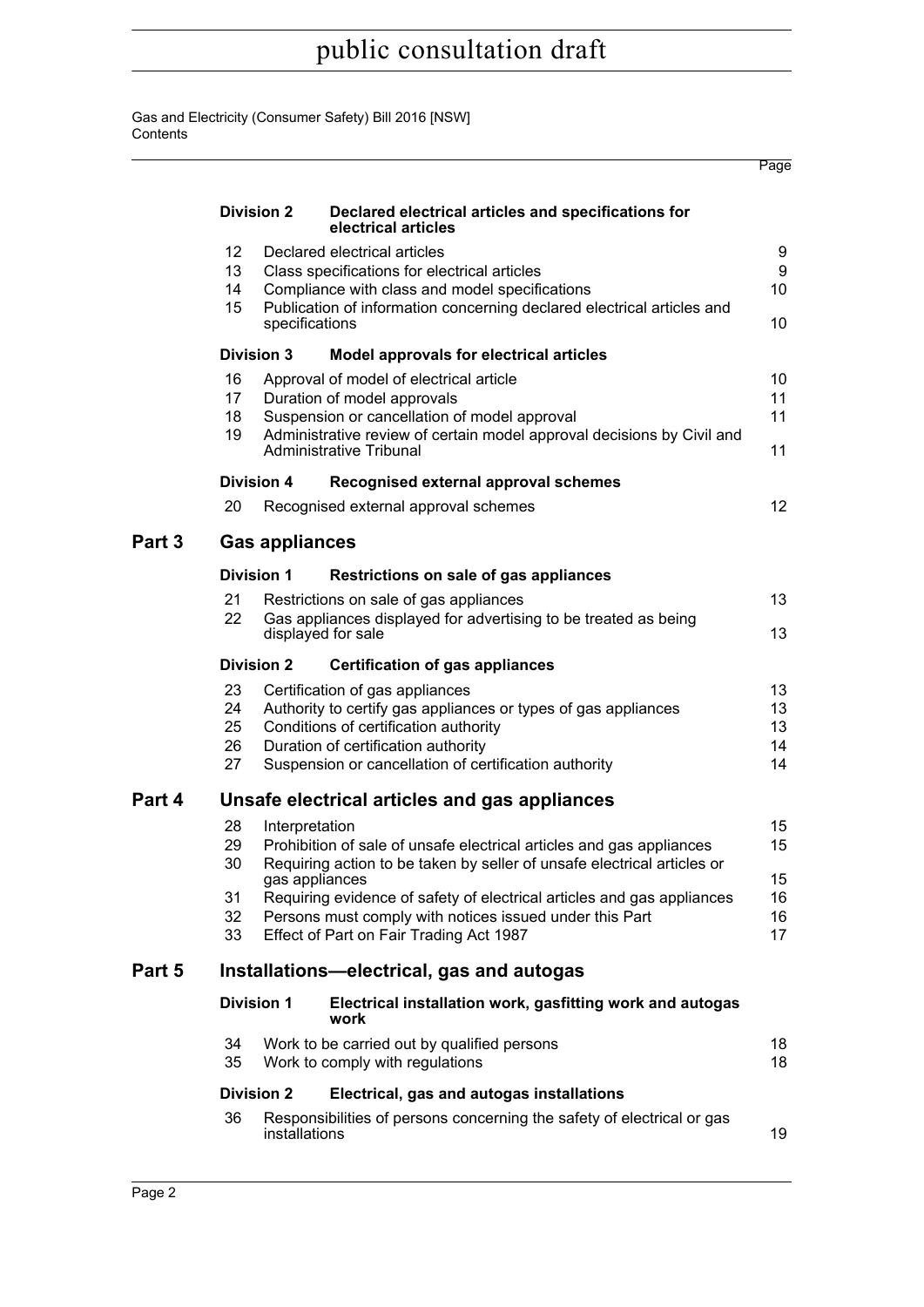| | | | Page |
|---|---|---|---|
| | **Division 2** | **Declared electrical articles and specifications for electrical articles** | |
| | 12 | Declared electrical articles | 9 |
| | 13 | Class specifications for electrical articles | 9 |
| | 14 | Compliance with class and model specifications | 10 |
| | 15 | Publication of information concerning declared electrical articles and specifications | 10 |
| | **Division 3** | **Model approvals for electrical articles** | |
| | 16 | Approval of model of electrical article | 10 |
| | 17 | Duration of model approvals | 11 |
| | 18 | Suspension or cancellation of model approval | 11 |
| | 19 | Administrative review of certain model approval decisions by Civil and Administrative Tribunal | 11 |
| | **Division 4** | **Recognised external approval schemes** | |
| | 20 | Recognised external approval schemes | 12 |
| **Part 3** | **Gas appliances** | | |
| | **Division 1** | **Restrictions on sale of gas appliances** | |
| | 21 | Restrictions on sale of gas appliances | 13 |
| | 22 | Gas appliances displayed for advertising to be treated as being displayed for sale | 13 |
| | **Division 2** | **Certification of gas appliances** | |
| | 23 | Certification of gas appliances | 13 |
| | 24 | Authority to certify gas appliances or types of gas appliances | 13 |
| | 25 | Conditions of certification authority | 13 |
| | 26 | Duration of certification authority | 14 |
| | 27 | Suspension or cancellation of certification authority | 14 |
| **Part 4** | **Unsafe electrical articles and gas appliances** | | |
| | 28 | Interpretation | 15 |
| | 29 | Prohibition of sale of unsafe electrical articles and gas appliances | 15 |
| | 30 | Requiring action to be taken by seller of unsafe electrical articles or gas appliances | 15 |
| | 31 | Requiring evidence of safety of electrical articles and gas appliances | 16 |
| | 32 | Persons must comply with notices issued under this Part | 16 |
| | 33 | Effect of Part on Fair Trading Act 1987 | 17 |
| **Part 5** | **Installations—electrical, gas and autogas** | | |
| | **Division 1** | **Electrical installation work, gasfitting work and autogas work** | |
| | 34 | Work to be carried out by qualified persons | 18 |
| | 35 | Work to comply with regulations | 18 |
| | **Division 2** | **Electrical, gas and autogas installations** | |
| | 36 | Responsibilities of persons concerning the safety of electrical or gas installations | 19 |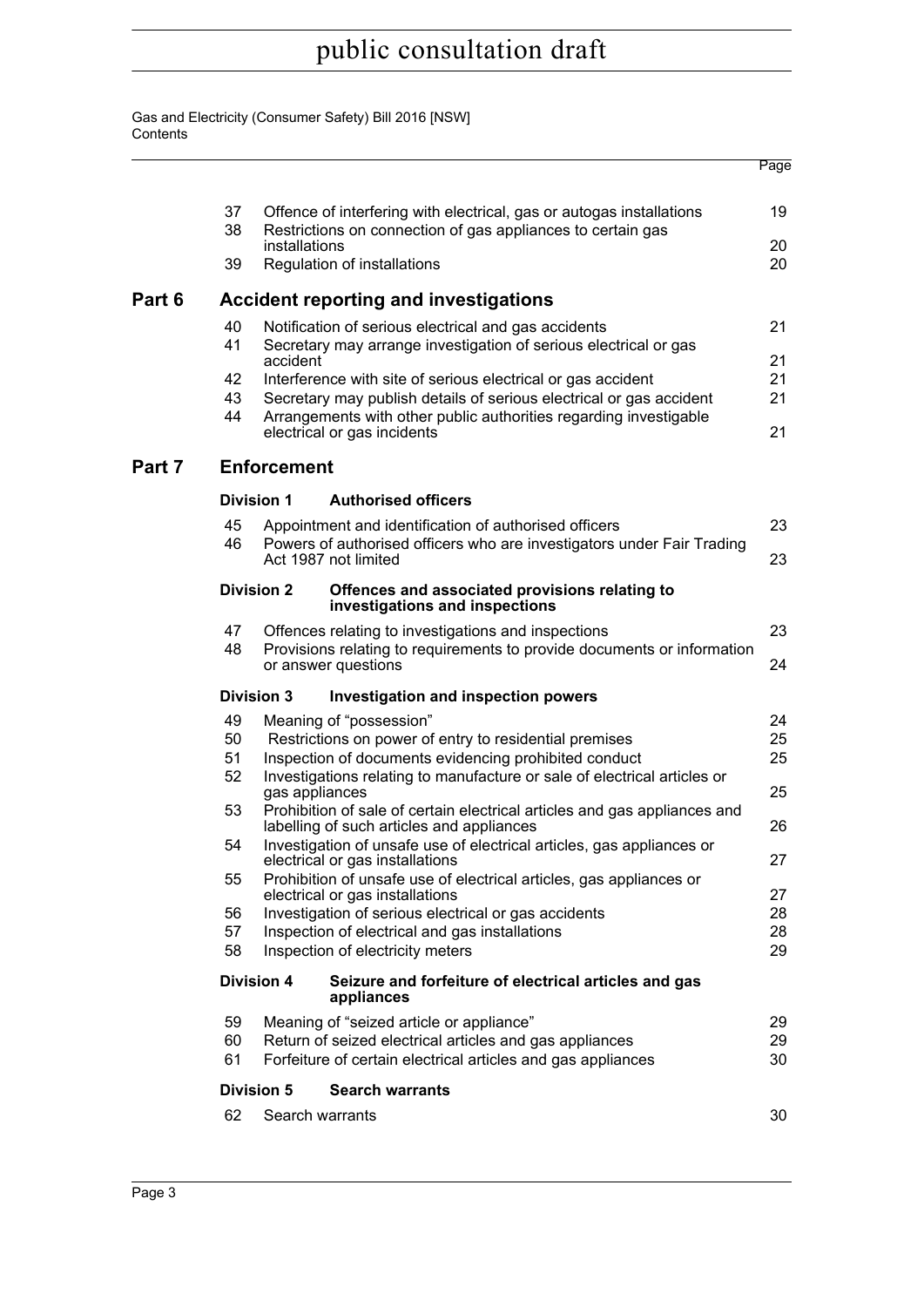| | | | Page |
|---|---|---|---|
| | 37 | Offence of interfering with electrical, gas or autogas installations | 19 |
| | 38 | Restrictions on connection of gas appliances to certain gas installations | 20 |
| | 39 | Regulation of installations | 20 |
| **Part 6** | | **Accident reporting and investigations** | |
| | 40 | Notification of serious electrical and gas accidents | 21 |
| | 41 | Secretary may arrange investigation of serious electrical or gas accident | 21 |
| | 42 | Interference with site of serious electrical or gas accident | 21 |
| | 43 | Secretary may publish details of serious electrical or gas accident | 21 |
| | 44 | Arrangements with other public authorities regarding investigable electrical or gas incidents | 21 |
| **Part 7** | | **Enforcement** | |
| | **Division 1** | **Authorised officers** | |
| | 45 | Appointment and identification of authorised officers | 23 |
| | 46 | Powers of authorised officers who are investigators under Fair Trading Act 1987 not limited | 23 |
| | **Division 2** | **Offences and associated provisions relating to investigations and inspections** | |
| | 47 | Offences relating to investigations and inspections | 23 |
| | 48 | Provisions relating to requirements to provide documents or information or answer questions | 24 |
| | **Division 3** | **Investigation and inspection powers** | |
| | 49 | Meaning of "possession" | 24 |
| | 50 | Restrictions on power of entry to residential premises | 25 |
| | 51 | Inspection of documents evidencing prohibited conduct | 25 |
| | 52 | Investigations relating to manufacture or sale of electrical articles or gas appliances | 25 |
| | 53 | Prohibition of sale of certain electrical articles and gas appliances and labelling of such articles and appliances | 26 |
| | 54 | Investigation of unsafe use of electrical articles, gas appliances or electrical or gas installations | 27 |
| | 55 | Prohibition of unsafe use of electrical articles, gas appliances or electrical or gas installations | 27 |
| | 56 | Investigation of serious electrical or gas accidents | 28 |
| | 57 | Inspection of electrical and gas installations | 28 |
| | 58 | Inspection of electricity meters | 29 |
| | **Division 4** | **Seizure and forfeiture of electrical articles and gas appliances** | |
| | 59 | Meaning of "seized article or appliance" | 29 |
| | 60 | Return of seized electrical articles and gas appliances | 29 |
| | 61 | Forfeiture of certain electrical articles and gas appliances | 30 |
| | **Division 5** | **Search warrants** | |
| | 62 | Search warrants | 30 |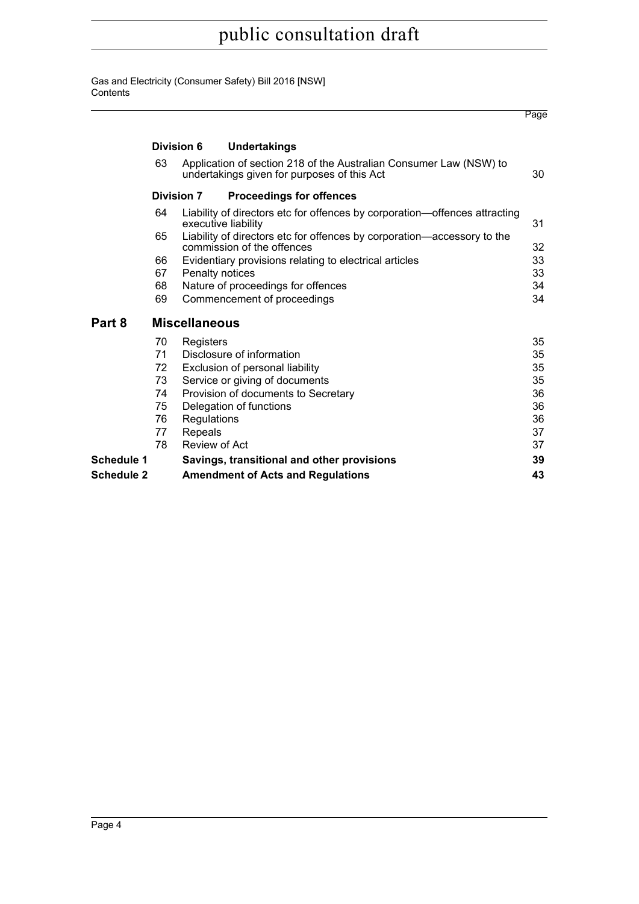|  |  |  | Page |
|---|---|---|---|
|  | **Division 6** | **Undertakings** |  |
|  | 63 | Application of section 218 of the Australian Consumer Law (NSW) to undertakings given for purposes of this Act | 30 |
|  | **Division 7** | **Proceedings for offences** |  |
|  | 64 | Liability of directors etc for offences by corporation—offences attracting executive liability | 31 |
|  | 65 | Liability of directors etc for offences by corporation—accessory to the commission of the offences | 32 |
|  | 66 | Evidentiary provisions relating to electrical articles | 33 |
|  | 67 | Penalty notices | 33 |
|  | 68 | Nature of proceedings for offences | 34 |
|  | 69 | Commencement of proceedings | 34 |
| **Part 8** | **Miscellaneous** |  |  |
|  | 70 | Registers | 35 |
|  | 71 | Disclosure of information | 35 |
|  | 72 | Exclusion of personal liability | 35 |
|  | 73 | Service or giving of documents | 35 |
|  | 74 | Provision of documents to Secretary | 36 |
|  | 75 | Delegation of functions | 36 |
|  | 76 | Regulations | 36 |
|  | 77 | Repeals | 37 |
|  | 78 | Review of Act | 37 |
| **Schedule 1** |  | **Savings, transitional and other provisions** | **39** |
| **Schedule 2** |  | **Amendment of Acts and Regulations** | **43** |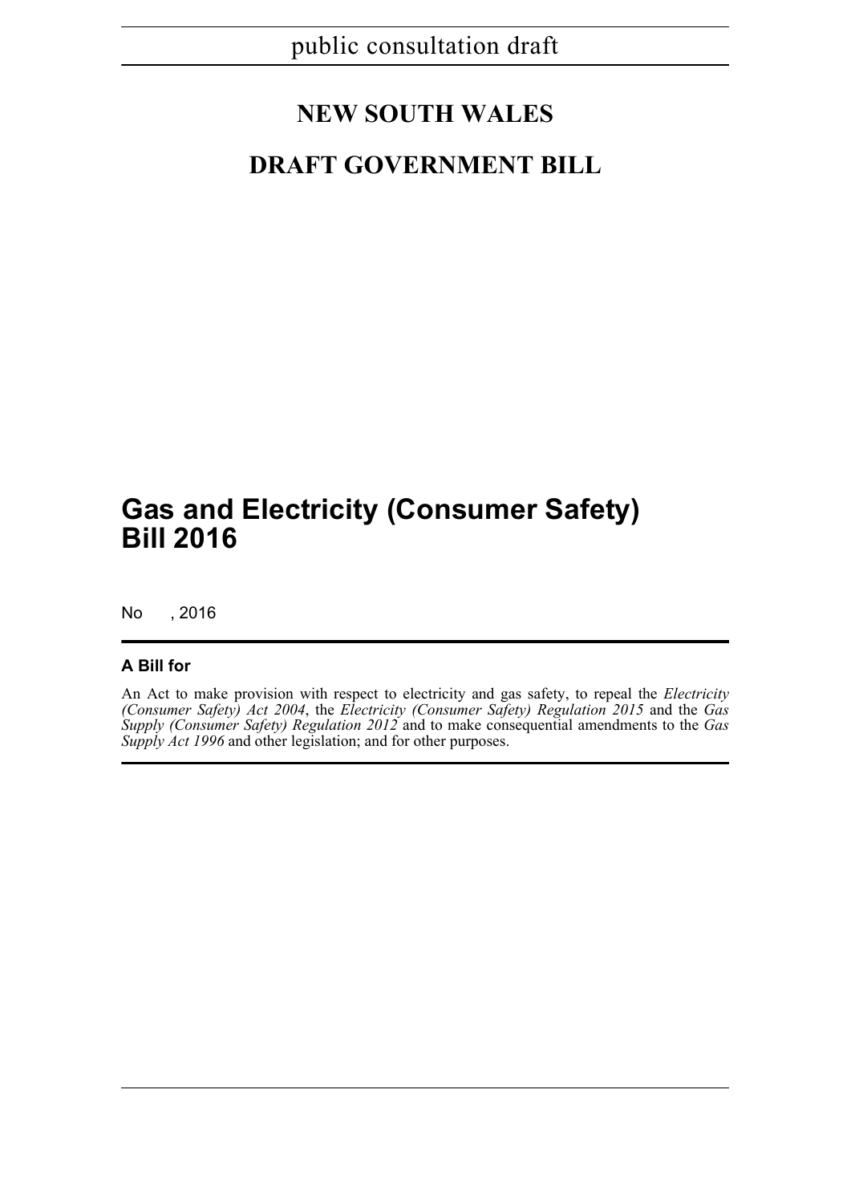public consultation draft

# NEW SOUTH WALES

# DRAFT GOVERNMENT BILL

# Gas and Electricity (Consumer Safety) Bill 2016

No , 2016

**A Bill for**

An Act to make provision with respect to electricity and gas safety, to repeal the *Electricity (Consumer Safety) Act 2004*, the *Electricity (Consumer Safety) Regulation 2015* and the *Gas Supply (Consumer Safety) Regulation 2012* and to make consequential amendments to the *Gas Supply Act 1996* and other legislation; and for other purposes.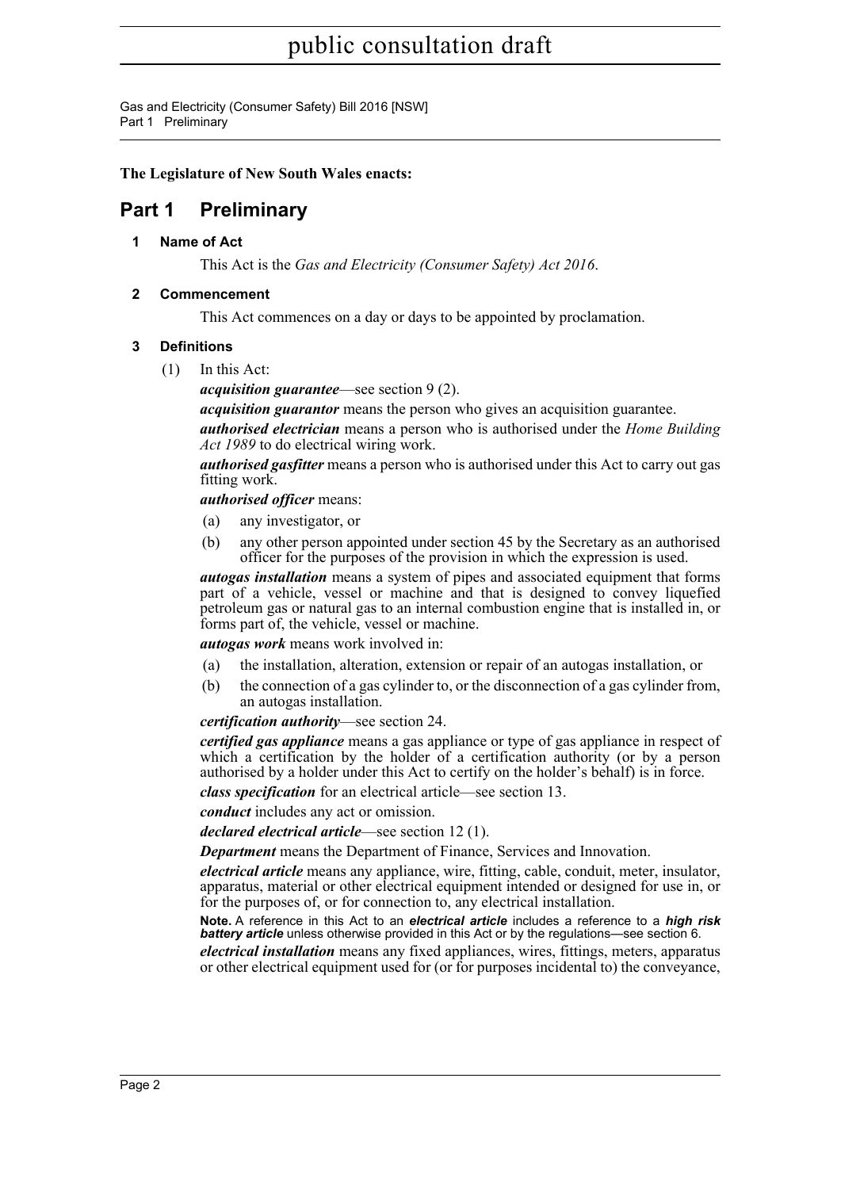**The Legislature of New South Wales enacts:**

# Part 1 Preliminary

### 1 Name of Act

This Act is the *Gas and Electricity (Consumer Safety) Act 2016*.

### 2 Commencement

This Act commences on a day or days to be appointed by proclamation.

### 3 Definitions

(1) In this Act:

***acquisition guarantee***—see section 9 (2).

***acquisition guarantor*** means the person who gives an acquisition guarantee.

***authorised electrician*** means a person who is authorised under the *Home Building Act 1989* to do electrical wiring work.

***authorised gasfitter*** means a person who is authorised under this Act to carry out gas fitting work.

***authorised officer*** means:

(a) any investigator, or

(b) any other person appointed under section 45 by the Secretary as an authorised officer for the purposes of the provision in which the expression is used.

***autogas installation*** means a system of pipes and associated equipment that forms part of a vehicle, vessel or machine and that is designed to convey liquefied petroleum gas or natural gas to an internal combustion engine that is installed in, or forms part of, the vehicle, vessel or machine.

***autogas work*** means work involved in:

(a) the installation, alteration, extension or repair of an autogas installation, or

(b) the connection of a gas cylinder to, or the disconnection of a gas cylinder from, an autogas installation.

***certification authority***—see section 24.

***certified gas appliance*** means a gas appliance or type of gas appliance in respect of which a certification by the holder of a certification authority (or by a person authorised by a holder under this Act to certify on the holder's behalf) is in force.

***class specification*** for an electrical article—see section 13.

***conduct*** includes any act or omission.

***declared electrical article***—see section 12 (1).

***Department*** means the Department of Finance, Services and Innovation.

***electrical article*** means any appliance, wire, fitting, cable, conduit, meter, insulator, apparatus, material or other electrical equipment intended or designed for use in, or for the purposes of, or for connection to, any electrical installation.

**Note.** A reference in this Act to an ***electrical article*** includes a reference to a ***high risk battery article*** unless otherwise provided in this Act or by the regulations—see section 6.

***electrical installation*** means any fixed appliances, wires, fittings, meters, apparatus or other electrical equipment used for (or for purposes incidental to) the conveyance,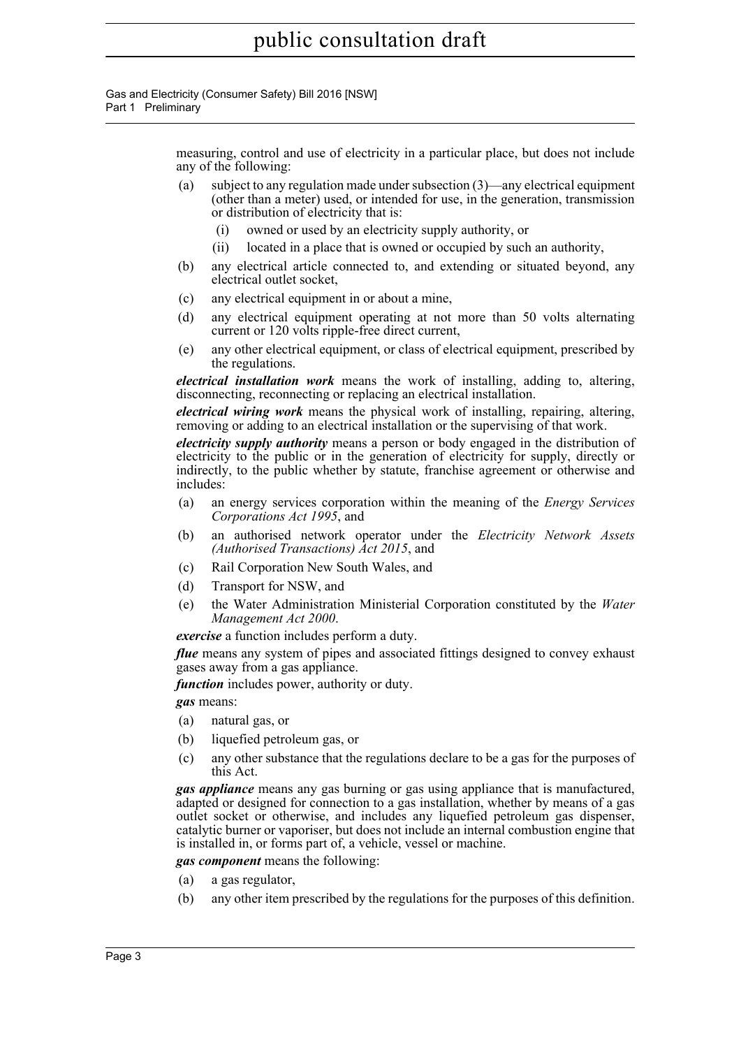measuring, control and use of electricity in a particular place, but does not include any of the following:

- (a) subject to any regulation made under subsection (3)—any electrical equipment (other than a meter) used, or intended for use, in the generation, transmission or distribution of electricity that is:
  - (i) owned or used by an electricity supply authority, or
  - (ii) located in a place that is owned or occupied by such an authority,
- (b) any electrical article connected to, and extending or situated beyond, any electrical outlet socket,
- (c) any electrical equipment in or about a mine,
- (d) any electrical equipment operating at not more than 50 volts alternating current or 120 volts ripple-free direct current,
- (e) any other electrical equipment, or class of electrical equipment, prescribed by the regulations.

***electrical installation work*** means the work of installing, adding to, altering, disconnecting, reconnecting or replacing an electrical installation.

***electrical wiring work*** means the physical work of installing, repairing, altering, removing or adding to an electrical installation or the supervising of that work.

***electricity supply authority*** means a person or body engaged in the distribution of electricity to the public or in the generation of electricity for supply, directly or indirectly, to the public whether by statute, franchise agreement or otherwise and includes:

- (a) an energy services corporation within the meaning of the *Energy Services Corporations Act 1995*, and
- (b) an authorised network operator under the *Electricity Network Assets (Authorised Transactions) Act 2015*, and
- (c) Rail Corporation New South Wales, and
- (d) Transport for NSW, and
- (e) the Water Administration Ministerial Corporation constituted by the *Water Management Act 2000*.

***exercise*** a function includes perform a duty.

***flue*** means any system of pipes and associated fittings designed to convey exhaust gases away from a gas appliance.

***function*** includes power, authority or duty.

***gas*** means:

- (a) natural gas, or
- (b) liquefied petroleum gas, or
- (c) any other substance that the regulations declare to be a gas for the purposes of this Act.

***gas appliance*** means any gas burning or gas using appliance that is manufactured, adapted or designed for connection to a gas installation, whether by means of a gas outlet socket or otherwise, and includes any liquefied petroleum gas dispenser, catalytic burner or vaporiser, but does not include an internal combustion engine that is installed in, or forms part of, a vehicle, vessel or machine.

***gas component*** means the following:

- (a) a gas regulator,
- (b) any other item prescribed by the regulations for the purposes of this definition.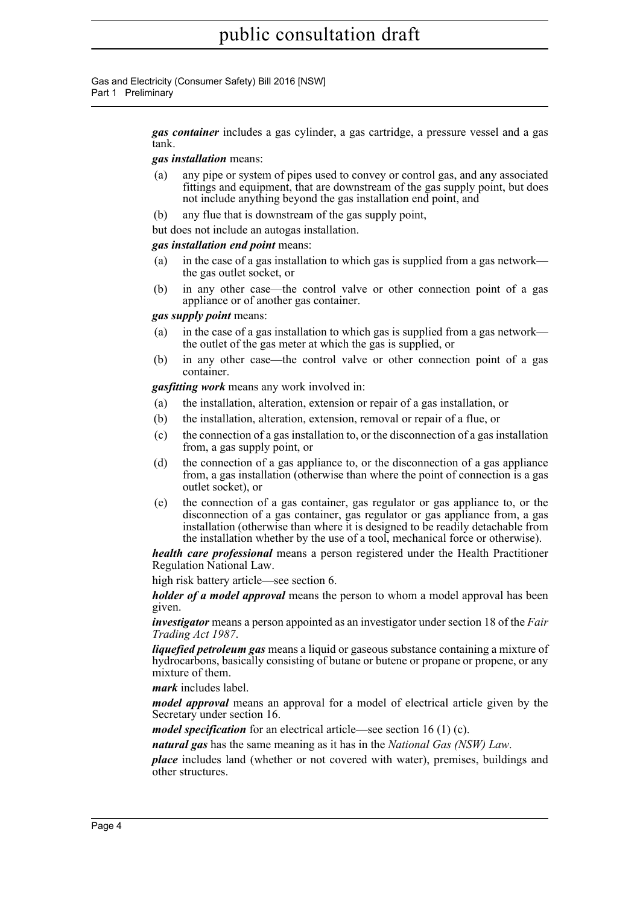***gas container*** includes a gas cylinder, a gas cartridge, a pressure vessel and a gas tank.

***gas installation*** means:

(a) any pipe or system of pipes used to convey or control gas, and any associated fittings and equipment, that are downstream of the gas supply point, but does not include anything beyond the gas installation end point, and

(b) any flue that is downstream of the gas supply point,

but does not include an autogas installation.

***gas installation end point*** means:

(a) in the case of a gas installation to which gas is supplied from a gas network—the gas outlet socket, or

(b) in any other case—the control valve or other connection point of a gas appliance or of another gas container.

***gas supply point*** means:

(a) in the case of a gas installation to which gas is supplied from a gas network—the outlet of the gas meter at which the gas is supplied, or

(b) in any other case—the control valve or other connection point of a gas container.

***gasfitting work*** means any work involved in:

(a) the installation, alteration, extension or repair of a gas installation, or

(b) the installation, alteration, extension, removal or repair of a flue, or

(c) the connection of a gas installation to, or the disconnection of a gas installation from, a gas supply point, or

(d) the connection of a gas appliance to, or the disconnection of a gas appliance from, a gas installation (otherwise than where the point of connection is a gas outlet socket), or

(e) the connection of a gas container, gas regulator or gas appliance to, or the disconnection of a gas container, gas regulator or gas appliance from, a gas installation (otherwise than where it is designed to be readily detachable from the installation whether by the use of a tool, mechanical force or otherwise).

***health care professional*** means a person registered under the Health Practitioner Regulation National Law.

high risk battery article—see section 6.

***holder of a model approval*** means the person to whom a model approval has been given.

***investigator*** means a person appointed as an investigator under section 18 of the *Fair Trading Act 1987*.

***liquefied petroleum gas*** means a liquid or gaseous substance containing a mixture of hydrocarbons, basically consisting of butane or butene or propane or propene, or any mixture of them.

***mark*** includes label.

***model approval*** means an approval for a model of electrical article given by the Secretary under section 16.

***model specification*** for an electrical article—see section 16 (1) (c).

***natural gas*** has the same meaning as it has in the *National Gas (NSW) Law*.

***place*** includes land (whether or not covered with water), premises, buildings and other structures.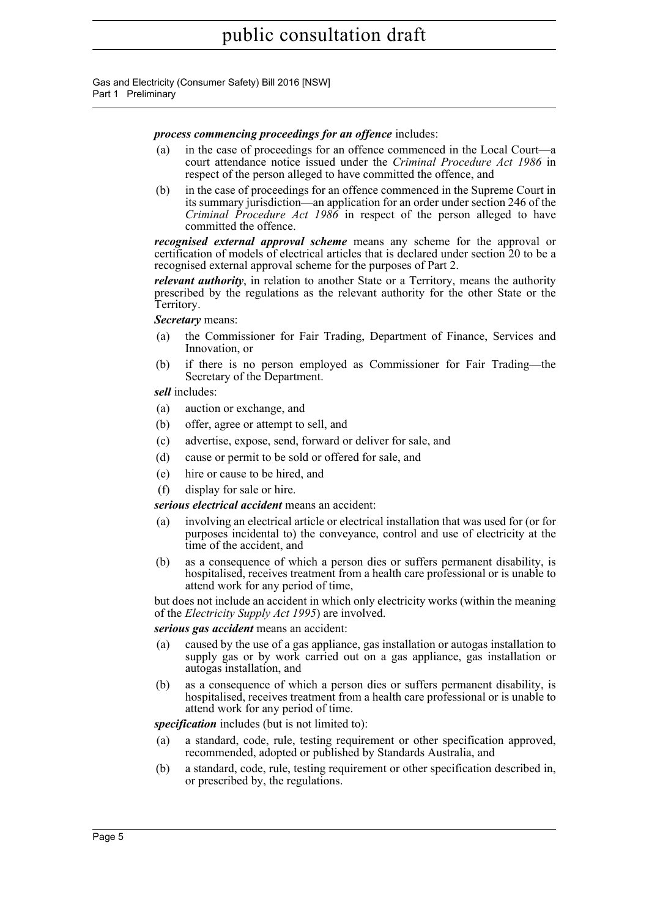***process commencing proceedings for an offence*** includes:

(a) in the case of proceedings for an offence commenced in the Local Court—a court attendance notice issued under the *Criminal Procedure Act 1986* in respect of the person alleged to have committed the offence, and

(b) in the case of proceedings for an offence commenced in the Supreme Court in its summary jurisdiction—an application for an order under section 246 of the *Criminal Procedure Act 1986* in respect of the person alleged to have committed the offence.

***recognised external approval scheme*** means any scheme for the approval or certification of models of electrical articles that is declared under section 20 to be a recognised external approval scheme for the purposes of Part 2.

***relevant authority***, in relation to another State or a Territory, means the authority prescribed by the regulations as the relevant authority for the other State or the Territory.

***Secretary*** means:

(a) the Commissioner for Fair Trading, Department of Finance, Services and Innovation, or

(b) if there is no person employed as Commissioner for Fair Trading—the Secretary of the Department.

***sell*** includes:

(a) auction or exchange, and

(b) offer, agree or attempt to sell, and

(c) advertise, expose, send, forward or deliver for sale, and

(d) cause or permit to be sold or offered for sale, and

(e) hire or cause to be hired, and

(f) display for sale or hire.

***serious electrical accident*** means an accident:

(a) involving an electrical article or electrical installation that was used for (or for purposes incidental to) the conveyance, control and use of electricity at the time of the accident, and

(b) as a consequence of which a person dies or suffers permanent disability, is hospitalised, receives treatment from a health care professional or is unable to attend work for any period of time,

but does not include an accident in which only electricity works (within the meaning of the *Electricity Supply Act 1995*) are involved.

***serious gas accident*** means an accident:

(a) caused by the use of a gas appliance, gas installation or autogas installation to supply gas or by work carried out on a gas appliance, gas installation or autogas installation, and

(b) as a consequence of which a person dies or suffers permanent disability, is hospitalised, receives treatment from a health care professional or is unable to attend work for any period of time.

***specification*** includes (but is not limited to):

(a) a standard, code, rule, testing requirement or other specification approved, recommended, adopted or published by Standards Australia, and

(b) a standard, code, rule, testing requirement or other specification described in, or prescribed by, the regulations.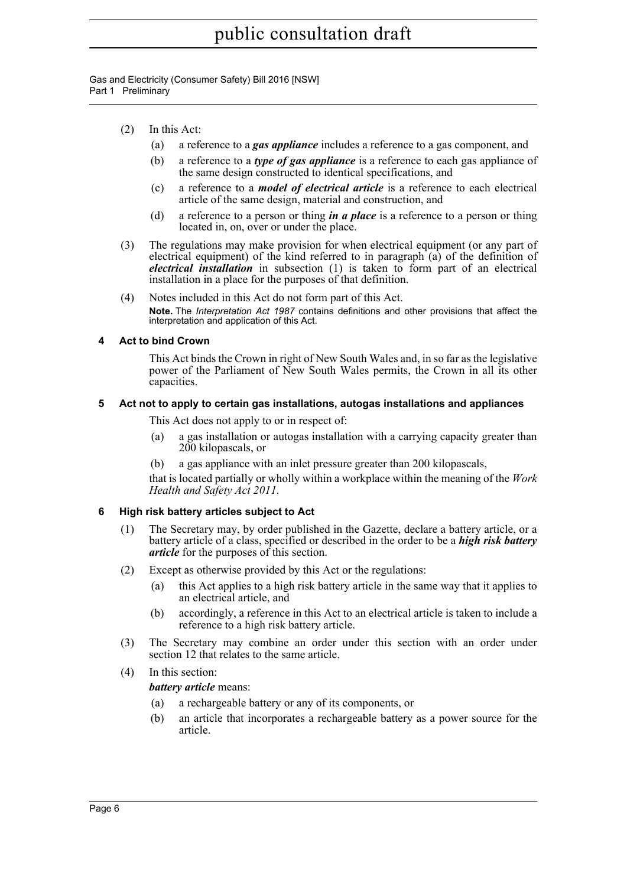(2) In this Act:

(a) a reference to a ***gas appliance*** includes a reference to a gas component, and

(b) a reference to a ***type of gas appliance*** is a reference to each gas appliance of the same design constructed to identical specifications, and

(c) a reference to a ***model of electrical article*** is a reference to each electrical article of the same design, material and construction, and

(d) a reference to a person or thing ***in a place*** is a reference to a person or thing located in, on, over or under the place.

(3) The regulations may make provision for when electrical equipment (or any part of electrical equipment) of the kind referred to in paragraph (a) of the definition of ***electrical installation*** in subsection (1) is taken to form part of an electrical installation in a place for the purposes of that definition.

(4) Notes included in this Act do not form part of this Act.

**Note.** The *Interpretation Act 1987* contains definitions and other provisions that affect the interpretation and application of this Act.

### 4 Act to bind Crown

This Act binds the Crown in right of New South Wales and, in so far as the legislative power of the Parliament of New South Wales permits, the Crown in all its other capacities.

### 5 Act not to apply to certain gas installations, autogas installations and appliances

This Act does not apply to or in respect of:

(a) a gas installation or autogas installation with a carrying capacity greater than 200 kilopascals, or

(b) a gas appliance with an inlet pressure greater than 200 kilopascals,

that is located partially or wholly within a workplace within the meaning of the *Work Health and Safety Act 2011*.

### 6 High risk battery articles subject to Act

(1) The Secretary may, by order published in the Gazette, declare a battery article, or a battery article of a class, specified or described in the order to be a ***high risk battery article*** for the purposes of this section.

(2) Except as otherwise provided by this Act or the regulations:

(a) this Act applies to a high risk battery article in the same way that it applies to an electrical article, and

(b) accordingly, a reference in this Act to an electrical article is taken to include a reference to a high risk battery article.

(3) The Secretary may combine an order under this section with an order under section 12 that relates to the same article.

(4) In this section:

***battery article*** means:

(a) a rechargeable battery or any of its components, or

(b) an article that incorporates a rechargeable battery as a power source for the article.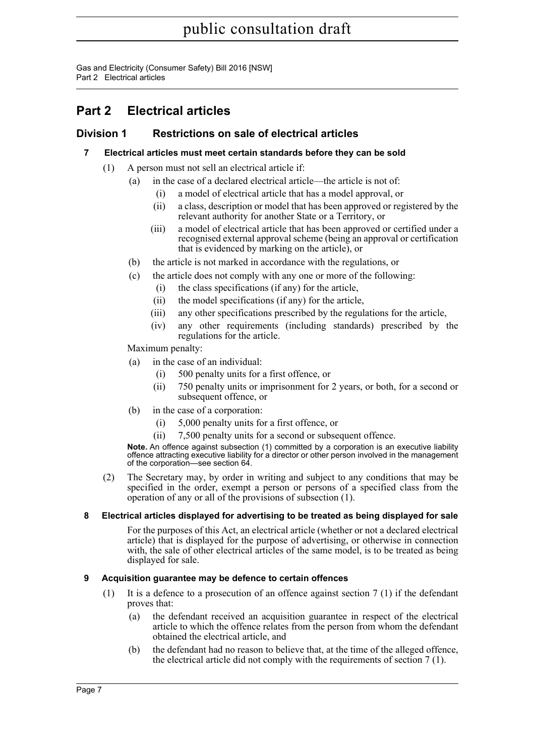# Part 2 Electrical articles

## Division 1 Restrictions on sale of electrical articles

### 7 Electrical articles must meet certain standards before they can be sold

(1) A person must not sell an electrical article if:

- (a) in the case of a declared electrical article—the article is not of:
  - (i) a model of electrical article that has a model approval, or
  - (ii) a class, description or model that has been approved or registered by the relevant authority for another State or a Territory, or
  - (iii) a model of electrical article that has been approved or certified under a recognised external approval scheme (being an approval or certification that is evidenced by marking on the article), or
- (b) the article is not marked in accordance with the regulations, or
- (c) the article does not comply with any one or more of the following:
  - (i) the class specifications (if any) for the article,
  - (ii) the model specifications (if any) for the article,
  - (iii) any other specifications prescribed by the regulations for the article,
  - (iv) any other requirements (including standards) prescribed by the regulations for the article.

Maximum penalty:

- (a) in the case of an individual:
  - (i) 500 penalty units for a first offence, or
  - (ii) 750 penalty units or imprisonment for 2 years, or both, for a second or subsequent offence, or
- (b) in the case of a corporation:
  - (i) 5,000 penalty units for a first offence, or
  - (ii) 7,500 penalty units for a second or subsequent offence.

**Note.** An offence against subsection (1) committed by a corporation is an executive liability offence attracting executive liability for a director or other person involved in the management of the corporation—see section 64.

(2) The Secretary may, by order in writing and subject to any conditions that may be specified in the order, exempt a person or persons of a specified class from the operation of any or all of the provisions of subsection (1).

### 8 Electrical articles displayed for advertising to be treated as being displayed for sale

For the purposes of this Act, an electrical article (whether or not a declared electrical article) that is displayed for the purpose of advertising, or otherwise in connection with, the sale of other electrical articles of the same model, is to be treated as being displayed for sale.

### 9 Acquisition guarantee may be defence to certain offences

(1) It is a defence to a prosecution of an offence against section 7 (1) if the defendant proves that:

- (a) the defendant received an acquisition guarantee in respect of the electrical article to which the offence relates from the person from whom the defendant obtained the electrical article, and
- (b) the defendant had no reason to believe that, at the time of the alleged offence, the electrical article did not comply with the requirements of section 7 (1).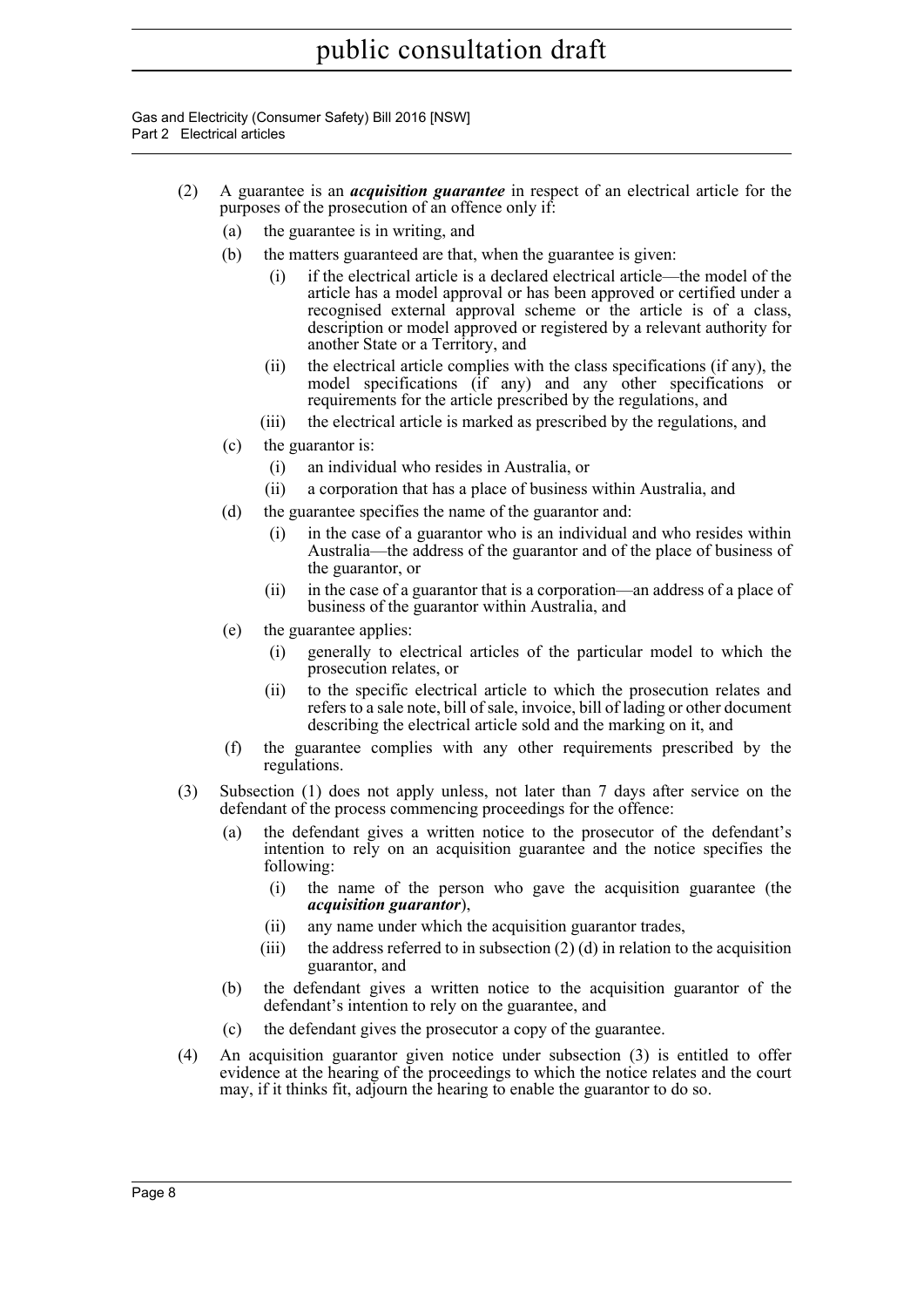(2) A guarantee is an ***acquisition guarantee*** in respect of an electrical article for the purposes of the prosecution of an offence only if:

   (a) the guarantee is in writing, and

   (b) the matters guaranteed are that, when the guarantee is given:

      (i) if the electrical article is a declared electrical article—the model of the article has a model approval or has been approved or certified under a recognised external approval scheme or the article is of a class, description or model approved or registered by a relevant authority for another State or a Territory, and

      (ii) the electrical article complies with the class specifications (if any), the model specifications (if any) and any other specifications or requirements for the article prescribed by the regulations, and

      (iii) the electrical article is marked as prescribed by the regulations, and

   (c) the guarantor is:

      (i) an individual who resides in Australia, or

      (ii) a corporation that has a place of business within Australia, and

   (d) the guarantee specifies the name of the guarantor and:

      (i) in the case of a guarantor who is an individual and who resides within Australia—the address of the guarantor and of the place of business of the guarantor, or

      (ii) in the case of a guarantor that is a corporation—an address of a place of business of the guarantor within Australia, and

   (e) the guarantee applies:

      (i) generally to electrical articles of the particular model to which the prosecution relates, or

      (ii) to the specific electrical article to which the prosecution relates and refers to a sale note, bill of sale, invoice, bill of lading or other document describing the electrical article sold and the marking on it, and

   (f) the guarantee complies with any other requirements prescribed by the regulations.

(3) Subsection (1) does not apply unless, not later than 7 days after service on the defendant of the process commencing proceedings for the offence:

   (a) the defendant gives a written notice to the prosecutor of the defendant's intention to rely on an acquisition guarantee and the notice specifies the following:

      (i) the name of the person who gave the acquisition guarantee (the ***acquisition guarantor***),

      (ii) any name under which the acquisition guarantor trades,

      (iii) the address referred to in subsection (2) (d) in relation to the acquisition guarantor, and

   (b) the defendant gives a written notice to the acquisition guarantor of the defendant's intention to rely on the guarantee, and

   (c) the defendant gives the prosecutor a copy of the guarantee.

(4) An acquisition guarantor given notice under subsection (3) is entitled to offer evidence at the hearing of the proceedings to which the notice relates and the court may, if it thinks fit, adjourn the hearing to enable the guarantor to do so.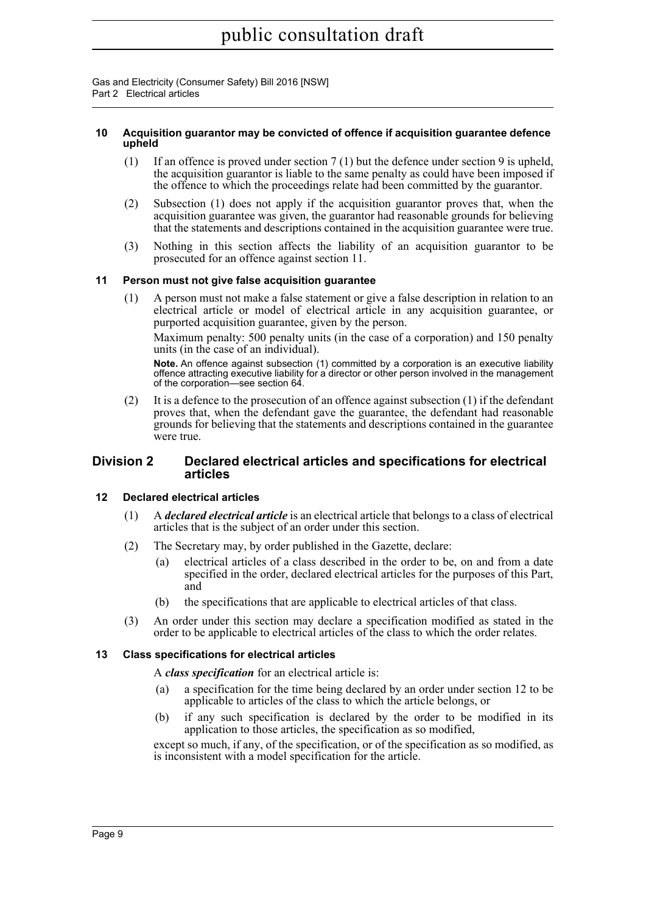#### 10 Acquisition guarantor may be convicted of offence if acquisition guarantee defence upheld

(1) If an offence is proved under section 7 (1) but the defence under section 9 is upheld, the acquisition guarantor is liable to the same penalty as could have been imposed if the offence to which the proceedings relate had been committed by the guarantor.

(2) Subsection (1) does not apply if the acquisition guarantor proves that, when the acquisition guarantee was given, the guarantor had reasonable grounds for believing that the statements and descriptions contained in the acquisition guarantee were true.

(3) Nothing in this section affects the liability of an acquisition guarantor to be prosecuted for an offence against section 11.

#### 11 Person must not give false acquisition guarantee

(1) A person must not make a false statement or give a false description in relation to an electrical article or model of electrical article in any acquisition guarantee, or purported acquisition guarantee, given by the person.

Maximum penalty: 500 penalty units (in the case of a corporation) and 150 penalty units (in the case of an individual).

**Note.** An offence against subsection (1) committed by a corporation is an executive liability offence attracting executive liability for a director or other person involved in the management of the corporation—see section 64.

(2) It is a defence to the prosecution of an offence against subsection (1) if the defendant proves that, when the defendant gave the guarantee, the defendant had reasonable grounds for believing that the statements and descriptions contained in the guarantee were true.

## Division 2 Declared electrical articles and specifications for electrical articles

#### 12 Declared electrical articles

(1) A ***declared electrical article*** is an electrical article that belongs to a class of electrical articles that is the subject of an order under this section.

(2) The Secretary may, by order published in the Gazette, declare:

(a) electrical articles of a class described in the order to be, on and from a date specified in the order, declared electrical articles for the purposes of this Part, and

(b) the specifications that are applicable to electrical articles of that class.

(3) An order under this section may declare a specification modified as stated in the order to be applicable to electrical articles of the class to which the order relates.

#### 13 Class specifications for electrical articles

A ***class specification*** for an electrical article is:

(a) a specification for the time being declared by an order under section 12 to be applicable to articles of the class to which the article belongs, or

(b) if any such specification is declared by the order to be modified in its application to those articles, the specification as so modified,

except so much, if any, of the specification, or of the specification as so modified, as is inconsistent with a model specification for the article.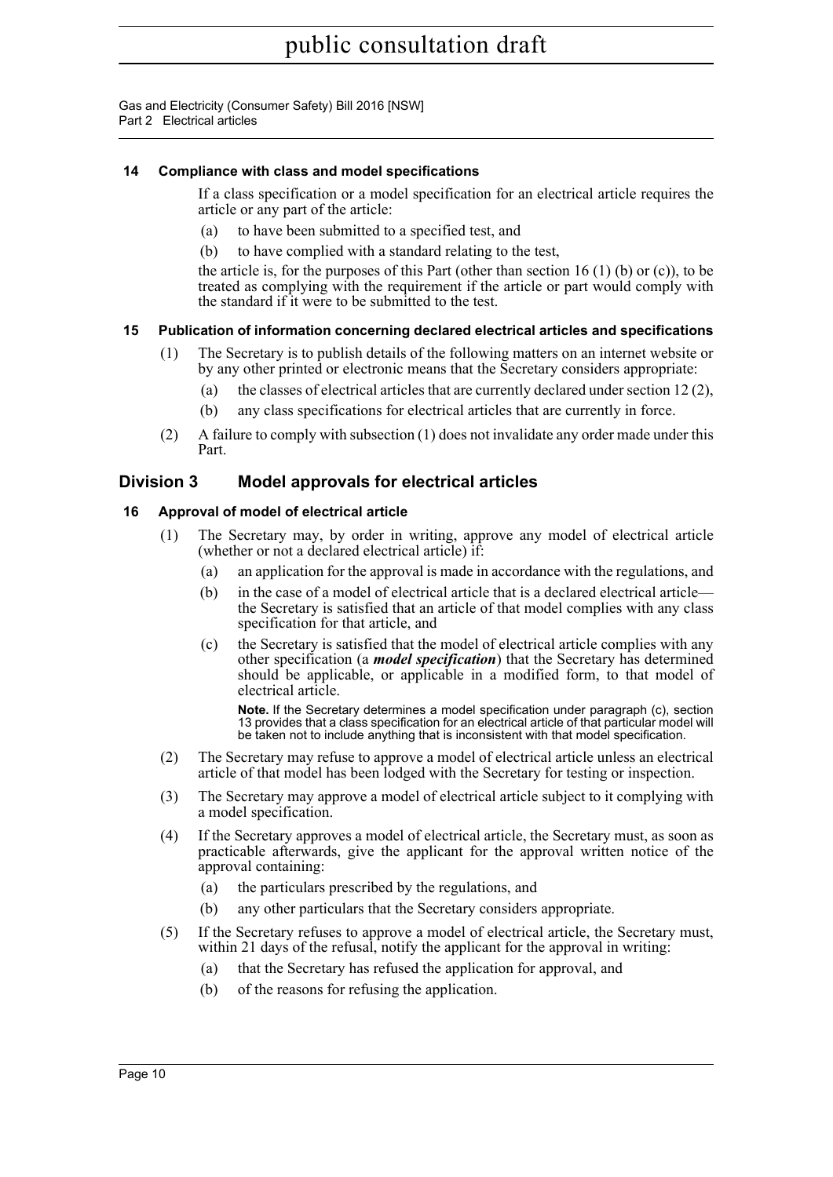#### 14 Compliance with class and model specifications

If a class specification or a model specification for an electrical article requires the article or any part of the article:

(a) to have been submitted to a specified test, and

(b) to have complied with a standard relating to the test,

the article is, for the purposes of this Part (other than section 16 (1) (b) or (c)), to be treated as complying with the requirement if the article or part would comply with the standard if it were to be submitted to the test.

#### 15 Publication of information concerning declared electrical articles and specifications

(1) The Secretary is to publish details of the following matters on an internet website or by any other printed or electronic means that the Secretary considers appropriate:

(a) the classes of electrical articles that are currently declared under section 12 (2),

(b) any class specifications for electrical articles that are currently in force.

(2) A failure to comply with subsection (1) does not invalidate any order made under this Part.

### Division 3 Model approvals for electrical articles

#### 16 Approval of model of electrical article

(1) The Secretary may, by order in writing, approve any model of electrical article (whether or not a declared electrical article) if:

(a) an application for the approval is made in accordance with the regulations, and

(b) in the case of a model of electrical article that is a declared electrical article—the Secretary is satisfied that an article of that model complies with any class specification for that article, and

(c) the Secretary is satisfied that the model of electrical article complies with any other specification (a ***model specification***) that the Secretary has determined should be applicable, or applicable in a modified form, to that model of electrical article.

**Note.** If the Secretary determines a model specification under paragraph (c), section 13 provides that a class specification for an electrical article of that particular model will be taken not to include anything that is inconsistent with that model specification.

(2) The Secretary may refuse to approve a model of electrical article unless an electrical article of that model has been lodged with the Secretary for testing or inspection.

(3) The Secretary may approve a model of electrical article subject to it complying with a model specification.

(4) If the Secretary approves a model of electrical article, the Secretary must, as soon as practicable afterwards, give the applicant for the approval written notice of the approval containing:

(a) the particulars prescribed by the regulations, and

(b) any other particulars that the Secretary considers appropriate.

(5) If the Secretary refuses to approve a model of electrical article, the Secretary must, within 21 days of the refusal, notify the applicant for the approval in writing:

(a) that the Secretary has refused the application for approval, and

(b) of the reasons for refusing the application.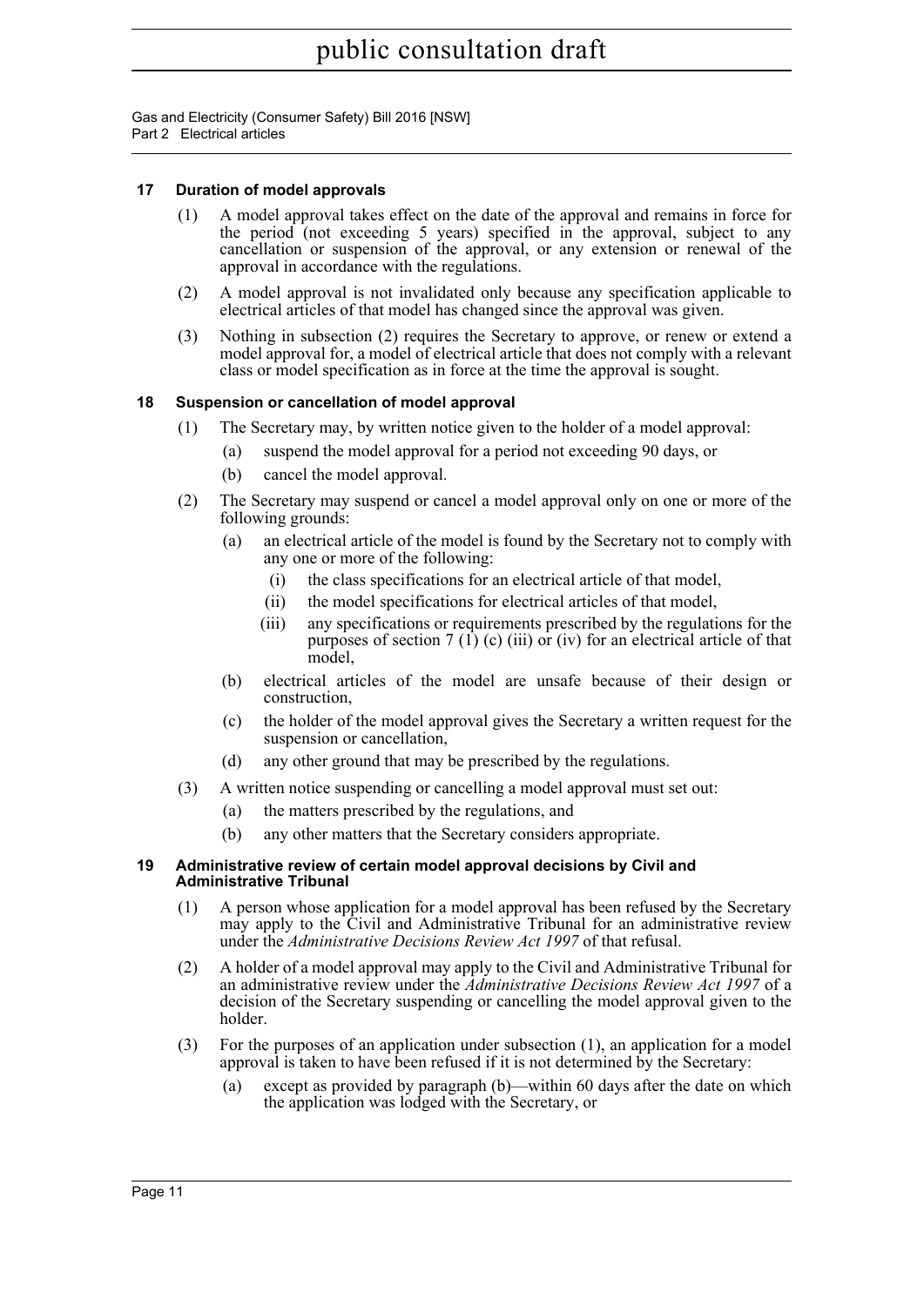### 17 Duration of model approvals

(1) A model approval takes effect on the date of the approval and remains in force for the period (not exceeding 5 years) specified in the approval, subject to any cancellation or suspension of the approval, or any extension or renewal of the approval in accordance with the regulations.

(2) A model approval is not invalidated only because any specification applicable to electrical articles of that model has changed since the approval was given.

(3) Nothing in subsection (2) requires the Secretary to approve, or renew or extend a model approval for, a model of electrical article that does not comply with a relevant class or model specification as in force at the time the approval is sought.

### 18 Suspension or cancellation of model approval

(1) The Secretary may, by written notice given to the holder of a model approval:

- (a) suspend the model approval for a period not exceeding 90 days, or
- (b) cancel the model approval.

(2) The Secretary may suspend or cancel a model approval only on one or more of the following grounds:

- (a) an electrical article of the model is found by the Secretary not to comply with any one or more of the following:
  - (i) the class specifications for an electrical article of that model,
  - (ii) the model specifications for electrical articles of that model,
  - (iii) any specifications or requirements prescribed by the regulations for the purposes of section 7 (1) (c) (iii) or (iv) for an electrical article of that model,
- (b) electrical articles of the model are unsafe because of their design or construction,
- (c) the holder of the model approval gives the Secretary a written request for the suspension or cancellation,
- (d) any other ground that may be prescribed by the regulations.

(3) A written notice suspending or cancelling a model approval must set out:

- (a) the matters prescribed by the regulations, and
- (b) any other matters that the Secretary considers appropriate.

### 19 Administrative review of certain model approval decisions by Civil and Administrative Tribunal

(1) A person whose application for a model approval has been refused by the Secretary may apply to the Civil and Administrative Tribunal for an administrative review under the *Administrative Decisions Review Act 1997* of that refusal.

(2) A holder of a model approval may apply to the Civil and Administrative Tribunal for an administrative review under the *Administrative Decisions Review Act 1997* of a decision of the Secretary suspending or cancelling the model approval given to the holder.

(3) For the purposes of an application under subsection (1), an application for a model approval is taken to have been refused if it is not determined by the Secretary:

- (a) except as provided by paragraph (b)—within 60 days after the date on which the application was lodged with the Secretary, or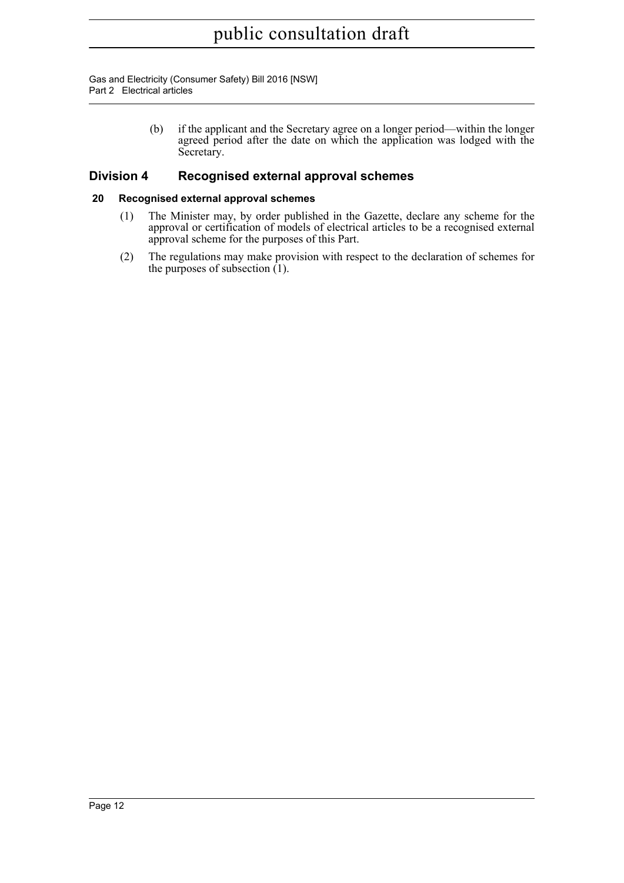(b) if the applicant and the Secretary agree on a longer period—within the longer agreed period after the date on which the application was lodged with the Secretary.

## Division 4 Recognised external approval schemes

### 20 Recognised external approval schemes

(1) The Minister may, by order published in the Gazette, declare any scheme for the approval or certification of models of electrical articles to be a recognised external approval scheme for the purposes of this Part.

(2) The regulations may make provision with respect to the declaration of schemes for the purposes of subsection (1).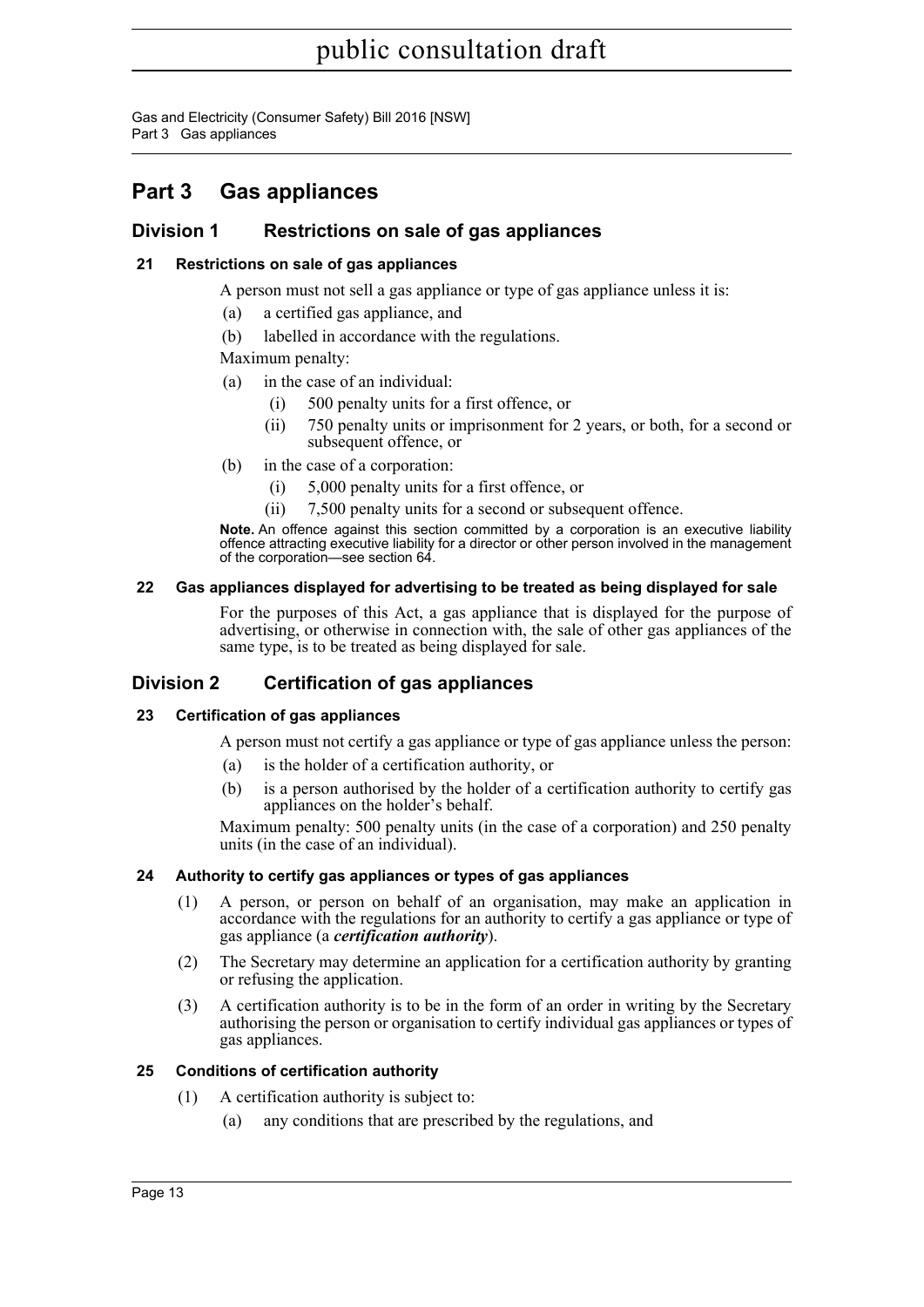# Part 3 Gas appliances

## Division 1 Restrictions on sale of gas appliances

### 21 Restrictions on sale of gas appliances

A person must not sell a gas appliance or type of gas appliance unless it is:

(a) a certified gas appliance, and

(b) labelled in accordance with the regulations.

Maximum penalty:

(a) in the case of an individual:

  (i) 500 penalty units for a first offence, or

  (ii) 750 penalty units or imprisonment for 2 years, or both, for a second or subsequent offence, or

(b) in the case of a corporation:

  (i) 5,000 penalty units for a first offence, or

  (ii) 7,500 penalty units for a second or subsequent offence.

**Note.** An offence against this section committed by a corporation is an executive liability offence attracting executive liability for a director or other person involved in the management of the corporation—see section 64.

### 22 Gas appliances displayed for advertising to be treated as being displayed for sale

For the purposes of this Act, a gas appliance that is displayed for the purpose of advertising, or otherwise in connection with, the sale of other gas appliances of the same type, is to be treated as being displayed for sale.

## Division 2 Certification of gas appliances

### 23 Certification of gas appliances

A person must not certify a gas appliance or type of gas appliance unless the person:

(a) is the holder of a certification authority, or

(b) is a person authorised by the holder of a certification authority to certify gas appliances on the holder's behalf.

Maximum penalty: 500 penalty units (in the case of a corporation) and 250 penalty units (in the case of an individual).

### 24 Authority to certify gas appliances or types of gas appliances

(1) A person, or person on behalf of an organisation, may make an application in accordance with the regulations for an authority to certify a gas appliance or type of gas appliance (a ***certification authority***).

(2) The Secretary may determine an application for a certification authority by granting or refusing the application.

(3) A certification authority is to be in the form of an order in writing by the Secretary authorising the person or organisation to certify individual gas appliances or types of gas appliances.

### 25 Conditions of certification authority

(1) A certification authority is subject to:

  (a) any conditions that are prescribed by the regulations, and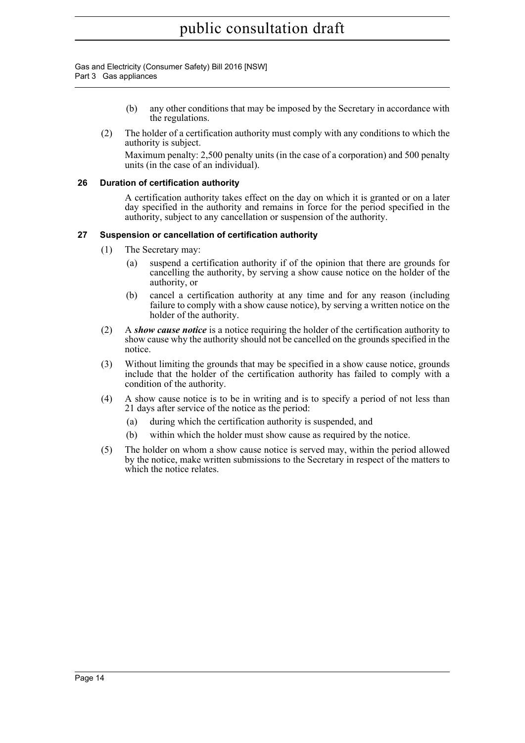(b) any other conditions that may be imposed by the Secretary in accordance with the regulations.

(2) The holder of a certification authority must comply with any conditions to which the authority is subject.

Maximum penalty: 2,500 penalty units (in the case of a corporation) and 500 penalty units (in the case of an individual).

### 26 Duration of certification authority

A certification authority takes effect on the day on which it is granted or on a later day specified in the authority and remains in force for the period specified in the authority, subject to any cancellation or suspension of the authority.

### 27 Suspension or cancellation of certification authority

(1) The Secretary may:

(a) suspend a certification authority if of the opinion that there are grounds for cancelling the authority, by serving a show cause notice on the holder of the authority, or

(b) cancel a certification authority at any time and for any reason (including failure to comply with a show cause notice), by serving a written notice on the holder of the authority.

(2) A ***show cause notice*** is a notice requiring the holder of the certification authority to show cause why the authority should not be cancelled on the grounds specified in the notice.

(3) Without limiting the grounds that may be specified in a show cause notice, grounds include that the holder of the certification authority has failed to comply with a condition of the authority.

(4) A show cause notice is to be in writing and is to specify a period of not less than 21 days after service of the notice as the period:

(a) during which the certification authority is suspended, and

(b) within which the holder must show cause as required by the notice.

(5) The holder on whom a show cause notice is served may, within the period allowed by the notice, make written submissions to the Secretary in respect of the matters to which the notice relates.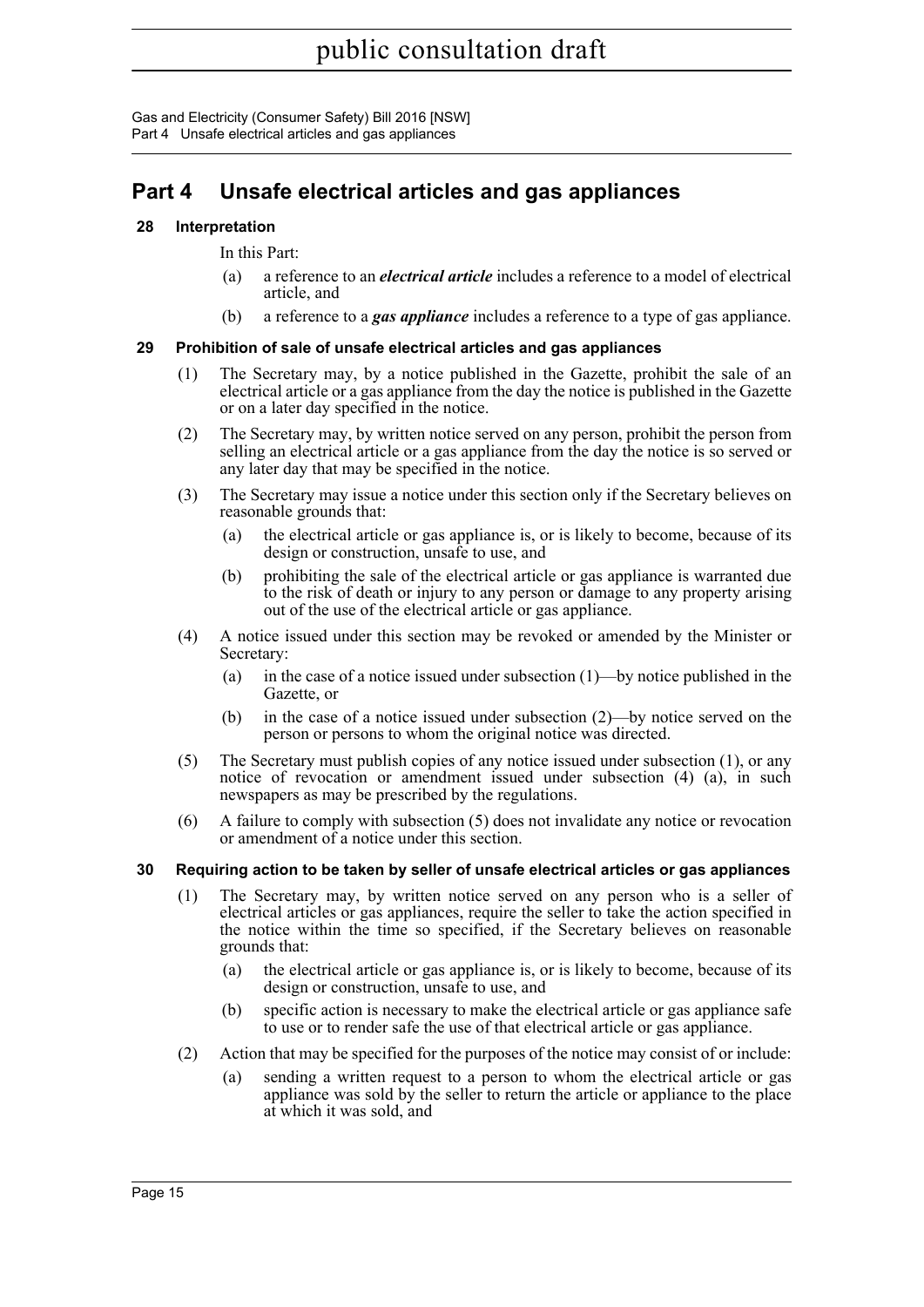# Part 4 Unsafe electrical articles and gas appliances

### 28 Interpretation

In this Part:

(a) a reference to an ***electrical article*** includes a reference to a model of electrical article, and

(b) a reference to a ***gas appliance*** includes a reference to a type of gas appliance.

### 29 Prohibition of sale of unsafe electrical articles and gas appliances

(1) The Secretary may, by a notice published in the Gazette, prohibit the sale of an electrical article or a gas appliance from the day the notice is published in the Gazette or on a later day specified in the notice.

(2) The Secretary may, by written notice served on any person, prohibit the person from selling an electrical article or a gas appliance from the day the notice is so served or any later day that may be specified in the notice.

(3) The Secretary may issue a notice under this section only if the Secretary believes on reasonable grounds that:

(a) the electrical article or gas appliance is, or is likely to become, because of its design or construction, unsafe to use, and

(b) prohibiting the sale of the electrical article or gas appliance is warranted due to the risk of death or injury to any person or damage to any property arising out of the use of the electrical article or gas appliance.

(4) A notice issued under this section may be revoked or amended by the Minister or Secretary:

(a) in the case of a notice issued under subsection (1)—by notice published in the Gazette, or

(b) in the case of a notice issued under subsection (2)—by notice served on the person or persons to whom the original notice was directed.

(5) The Secretary must publish copies of any notice issued under subsection (1), or any notice of revocation or amendment issued under subsection (4) (a), in such newspapers as may be prescribed by the regulations.

(6) A failure to comply with subsection (5) does not invalidate any notice or revocation or amendment of a notice under this section.

### 30 Requiring action to be taken by seller of unsafe electrical articles or gas appliances

(1) The Secretary may, by written notice served on any person who is a seller of electrical articles or gas appliances, require the seller to take the action specified in the notice within the time so specified, if the Secretary believes on reasonable grounds that:

(a) the electrical article or gas appliance is, or is likely to become, because of its design or construction, unsafe to use, and

(b) specific action is necessary to make the electrical article or gas appliance safe to use or to render safe the use of that electrical article or gas appliance.

(2) Action that may be specified for the purposes of the notice may consist of or include:

(a) sending a written request to a person to whom the electrical article or gas appliance was sold by the seller to return the article or appliance to the place at which it was sold, and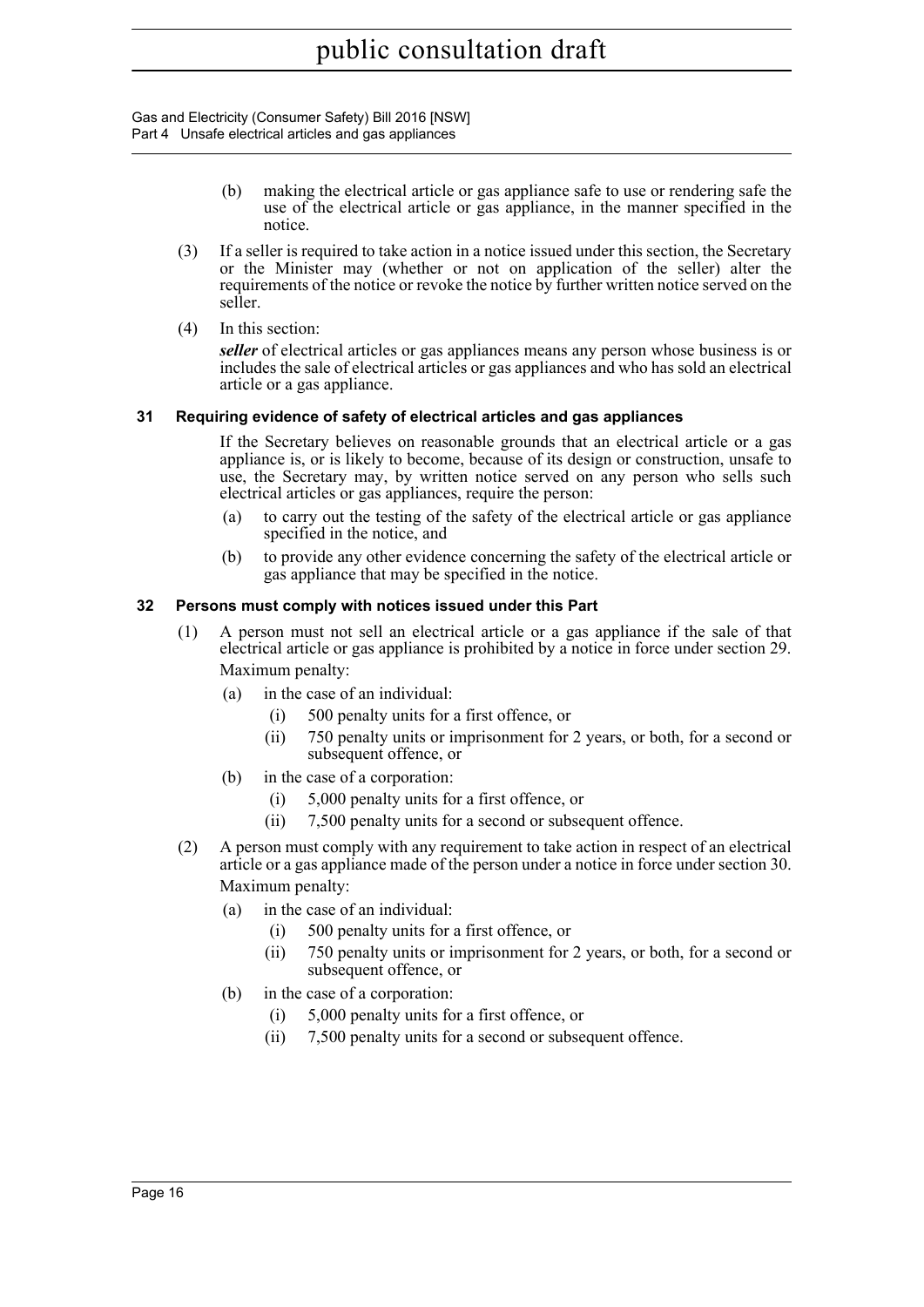(b) making the electrical article or gas appliance safe to use or rendering safe the use of the electrical article or gas appliance, in the manner specified in the notice.

(3) If a seller is required to take action in a notice issued under this section, the Secretary or the Minister may (whether or not on application of the seller) alter the requirements of the notice or revoke the notice by further written notice served on the seller.

(4) In this section:

***seller*** of electrical articles or gas appliances means any person whose business is or includes the sale of electrical articles or gas appliances and who has sold an electrical article or a gas appliance.

### 31 Requiring evidence of safety of electrical articles and gas appliances

If the Secretary believes on reasonable grounds that an electrical article or a gas appliance is, or is likely to become, because of its design or construction, unsafe to use, the Secretary may, by written notice served on any person who sells such electrical articles or gas appliances, require the person:

(a) to carry out the testing of the safety of the electrical article or gas appliance specified in the notice, and

(b) to provide any other evidence concerning the safety of the electrical article or gas appliance that may be specified in the notice.

### 32 Persons must comply with notices issued under this Part

(1) A person must not sell an electrical article or a gas appliance if the sale of that electrical article or gas appliance is prohibited by a notice in force under section 29.

Maximum penalty:

- (a) in the case of an individual:
  - (i) 500 penalty units for a first offence, or
  - (ii) 750 penalty units or imprisonment for 2 years, or both, for a second or subsequent offence, or
- (b) in the case of a corporation:
  - (i) 5,000 penalty units for a first offence, or
  - (ii) 7,500 penalty units for a second or subsequent offence.

(2) A person must comply with any requirement to take action in respect of an electrical article or a gas appliance made of the person under a notice in force under section 30.

Maximum penalty:

- (a) in the case of an individual:
  - (i) 500 penalty units for a first offence, or
  - (ii) 750 penalty units or imprisonment for 2 years, or both, for a second or subsequent offence, or
- (b) in the case of a corporation:
  - (i) 5,000 penalty units for a first offence, or
  - (ii) 7,500 penalty units for a second or subsequent offence.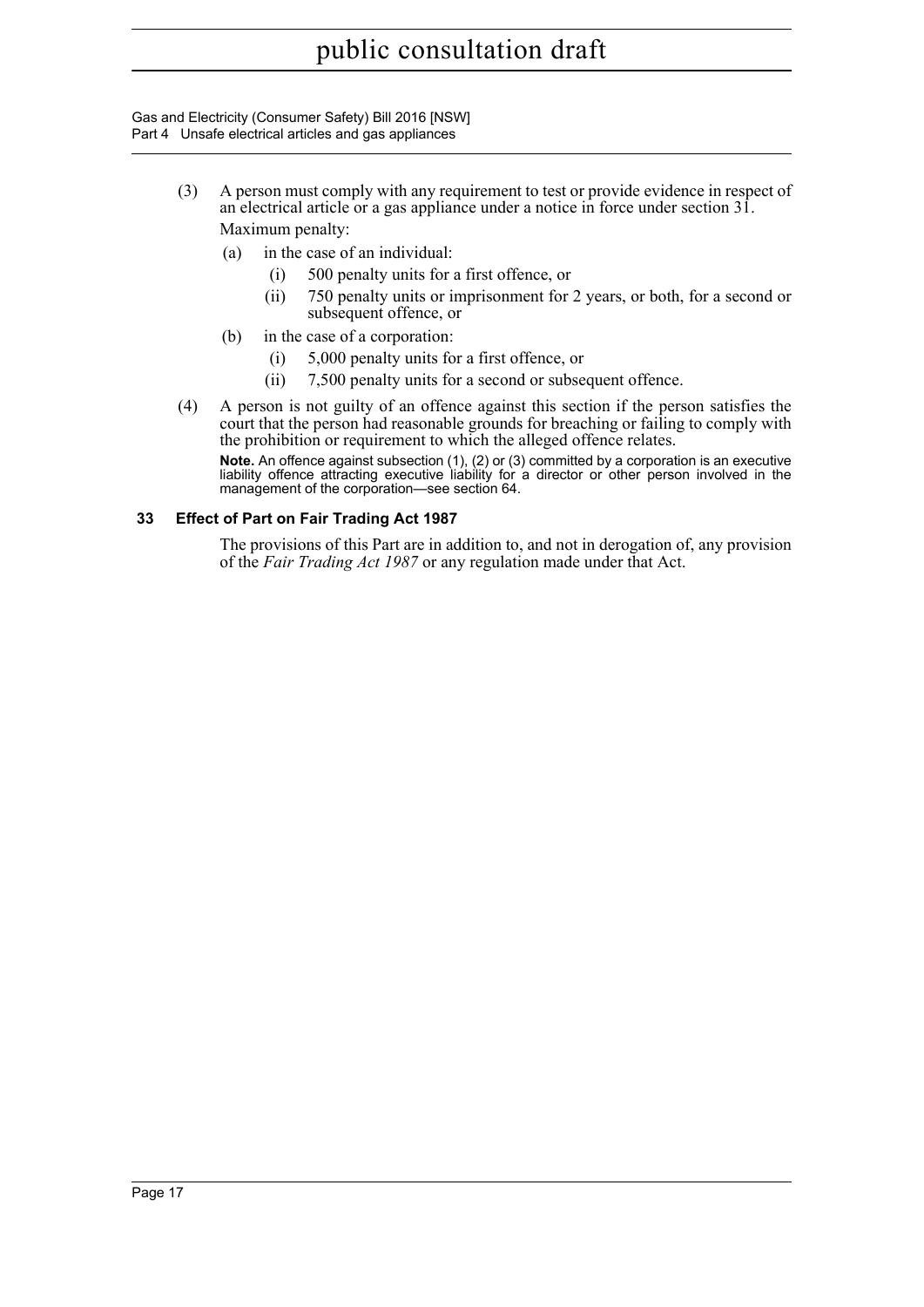(3) A person must comply with any requirement to test or provide evidence in respect of an electrical article or a gas appliance under a notice in force under section 31.

Maximum penalty:

- (a) in the case of an individual:
  - (i) 500 penalty units for a first offence, or
  - (ii) 750 penalty units or imprisonment for 2 years, or both, for a second or subsequent offence, or
- (b) in the case of a corporation:
  - (i) 5,000 penalty units for a first offence, or
  - (ii) 7,500 penalty units for a second or subsequent offence.

(4) A person is not guilty of an offence against this section if the person satisfies the court that the person had reasonable grounds for breaching or failing to comply with the prohibition or requirement to which the alleged offence relates.

**Note.** An offence against subsection (1), (2) or (3) committed by a corporation is an executive liability offence attracting executive liability for a director or other person involved in the management of the corporation—see section 64.

### 33 Effect of Part on Fair Trading Act 1987

The provisions of this Part are in addition to, and not in derogation of, any provision of the *Fair Trading Act 1987* or any regulation made under that Act.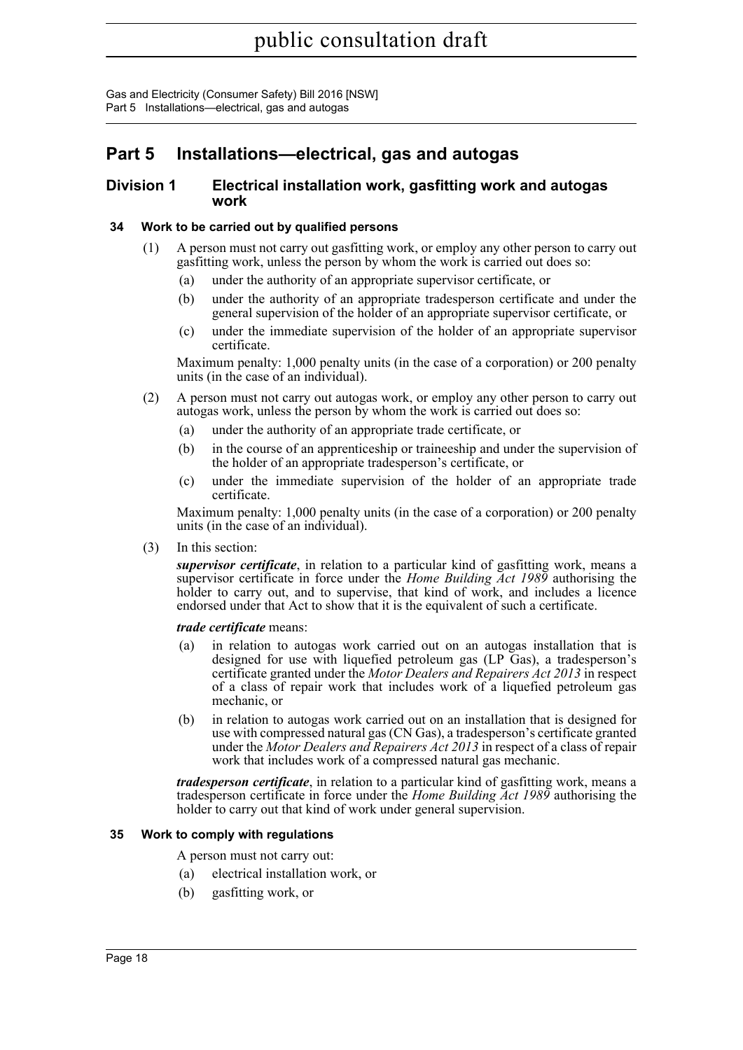# Part 5 Installations—electrical, gas and autogas

## Division 1 Electrical installation work, gasfitting work and autogas work

### 34 Work to be carried out by qualified persons

(1) A person must not carry out gasfitting work, or employ any other person to carry out gasfitting work, unless the person by whom the work is carried out does so:

- (a) under the authority of an appropriate supervisor certificate, or
- (b) under the authority of an appropriate tradesperson certificate and under the general supervision of the holder of an appropriate supervisor certificate, or
- (c) under the immediate supervision of the holder of an appropriate supervisor certificate.

Maximum penalty: 1,000 penalty units (in the case of a corporation) or 200 penalty units (in the case of an individual).

(2) A person must not carry out autogas work, or employ any other person to carry out autogas work, unless the person by whom the work is carried out does so:

- (a) under the authority of an appropriate trade certificate, or
- (b) in the course of an apprenticeship or traineeship and under the supervision of the holder of an appropriate tradesperson's certificate, or
- (c) under the immediate supervision of the holder of an appropriate trade certificate.

Maximum penalty: 1,000 penalty units (in the case of a corporation) or 200 penalty units (in the case of an individual).

(3) In this section:

***supervisor certificate***, in relation to a particular kind of gasfitting work, means a supervisor certificate in force under the *Home Building Act 1989* authorising the holder to carry out, and to supervise, that kind of work, and includes a licence endorsed under that Act to show that it is the equivalent of such a certificate.

***trade certificate*** means:

- (a) in relation to autogas work carried out on an autogas installation that is designed for use with liquefied petroleum gas (LP Gas), a tradesperson's certificate granted under the *Motor Dealers and Repairers Act 2013* in respect of a class of repair work that includes work of a liquefied petroleum gas mechanic, or
- (b) in relation to autogas work carried out on an installation that is designed for use with compressed natural gas (CN Gas), a tradesperson's certificate granted under the *Motor Dealers and Repairers Act 2013* in respect of a class of repair work that includes work of a compressed natural gas mechanic.

***tradesperson certificate***, in relation to a particular kind of gasfitting work, means a tradesperson certificate in force under the *Home Building Act 1989* authorising the holder to carry out that kind of work under general supervision.

### 35 Work to comply with regulations

A person must not carry out:

- (a) electrical installation work, or
- (b) gasfitting work, or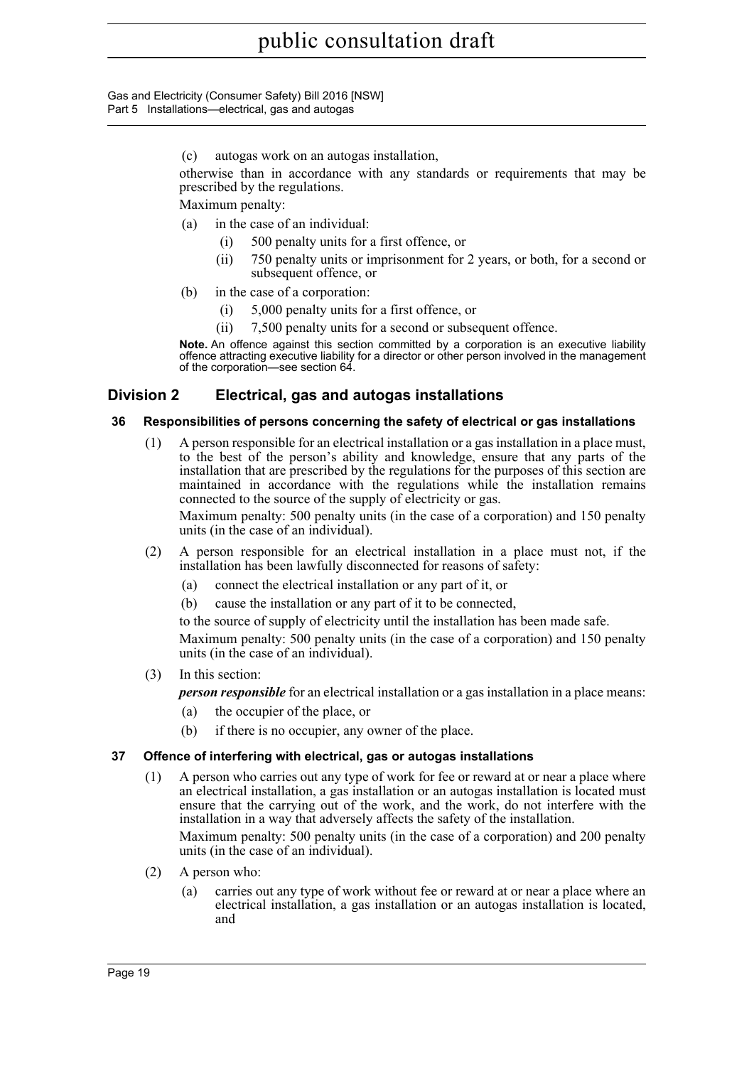(c) autogas work on an autogas installation,

otherwise than in accordance with any standards or requirements that may be prescribed by the regulations.

Maximum penalty:

(a) in the case of an individual:

(i) 500 penalty units for a first offence, or

(ii) 750 penalty units or imprisonment for 2 years, or both, for a second or subsequent offence, or

(b) in the case of a corporation:

(i) 5,000 penalty units for a first offence, or

(ii) 7,500 penalty units for a second or subsequent offence.

**Note.** An offence against this section committed by a corporation is an executive liability offence attracting executive liability for a director or other person involved in the management of the corporation—see section 64.

## Division 2 Electrical, gas and autogas installations

### 36 Responsibilities of persons concerning the safety of electrical or gas installations

(1) A person responsible for an electrical installation or a gas installation in a place must, to the best of the person's ability and knowledge, ensure that any parts of the installation that are prescribed by the regulations for the purposes of this section are maintained in accordance with the regulations while the installation remains connected to the source of the supply of electricity or gas.

Maximum penalty: 500 penalty units (in the case of a corporation) and 150 penalty units (in the case of an individual).

(2) A person responsible for an electrical installation in a place must not, if the installation has been lawfully disconnected for reasons of safety:

(a) connect the electrical installation or any part of it, or

(b) cause the installation or any part of it to be connected,

to the source of supply of electricity until the installation has been made safe.

Maximum penalty: 500 penalty units (in the case of a corporation) and 150 penalty units (in the case of an individual).

(3) In this section:

***person responsible*** for an electrical installation or a gas installation in a place means:

(a) the occupier of the place, or

(b) if there is no occupier, any owner of the place.

### 37 Offence of interfering with electrical, gas or autogas installations

(1) A person who carries out any type of work for fee or reward at or near a place where an electrical installation, a gas installation or an autogas installation is located must ensure that the carrying out of the work, and the work, do not interfere with the installation in a way that adversely affects the safety of the installation.

Maximum penalty: 500 penalty units (in the case of a corporation) and 200 penalty units (in the case of an individual).

(2) A person who:

(a) carries out any type of work without fee or reward at or near a place where an electrical installation, a gas installation or an autogas installation is located, and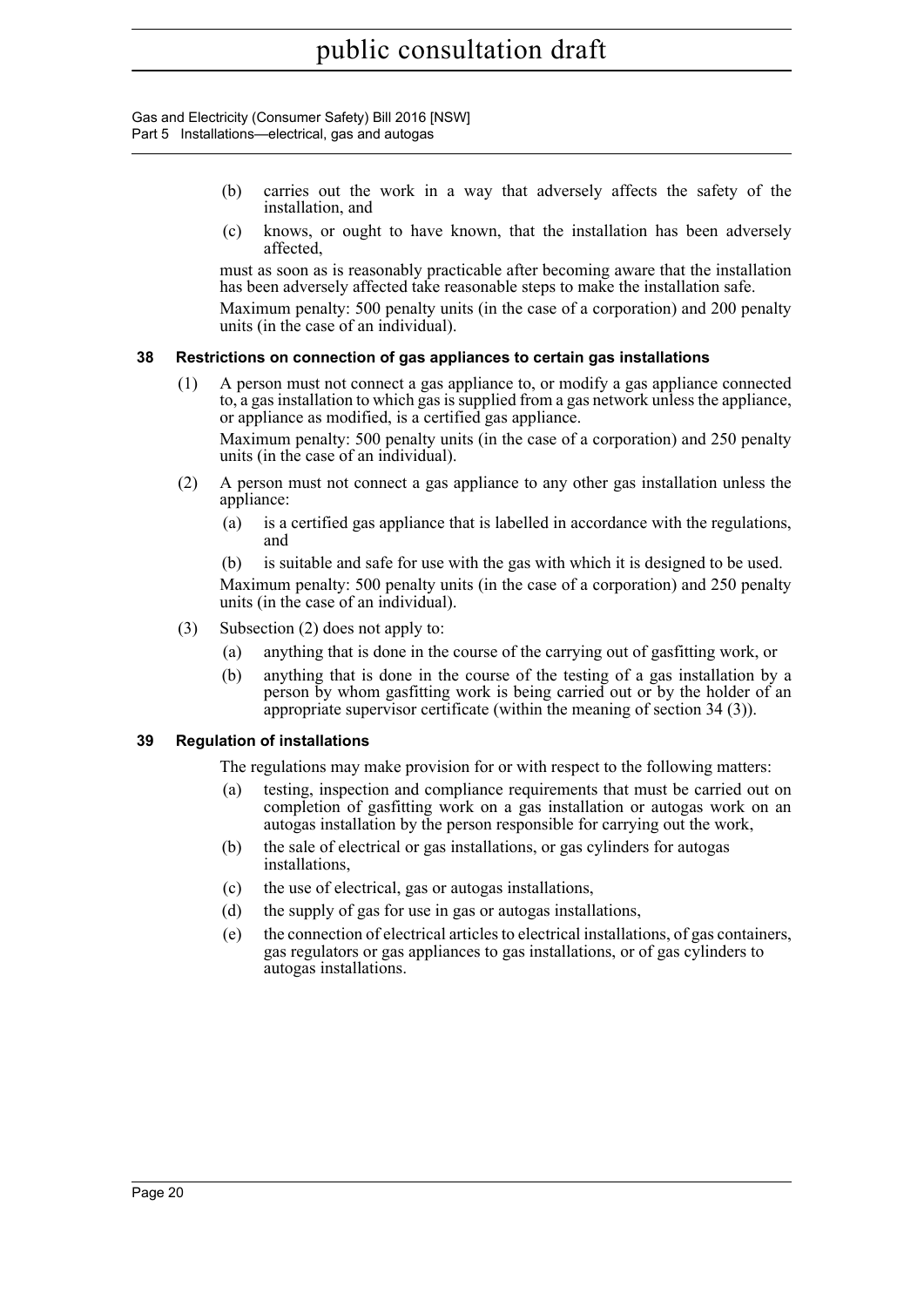(b) carries out the work in a way that adversely affects the safety of the installation, and

(c) knows, or ought to have known, that the installation has been adversely affected,

must as soon as is reasonably practicable after becoming aware that the installation has been adversely affected take reasonable steps to make the installation safe.

Maximum penalty: 500 penalty units (in the case of a corporation) and 200 penalty units (in the case of an individual).

### 38 Restrictions on connection of gas appliances to certain gas installations

(1) A person must not connect a gas appliance to, or modify a gas appliance connected to, a gas installation to which gas is supplied from a gas network unless the appliance, or appliance as modified, is a certified gas appliance.

Maximum penalty: 500 penalty units (in the case of a corporation) and 250 penalty units (in the case of an individual).

(2) A person must not connect a gas appliance to any other gas installation unless the appliance:

(a) is a certified gas appliance that is labelled in accordance with the regulations, and

(b) is suitable and safe for use with the gas with which it is designed to be used.

Maximum penalty: 500 penalty units (in the case of a corporation) and 250 penalty units (in the case of an individual).

(3) Subsection (2) does not apply to:

(a) anything that is done in the course of the carrying out of gasfitting work, or

(b) anything that is done in the course of the testing of a gas installation by a person by whom gasfitting work is being carried out or by the holder of an appropriate supervisor certificate (within the meaning of section 34 (3)).

### 39 Regulation of installations

The regulations may make provision for or with respect to the following matters:

(a) testing, inspection and compliance requirements that must be carried out on completion of gasfitting work on a gas installation or autogas work on an autogas installation by the person responsible for carrying out the work,

(b) the sale of electrical or gas installations, or gas cylinders for autogas installations,

(c) the use of electrical, gas or autogas installations,

(d) the supply of gas for use in gas or autogas installations,

(e) the connection of electrical articles to electrical installations, of gas containers, gas regulators or gas appliances to gas installations, or of gas cylinders to autogas installations.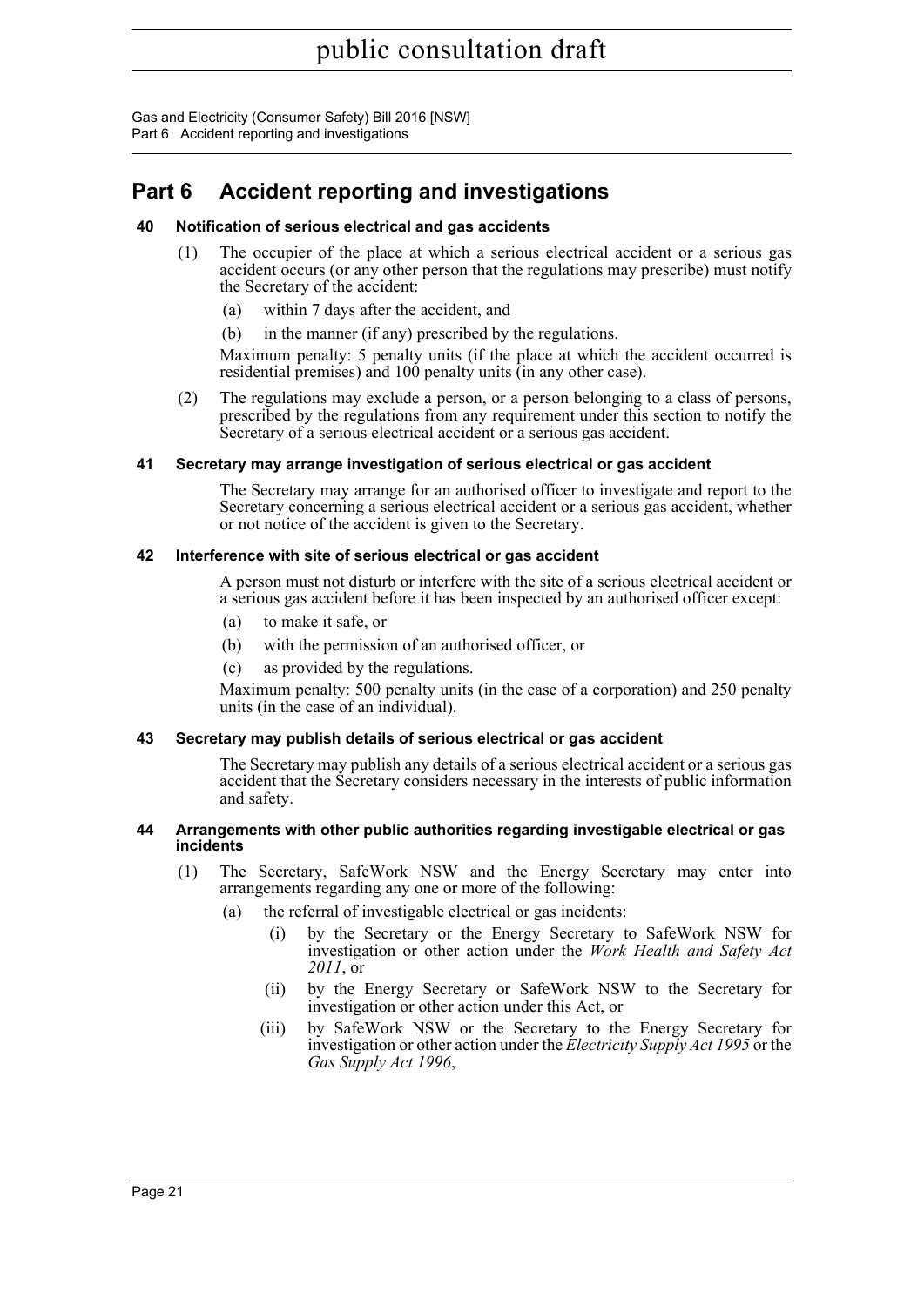# Part 6 Accident reporting and investigations

### 40 Notification of serious electrical and gas accidents

(1) The occupier of the place at which a serious electrical accident or a serious gas accident occurs (or any other person that the regulations may prescribe) must notify the Secretary of the accident:

(a) within 7 days after the accident, and

(b) in the manner (if any) prescribed by the regulations.

Maximum penalty: 5 penalty units (if the place at which the accident occurred is residential premises) and 100 penalty units (in any other case).

(2) The regulations may exclude a person, or a person belonging to a class of persons, prescribed by the regulations from any requirement under this section to notify the Secretary of a serious electrical accident or a serious gas accident.

### 41 Secretary may arrange investigation of serious electrical or gas accident

The Secretary may arrange for an authorised officer to investigate and report to the Secretary concerning a serious electrical accident or a serious gas accident, whether or not notice of the accident is given to the Secretary.

### 42 Interference with site of serious electrical or gas accident

A person must not disturb or interfere with the site of a serious electrical accident or a serious gas accident before it has been inspected by an authorised officer except:

(a) to make it safe, or

(b) with the permission of an authorised officer, or

(c) as provided by the regulations.

Maximum penalty: 500 penalty units (in the case of a corporation) and 250 penalty units (in the case of an individual).

### 43 Secretary may publish details of serious electrical or gas accident

The Secretary may publish any details of a serious electrical accident or a serious gas accident that the Secretary considers necessary in the interests of public information and safety.

### 44 Arrangements with other public authorities regarding investigable electrical or gas incidents

(1) The Secretary, SafeWork NSW and the Energy Secretary may enter into arrangements regarding any one or more of the following:

(a) the referral of investigable electrical or gas incidents:

(i) by the Secretary or the Energy Secretary to SafeWork NSW for investigation or other action under the *Work Health and Safety Act 2011*, or

(ii) by the Energy Secretary or SafeWork NSW to the Secretary for investigation or other action under this Act, or

(iii) by SafeWork NSW or the Secretary to the Energy Secretary for investigation or other action under the *Electricity Supply Act 1995* or the *Gas Supply Act 1996*,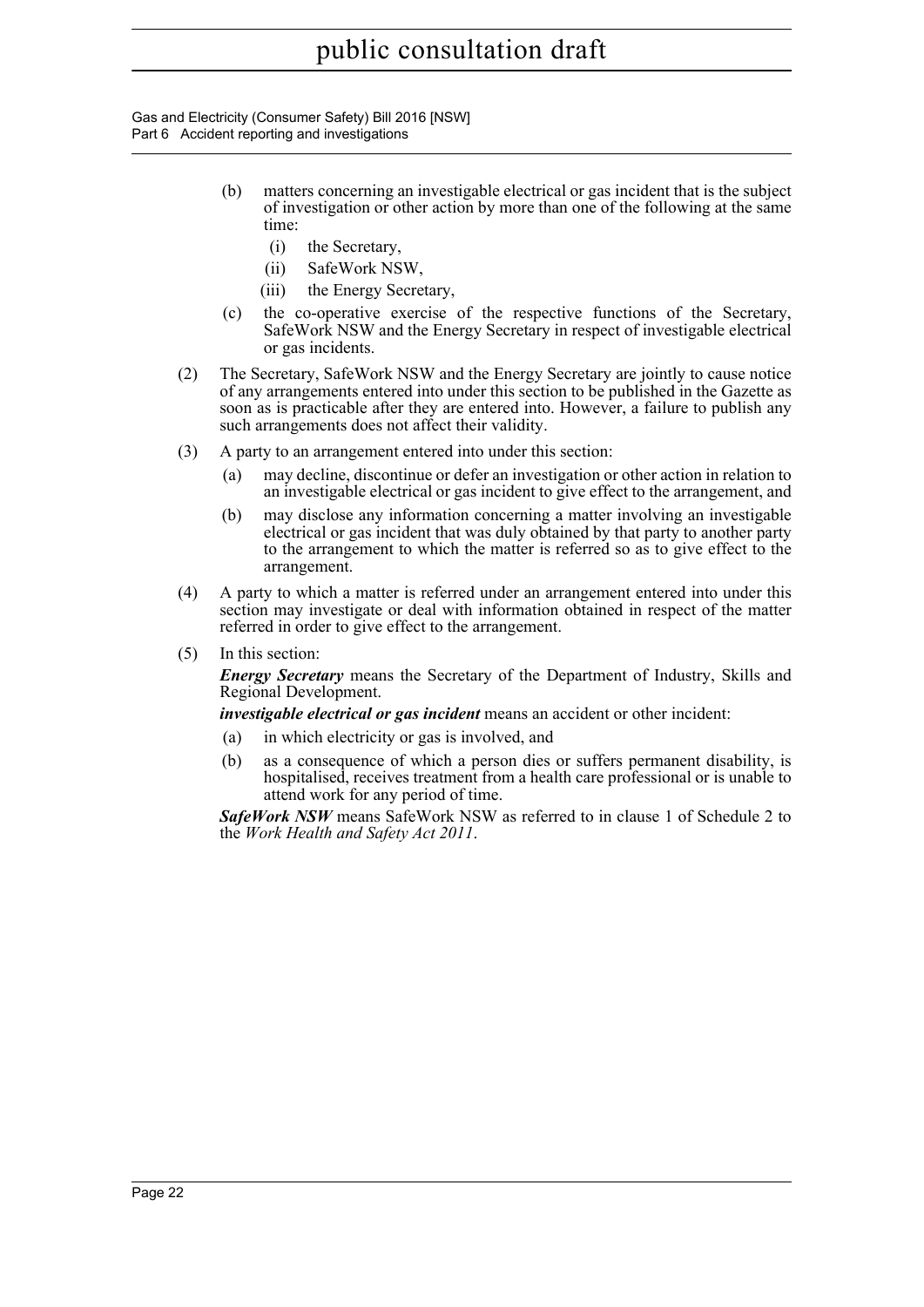(b) matters concerning an investigable electrical or gas incident that is the subject of investigation or other action by more than one of the following at the same time:

  (i) the Secretary,

  (ii) SafeWork NSW,

  (iii) the Energy Secretary,

(c) the co-operative exercise of the respective functions of the Secretary, SafeWork NSW and the Energy Secretary in respect of investigable electrical or gas incidents.

(2) The Secretary, SafeWork NSW and the Energy Secretary are jointly to cause notice of any arrangements entered into under this section to be published in the Gazette as soon as is practicable after they are entered into. However, a failure to publish any such arrangements does not affect their validity.

(3) A party to an arrangement entered into under this section:

  (a) may decline, discontinue or defer an investigation or other action in relation to an investigable electrical or gas incident to give effect to the arrangement, and

  (b) may disclose any information concerning a matter involving an investigable electrical or gas incident that was duly obtained by that party to another party to the arrangement to which the matter is referred so as to give effect to the arrangement.

(4) A party to which a matter is referred under an arrangement entered into under this section may investigate or deal with information obtained in respect of the matter referred in order to give effect to the arrangement.

(5) In this section:

***Energy Secretary*** means the Secretary of the Department of Industry, Skills and Regional Development.

***investigable electrical or gas incident*** means an accident or other incident:

  (a) in which electricity or gas is involved, and

  (b) as a consequence of which a person dies or suffers permanent disability, is hospitalised, receives treatment from a health care professional or is unable to attend work for any period of time.

***SafeWork NSW*** means SafeWork NSW as referred to in clause 1 of Schedule 2 to the *Work Health and Safety Act 2011*.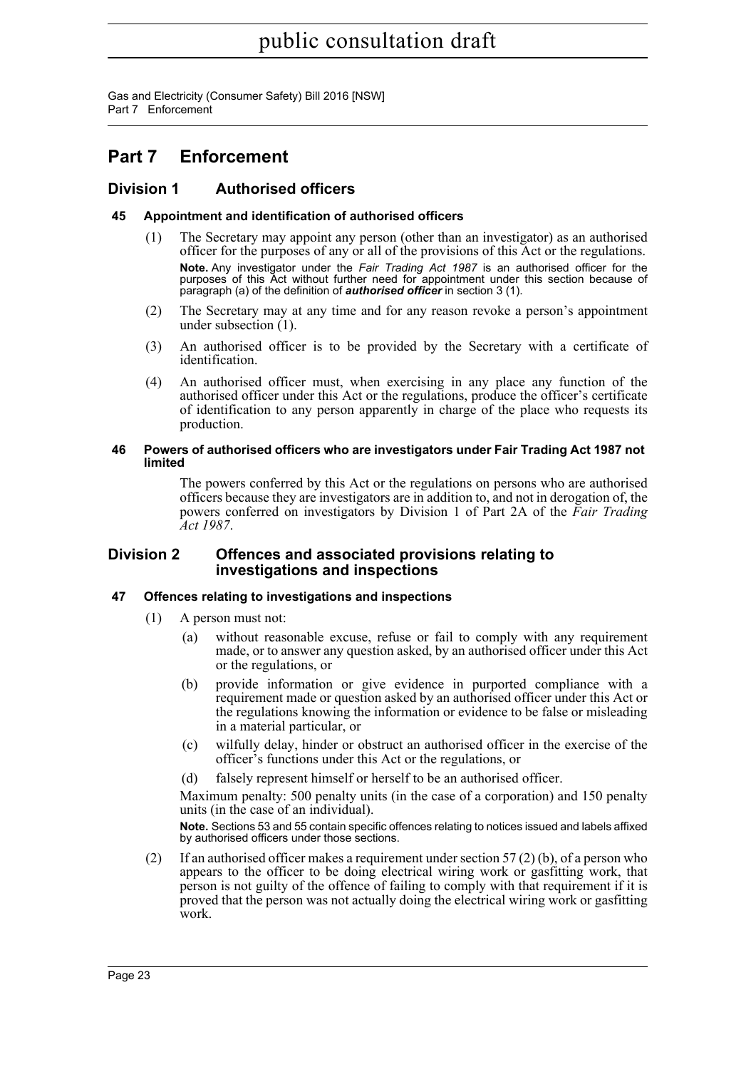# Part 7 Enforcement

## Division 1 Authorised officers

### 45 Appointment and identification of authorised officers

(1) The Secretary may appoint any person (other than an investigator) as an authorised officer for the purposes of any or all of the provisions of this Act or the regulations.

**Note.** Any investigator under the *Fair Trading Act 1987* is an authorised officer for the purposes of this Act without further need for appointment under this section because of paragraph (a) of the definition of ***authorised officer*** in section 3 (1).

(2) The Secretary may at any time and for any reason revoke a person's appointment under subsection (1).

(3) An authorised officer is to be provided by the Secretary with a certificate of identification.

(4) An authorised officer must, when exercising in any place any function of the authorised officer under this Act or the regulations, produce the officer's certificate of identification to any person apparently in charge of the place who requests its production.

### 46 Powers of authorised officers who are investigators under Fair Trading Act 1987 not limited

The powers conferred by this Act or the regulations on persons who are authorised officers because they are investigators are in addition to, and not in derogation of, the powers conferred on investigators by Division 1 of Part 2A of the *Fair Trading Act 1987*.

## Division 2 Offences and associated provisions relating to investigations and inspections

### 47 Offences relating to investigations and inspections

(1) A person must not:

(a) without reasonable excuse, refuse or fail to comply with any requirement made, or to answer any question asked, by an authorised officer under this Act or the regulations, or

(b) provide information or give evidence in purported compliance with a requirement made or question asked by an authorised officer under this Act or the regulations knowing the information or evidence to be false or misleading in a material particular, or

(c) wilfully delay, hinder or obstruct an authorised officer in the exercise of the officer's functions under this Act or the regulations, or

(d) falsely represent himself or herself to be an authorised officer.

Maximum penalty: 500 penalty units (in the case of a corporation) and 150 penalty units (in the case of an individual).

**Note.** Sections 53 and 55 contain specific offences relating to notices issued and labels affixed by authorised officers under those sections.

(2) If an authorised officer makes a requirement under section 57 (2) (b), of a person who appears to the officer to be doing electrical wiring work or gasfitting work, that person is not guilty of the offence of failing to comply with that requirement if it is proved that the person was not actually doing the electrical wiring work or gasfitting work.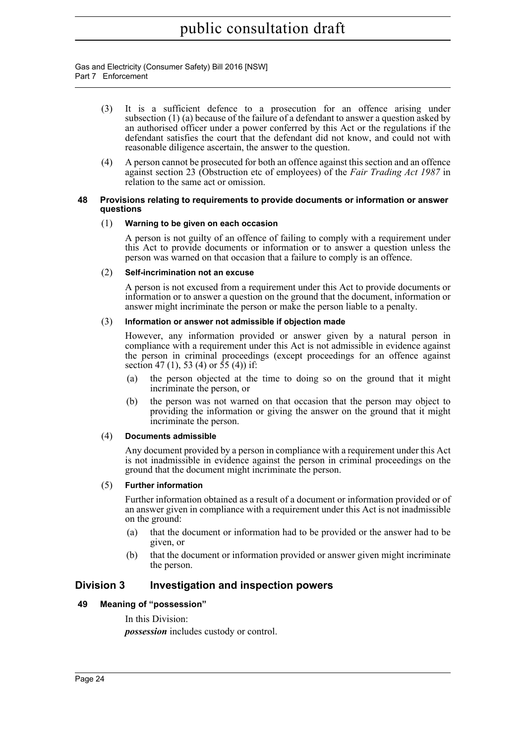(3) It is a sufficient defence to a prosecution for an offence arising under subsection (1) (a) because of the failure of a defendant to answer a question asked by an authorised officer under a power conferred by this Act or the regulations if the defendant satisfies the court that the defendant did not know, and could not with reasonable diligence ascertain, the answer to the question.

(4) A person cannot be prosecuted for both an offence against this section and an offence against section 23 (Obstruction etc of employees) of the *Fair Trading Act 1987* in relation to the same act or omission.

#### 48 Provisions relating to requirements to provide documents or information or answer questions

(1) **Warning to be given on each occasion**

A person is not guilty of an offence of failing to comply with a requirement under this Act to provide documents or information or to answer a question unless the person was warned on that occasion that a failure to comply is an offence.

(2) **Self-incrimination not an excuse**

A person is not excused from a requirement under this Act to provide documents or information or to answer a question on the ground that the document, information or answer might incriminate the person or make the person liable to a penalty.

(3) **Information or answer not admissible if objection made**

However, any information provided or answer given by a natural person in compliance with a requirement under this Act is not admissible in evidence against the person in criminal proceedings (except proceedings for an offence against section 47 (1), 53 (4) or 55 (4)) if:

(a) the person objected at the time to doing so on the ground that it might incriminate the person, or

(b) the person was not warned on that occasion that the person may object to providing the information or giving the answer on the ground that it might incriminate the person.

(4) **Documents admissible**

Any document provided by a person in compliance with a requirement under this Act is not inadmissible in evidence against the person in criminal proceedings on the ground that the document might incriminate the person.

(5) **Further information**

Further information obtained as a result of a document or information provided or of an answer given in compliance with a requirement under this Act is not inadmissible on the ground:

(a) that the document or information had to be provided or the answer had to be given, or

(b) that the document or information provided or answer given might incriminate the person.

## Division 3 Investigation and inspection powers

#### 49 Meaning of "possession"

In this Division:

***possession*** includes custody or control.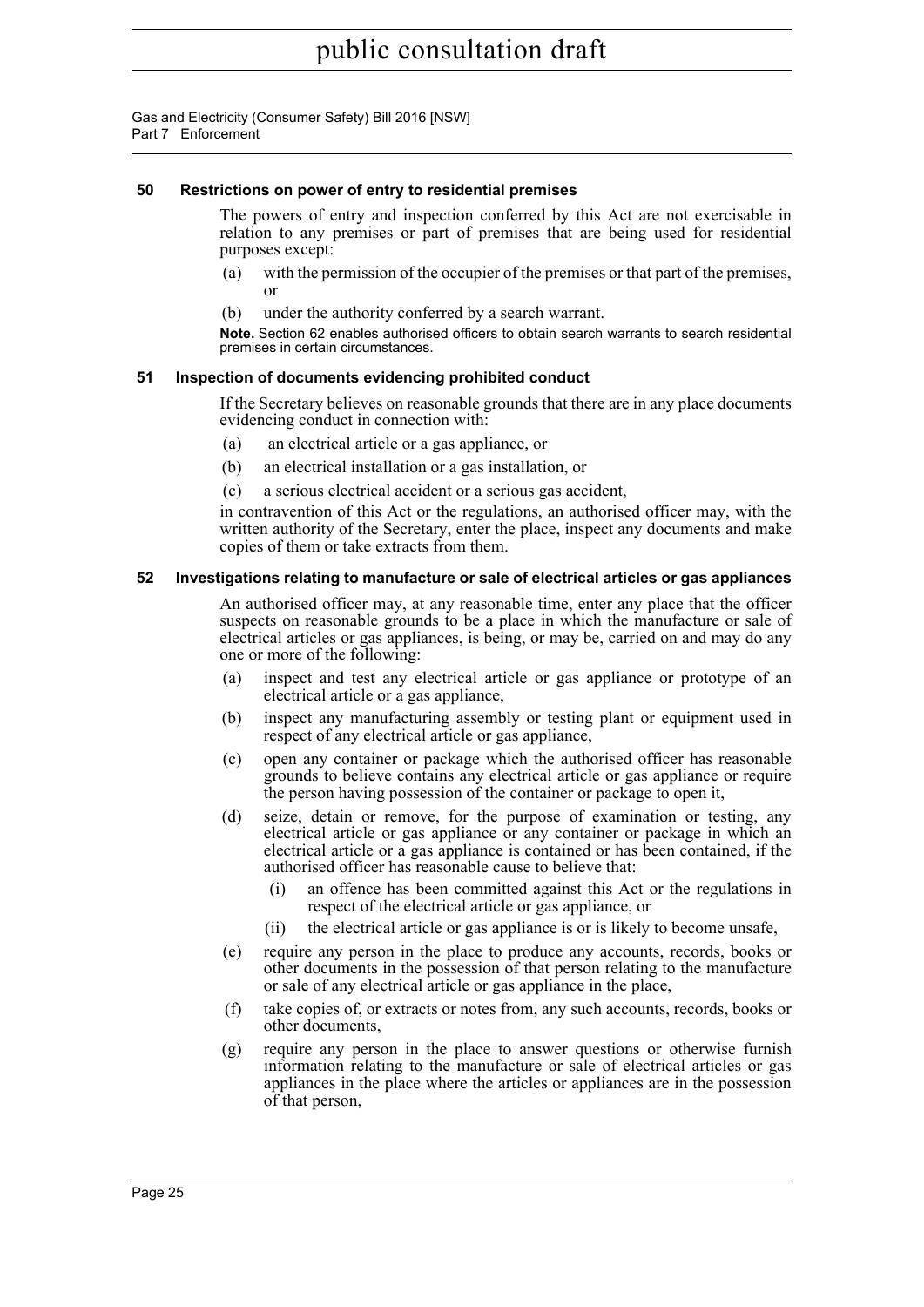### 50 Restrictions on power of entry to residential premises

The powers of entry and inspection conferred by this Act are not exercisable in relation to any premises or part of premises that are being used for residential purposes except:

(a) with the permission of the occupier of the premises or that part of the premises, or

(b) under the authority conferred by a search warrant.

**Note.** Section 62 enables authorised officers to obtain search warrants to search residential premises in certain circumstances.

### 51 Inspection of documents evidencing prohibited conduct

If the Secretary believes on reasonable grounds that there are in any place documents evidencing conduct in connection with:

(a) an electrical article or a gas appliance, or

(b) an electrical installation or a gas installation, or

(c) a serious electrical accident or a serious gas accident,

in contravention of this Act or the regulations, an authorised officer may, with the written authority of the Secretary, enter the place, inspect any documents and make copies of them or take extracts from them.

### 52 Investigations relating to manufacture or sale of electrical articles or gas appliances

An authorised officer may, at any reasonable time, enter any place that the officer suspects on reasonable grounds to be a place in which the manufacture or sale of electrical articles or gas appliances, is being, or may be, carried on and may do any one or more of the following:

(a) inspect and test any electrical article or gas appliance or prototype of an electrical article or a gas appliance,

(b) inspect any manufacturing assembly or testing plant or equipment used in respect of any electrical article or gas appliance,

(c) open any container or package which the authorised officer has reasonable grounds to believe contains any electrical article or gas appliance or require the person having possession of the container or package to open it,

(d) seize, detain or remove, for the purpose of examination or testing, any electrical article or gas appliance or any container or package in which an electrical article or a gas appliance is contained or has been contained, if the authorised officer has reasonable cause to believe that:

   (i) an offence has been committed against this Act or the regulations in respect of the electrical article or gas appliance, or

   (ii) the electrical article or gas appliance is or is likely to become unsafe,

(e) require any person in the place to produce any accounts, records, books or other documents in the possession of that person relating to the manufacture or sale of any electrical article or gas appliance in the place,

(f) take copies of, or extracts or notes from, any such accounts, records, books or other documents,

(g) require any person in the place to answer questions or otherwise furnish information relating to the manufacture or sale of electrical articles or gas appliances in the place where the articles or appliances are in the possession of that person,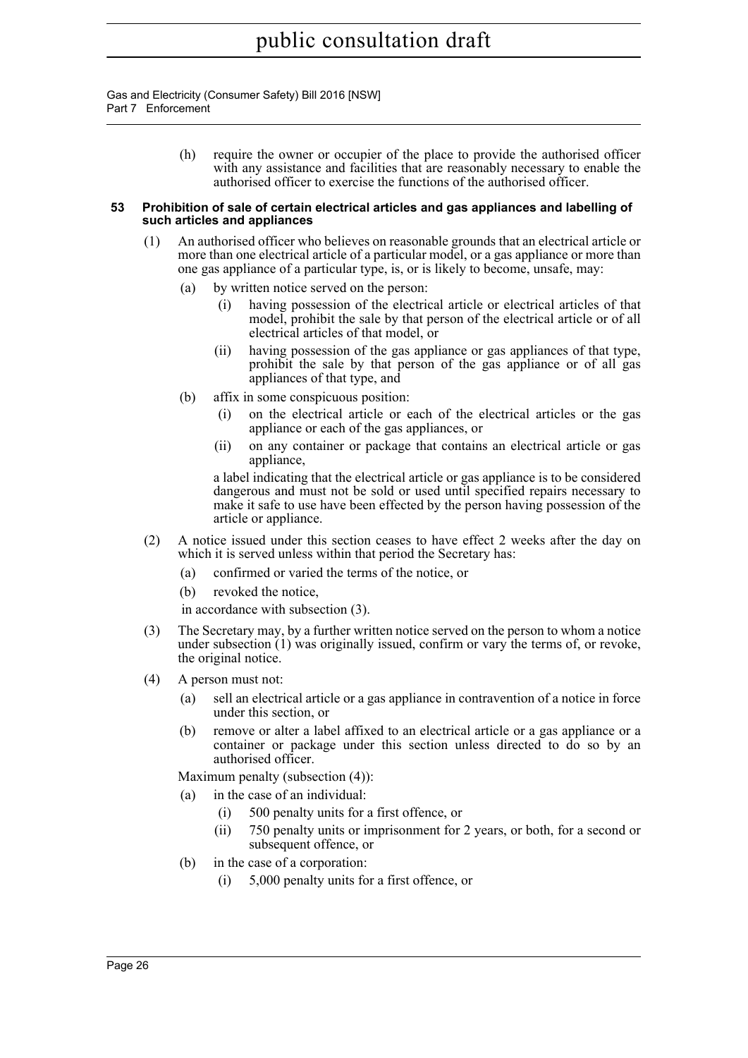(h) require the owner or occupier of the place to provide the authorised officer with any assistance and facilities that are reasonably necessary to enable the authorised officer to exercise the functions of the authorised officer.

**53 Prohibition of sale of certain electrical articles and gas appliances and labelling of such articles and appliances**

(1) An authorised officer who believes on reasonable grounds that an electrical article or more than one electrical article of a particular model, or a gas appliance or more than one gas appliance of a particular type, is, or is likely to become, unsafe, may:

(a) by written notice served on the person:

(i) having possession of the electrical article or electrical articles of that model, prohibit the sale by that person of the electrical article or of all electrical articles of that model, or

(ii) having possession of the gas appliance or gas appliances of that type, prohibit the sale by that person of the gas appliance or of all gas appliances of that type, and

(b) affix in some conspicuous position:

(i) on the electrical article or each of the electrical articles or the gas appliance or each of the gas appliances, or

(ii) on any container or package that contains an electrical article or gas appliance,

a label indicating that the electrical article or gas appliance is to be considered dangerous and must not be sold or used until specified repairs necessary to make it safe to use have been effected by the person having possession of the article or appliance.

(2) A notice issued under this section ceases to have effect 2 weeks after the day on which it is served unless within that period the Secretary has:

(a) confirmed or varied the terms of the notice, or

(b) revoked the notice,

in accordance with subsection (3).

(3) The Secretary may, by a further written notice served on the person to whom a notice under subsection (1) was originally issued, confirm or vary the terms of, or revoke, the original notice.

(4) A person must not:

(a) sell an electrical article or a gas appliance in contravention of a notice in force under this section, or

(b) remove or alter a label affixed to an electrical article or a gas appliance or a container or package under this section unless directed to do so by an authorised officer.

Maximum penalty (subsection (4)):

(a) in the case of an individual:

(i) 500 penalty units for a first offence, or

(ii) 750 penalty units or imprisonment for 2 years, or both, for a second or subsequent offence, or

(b) in the case of a corporation:

(i) 5,000 penalty units for a first offence, or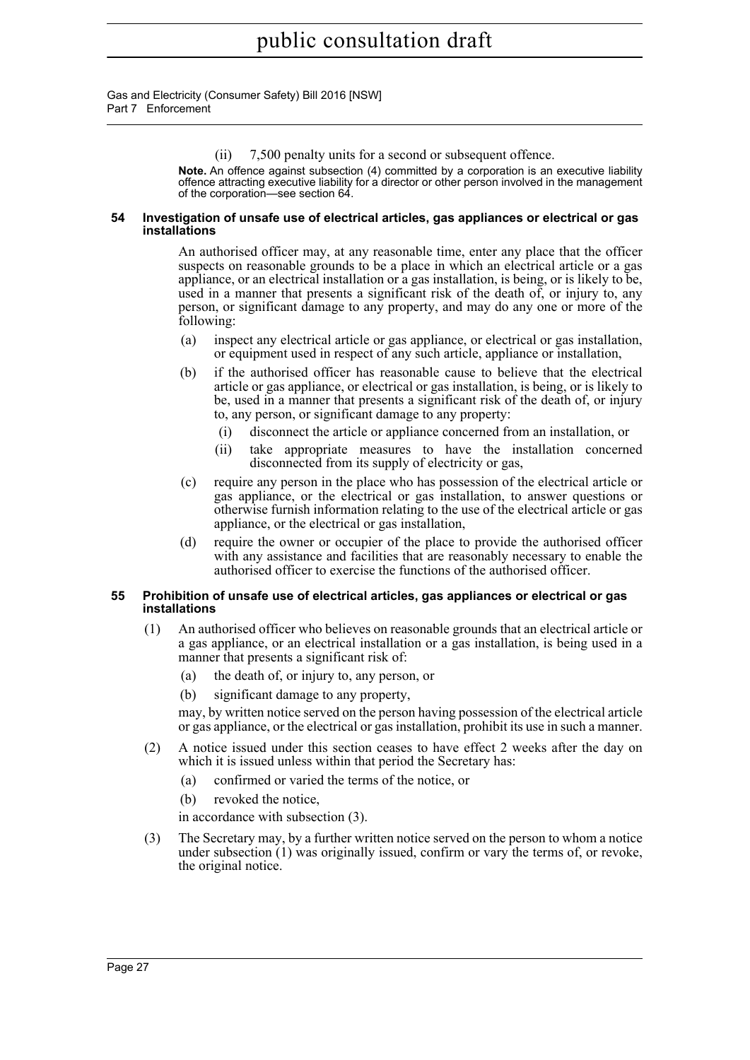(ii) 7,500 penalty units for a second or subsequent offence.

**Note.** An offence against subsection (4) committed by a corporation is an executive liability offence attracting executive liability for a director or other person involved in the management of the corporation—see section 64.

### 54 Investigation of unsafe use of electrical articles, gas appliances or electrical or gas installations

An authorised officer may, at any reasonable time, enter any place that the officer suspects on reasonable grounds to be a place in which an electrical article or a gas appliance, or an electrical installation or a gas installation, is being, or is likely to be, used in a manner that presents a significant risk of the death of, or injury to, any person, or significant damage to any property, and may do any one or more of the following:

(a) inspect any electrical article or gas appliance, or electrical or gas installation, or equipment used in respect of any such article, appliance or installation,

(b) if the authorised officer has reasonable cause to believe that the electrical article or gas appliance, or electrical or gas installation, is being, or is likely to be, used in a manner that presents a significant risk of the death of, or injury to, any person, or significant damage to any property:

(i) disconnect the article or appliance concerned from an installation, or

(ii) take appropriate measures to have the installation concerned disconnected from its supply of electricity or gas,

(c) require any person in the place who has possession of the electrical article or gas appliance, or the electrical or gas installation, to answer questions or otherwise furnish information relating to the use of the electrical article or gas appliance, or the electrical or gas installation,

(d) require the owner or occupier of the place to provide the authorised officer with any assistance and facilities that are reasonably necessary to enable the authorised officer to exercise the functions of the authorised officer.

### 55 Prohibition of unsafe use of electrical articles, gas appliances or electrical or gas installations

(1) An authorised officer who believes on reasonable grounds that an electrical article or a gas appliance, or an electrical installation or a gas installation, is being used in a manner that presents a significant risk of:

(a) the death of, or injury to, any person, or

(b) significant damage to any property,

may, by written notice served on the person having possession of the electrical article or gas appliance, or the electrical or gas installation, prohibit its use in such a manner.

(2) A notice issued under this section ceases to have effect 2 weeks after the day on which it is issued unless within that period the Secretary has:

(a) confirmed or varied the terms of the notice, or

(b) revoked the notice,

in accordance with subsection (3).

(3) The Secretary may, by a further written notice served on the person to whom a notice under subsection (1) was originally issued, confirm or vary the terms of, or revoke, the original notice.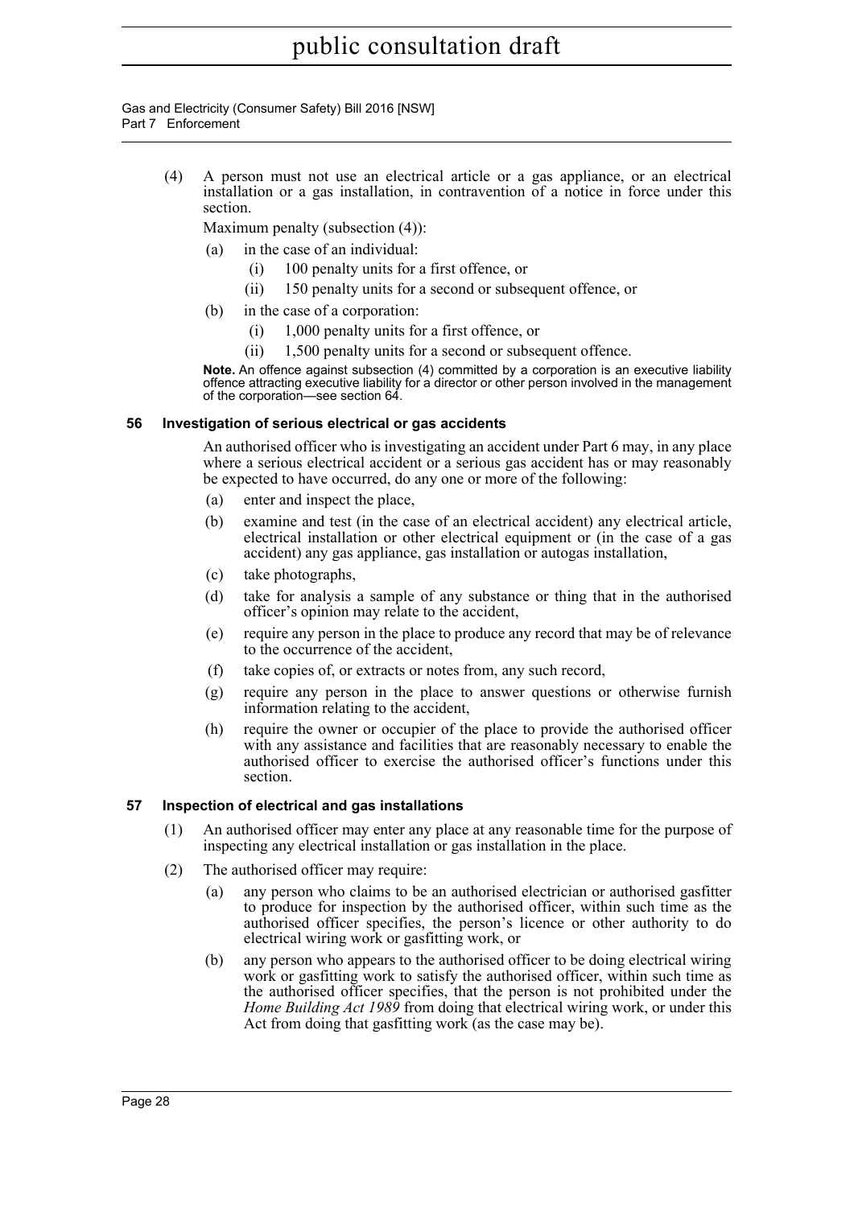(4) A person must not use an electrical article or a gas appliance, or an electrical installation or a gas installation, in contravention of a notice in force under this section.

Maximum penalty (subsection (4)):

(a) in the case of an individual:
  (i) 100 penalty units for a first offence, or
  (ii) 150 penalty units for a second or subsequent offence, or

(b) in the case of a corporation:
  (i) 1,000 penalty units for a first offence, or
  (ii) 1,500 penalty units for a second or subsequent offence.

**Note.** An offence against subsection (4) committed by a corporation is an executive liability offence attracting executive liability for a director or other person involved in the management of the corporation—see section 64.

### 56 Investigation of serious electrical or gas accidents

An authorised officer who is investigating an accident under Part 6 may, in any place where a serious electrical accident or a serious gas accident has or may reasonably be expected to have occurred, do any one or more of the following:

(a) enter and inspect the place,

(b) examine and test (in the case of an electrical accident) any electrical article, electrical installation or other electrical equipment or (in the case of a gas accident) any gas appliance, gas installation or autogas installation,

(c) take photographs,

(d) take for analysis a sample of any substance or thing that in the authorised officer's opinion may relate to the accident,

(e) require any person in the place to produce any record that may be of relevance to the occurrence of the accident,

(f) take copies of, or extracts or notes from, any such record,

(g) require any person in the place to answer questions or otherwise furnish information relating to the accident,

(h) require the owner or occupier of the place to provide the authorised officer with any assistance and facilities that are reasonably necessary to enable the authorised officer to exercise the authorised officer's functions under this section.

### 57 Inspection of electrical and gas installations

(1) An authorised officer may enter any place at any reasonable time for the purpose of inspecting any electrical installation or gas installation in the place.

(2) The authorised officer may require:

(a) any person who claims to be an authorised electrician or authorised gasfitter to produce for inspection by the authorised officer, within such time as the authorised officer specifies, the person's licence or other authority to do electrical wiring work or gasfitting work, or

(b) any person who appears to the authorised officer to be doing electrical wiring work or gasfitting work to satisfy the authorised officer, within such time as the authorised officer specifies, that the person is not prohibited under the *Home Building Act 1989* from doing that electrical wiring work, or under this Act from doing that gasfitting work (as the case may be).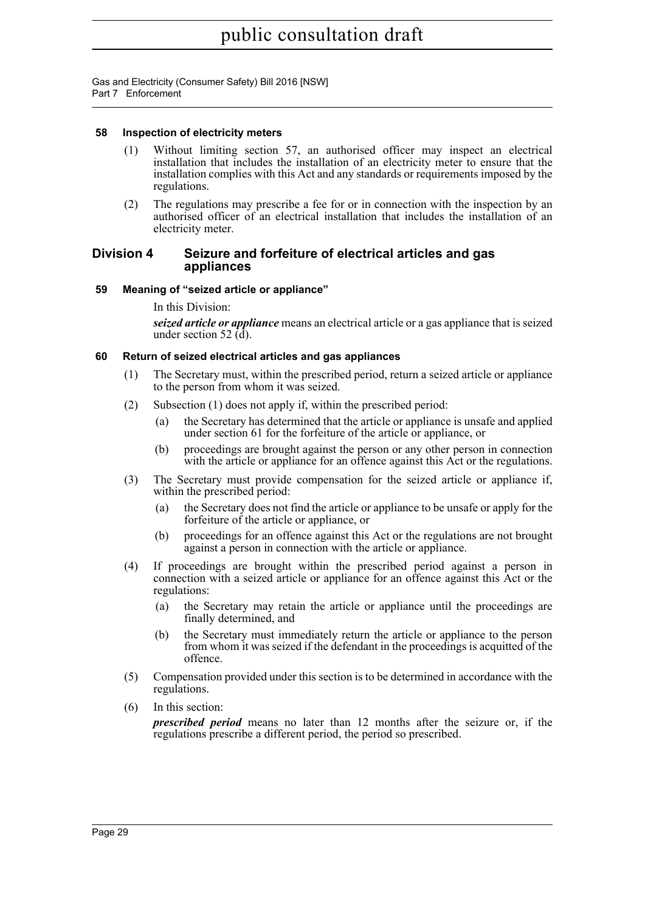### 58 Inspection of electricity meters

(1) Without limiting section 57, an authorised officer may inspect an electrical installation that includes the installation of an electricity meter to ensure that the installation complies with this Act and any standards or requirements imposed by the regulations.

(2) The regulations may prescribe a fee for or in connection with the inspection by an authorised officer of an electrical installation that includes the installation of an electricity meter.

## Division 4 Seizure and forfeiture of electrical articles and gas appliances

### 59 Meaning of "seized article or appliance"

In this Division:

***seized article or appliance*** means an electrical article or a gas appliance that is seized under section 52 (d).

### 60 Return of seized electrical articles and gas appliances

(1) The Secretary must, within the prescribed period, return a seized article or appliance to the person from whom it was seized.

(2) Subsection (1) does not apply if, within the prescribed period:

(a) the Secretary has determined that the article or appliance is unsafe and applied under section 61 for the forfeiture of the article or appliance, or

(b) proceedings are brought against the person or any other person in connection with the article or appliance for an offence against this Act or the regulations.

(3) The Secretary must provide compensation for the seized article or appliance if, within the prescribed period:

(a) the Secretary does not find the article or appliance to be unsafe or apply for the forfeiture of the article or appliance, or

(b) proceedings for an offence against this Act or the regulations are not brought against a person in connection with the article or appliance.

(4) If proceedings are brought within the prescribed period against a person in connection with a seized article or appliance for an offence against this Act or the regulations:

(a) the Secretary may retain the article or appliance until the proceedings are finally determined, and

(b) the Secretary must immediately return the article or appliance to the person from whom it was seized if the defendant in the proceedings is acquitted of the offence.

(5) Compensation provided under this section is to be determined in accordance with the regulations.

(6) In this section:

***prescribed period*** means no later than 12 months after the seizure or, if the regulations prescribe a different period, the period so prescribed.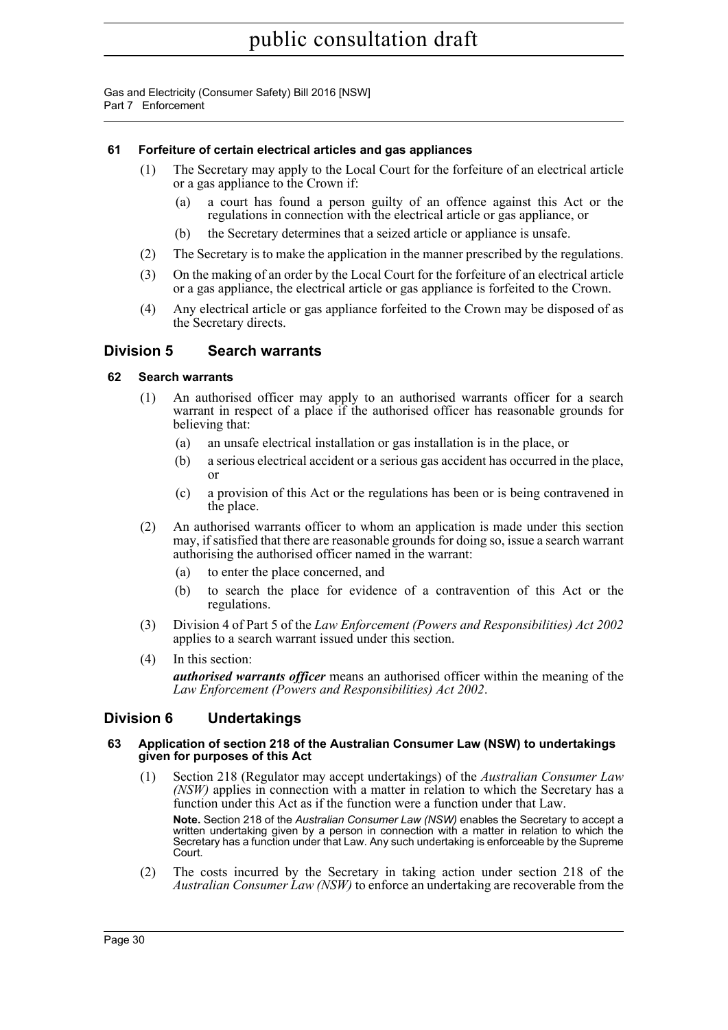### 61 Forfeiture of certain electrical articles and gas appliances

(1) The Secretary may apply to the Local Court for the forfeiture of an electrical article or a gas appliance to the Crown if:

(a) a court has found a person guilty of an offence against this Act or the regulations in connection with the electrical article or gas appliance, or

(b) the Secretary determines that a seized article or appliance is unsafe.

(2) The Secretary is to make the application in the manner prescribed by the regulations.

(3) On the making of an order by the Local Court for the forfeiture of an electrical article or a gas appliance, the electrical article or gas appliance is forfeited to the Crown.

(4) Any electrical article or gas appliance forfeited to the Crown may be disposed of as the Secretary directs.

## Division 5 Search warrants

### 62 Search warrants

(1) An authorised officer may apply to an authorised warrants officer for a search warrant in respect of a place if the authorised officer has reasonable grounds for believing that:

(a) an unsafe electrical installation or gas installation is in the place, or

(b) a serious electrical accident or a serious gas accident has occurred in the place, or

(c) a provision of this Act or the regulations has been or is being contravened in the place.

(2) An authorised warrants officer to whom an application is made under this section may, if satisfied that there are reasonable grounds for doing so, issue a search warrant authorising the authorised officer named in the warrant:

(a) to enter the place concerned, and

(b) to search the place for evidence of a contravention of this Act or the regulations.

(3) Division 4 of Part 5 of the *Law Enforcement (Powers and Responsibilities) Act 2002* applies to a search warrant issued under this section.

(4) In this section:

***authorised warrants officer*** means an authorised officer within the meaning of the *Law Enforcement (Powers and Responsibilities) Act 2002*.

## Division 6 Undertakings

### 63 Application of section 218 of the Australian Consumer Law (NSW) to undertakings given for purposes of this Act

(1) Section 218 (Regulator may accept undertakings) of the *Australian Consumer Law (NSW)* applies in connection with a matter in relation to which the Secretary has a function under this Act as if the function were a function under that Law.

**Note.** Section 218 of the *Australian Consumer Law (NSW)* enables the Secretary to accept a written undertaking given by a person in connection with a matter in relation to which the Secretary has a function under that Law. Any such undertaking is enforceable by the Supreme Court.

(2) The costs incurred by the Secretary in taking action under section 218 of the *Australian Consumer Law (NSW)* to enforce an undertaking are recoverable from the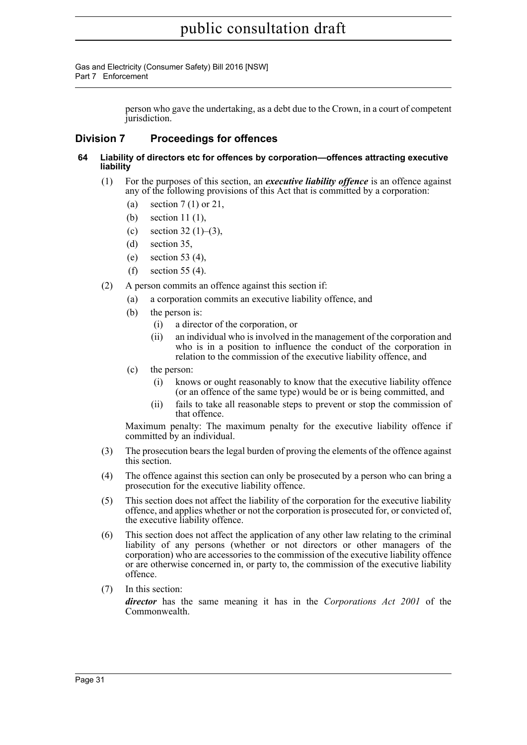person who gave the undertaking, as a debt due to the Crown, in a court of competent jurisdiction.

## Division 7 Proceedings for offences

### 64 Liability of directors etc for offences by corporation—offences attracting executive liability

(1) For the purposes of this section, an ***executive liability offence*** is an offence against any of the following provisions of this Act that is committed by a corporation:

- (a) section 7 (1) or 21,
- (b) section 11 (1),
- (c) section 32 (1)–(3),
- (d) section 35,
- (e) section 53 (4),
- (f) section 55 (4).

(2) A person commits an offence against this section if:

- (a) a corporation commits an executive liability offence, and
- (b) the person is:
  - (i) a director of the corporation, or
  - (ii) an individual who is involved in the management of the corporation and who is in a position to influence the conduct of the corporation in relation to the commission of the executive liability offence, and
- (c) the person:
  - (i) knows or ought reasonably to know that the executive liability offence (or an offence of the same type) would be or is being committed, and
  - (ii) fails to take all reasonable steps to prevent or stop the commission of that offence.

Maximum penalty: The maximum penalty for the executive liability offence if committed by an individual.

(3) The prosecution bears the legal burden of proving the elements of the offence against this section.

(4) The offence against this section can only be prosecuted by a person who can bring a prosecution for the executive liability offence.

(5) This section does not affect the liability of the corporation for the executive liability offence, and applies whether or not the corporation is prosecuted for, or convicted of, the executive liability offence.

(6) This section does not affect the application of any other law relating to the criminal liability of any persons (whether or not directors or other managers of the corporation) who are accessories to the commission of the executive liability offence or are otherwise concerned in, or party to, the commission of the executive liability offence.

(7) In this section:

***director*** has the same meaning it has in the *Corporations Act 2001* of the Commonwealth.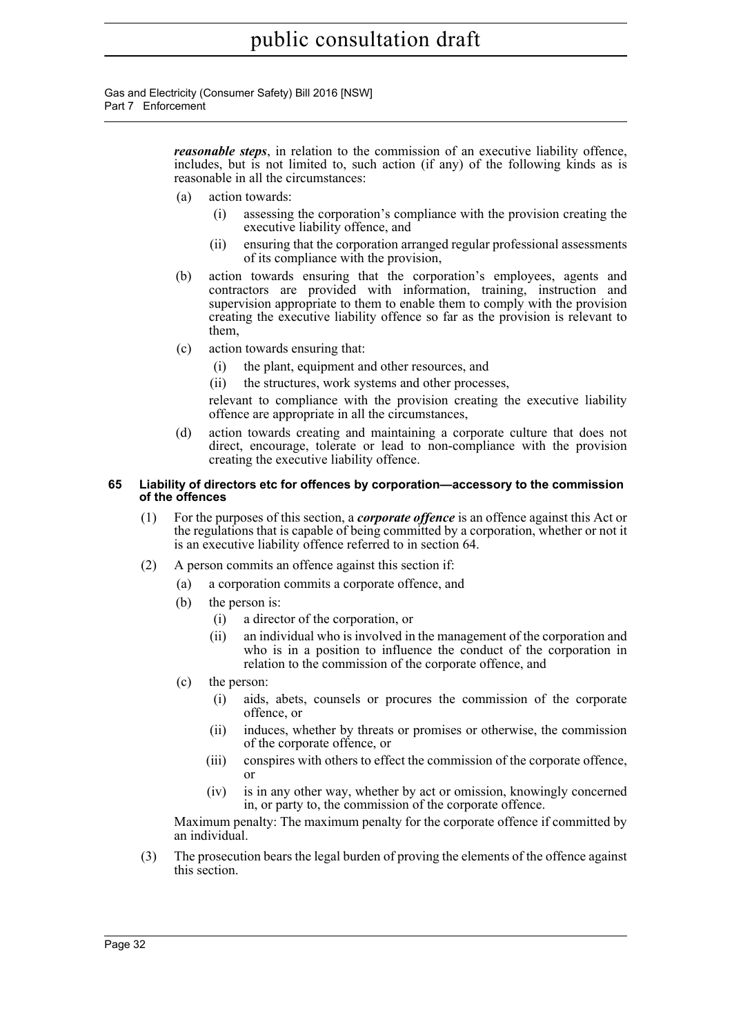***reasonable steps***, in relation to the commission of an executive liability offence, includes, but is not limited to, such action (if any) of the following kinds as is reasonable in all the circumstances:

(a) action towards:

  (i) assessing the corporation's compliance with the provision creating the executive liability offence, and

  (ii) ensuring that the corporation arranged regular professional assessments of its compliance with the provision,

(b) action towards ensuring that the corporation's employees, agents and contractors are provided with information, training, instruction and supervision appropriate to them to enable them to comply with the provision creating the executive liability offence so far as the provision is relevant to them,

(c) action towards ensuring that:

  (i) the plant, equipment and other resources, and

  (ii) the structures, work systems and other processes,

  relevant to compliance with the provision creating the executive liability offence are appropriate in all the circumstances,

(d) action towards creating and maintaining a corporate culture that does not direct, encourage, tolerate or lead to non-compliance with the provision creating the executive liability offence.

**65 Liability of directors etc for offences by corporation—accessory to the commission of the offences**

(1) For the purposes of this section, a ***corporate offence*** is an offence against this Act or the regulations that is capable of being committed by a corporation, whether or not it is an executive liability offence referred to in section 64.

(2) A person commits an offence against this section if:

  (a) a corporation commits a corporate offence, and

  (b) the person is:

    (i) a director of the corporation, or

    (ii) an individual who is involved in the management of the corporation and who is in a position to influence the conduct of the corporation in relation to the commission of the corporate offence, and

  (c) the person:

    (i) aids, abets, counsels or procures the commission of the corporate offence, or

    (ii) induces, whether by threats or promises or otherwise, the commission of the corporate offence, or

    (iii) conspires with others to effect the commission of the corporate offence, or

    (iv) is in any other way, whether by act or omission, knowingly concerned in, or party to, the commission of the corporate offence.

  Maximum penalty: The maximum penalty for the corporate offence if committed by an individual.

(3) The prosecution bears the legal burden of proving the elements of the offence against this section.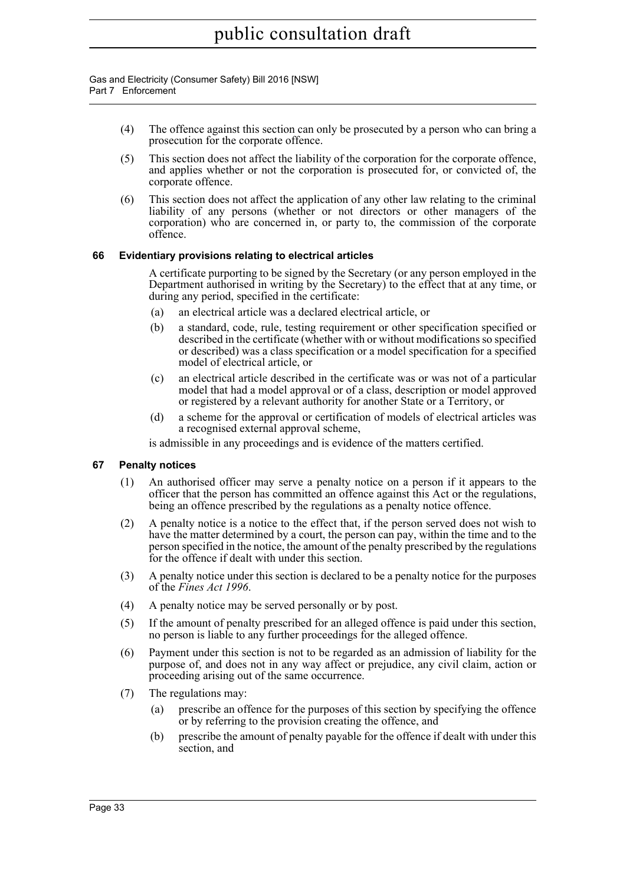(4) The offence against this section can only be prosecuted by a person who can bring a prosecution for the corporate offence.

(5) This section does not affect the liability of the corporation for the corporate offence, and applies whether or not the corporation is prosecuted for, or convicted of, the corporate offence.

(6) This section does not affect the application of any other law relating to the criminal liability of any persons (whether or not directors or other managers of the corporation) who are concerned in, or party to, the commission of the corporate offence.

### 66 Evidentiary provisions relating to electrical articles

A certificate purporting to be signed by the Secretary (or any person employed in the Department authorised in writing by the Secretary) to the effect that at any time, or during any period, specified in the certificate:

(a) an electrical article was a declared electrical article, or

(b) a standard, code, rule, testing requirement or other specification specified or described in the certificate (whether with or without modifications so specified or described) was a class specification or a model specification for a specified model of electrical article, or

(c) an electrical article described in the certificate was or was not of a particular model that had a model approval or of a class, description or model approved or registered by a relevant authority for another State or a Territory, or

(d) a scheme for the approval or certification of models of electrical articles was a recognised external approval scheme,

is admissible in any proceedings and is evidence of the matters certified.

### 67 Penalty notices

(1) An authorised officer may serve a penalty notice on a person if it appears to the officer that the person has committed an offence against this Act or the regulations, being an offence prescribed by the regulations as a penalty notice offence.

(2) A penalty notice is a notice to the effect that, if the person served does not wish to have the matter determined by a court, the person can pay, within the time and to the person specified in the notice, the amount of the penalty prescribed by the regulations for the offence if dealt with under this section.

(3) A penalty notice under this section is declared to be a penalty notice for the purposes of the *Fines Act 1996*.

(4) A penalty notice may be served personally or by post.

(5) If the amount of penalty prescribed for an alleged offence is paid under this section, no person is liable to any further proceedings for the alleged offence.

(6) Payment under this section is not to be regarded as an admission of liability for the purpose of, and does not in any way affect or prejudice, any civil claim, action or proceeding arising out of the same occurrence.

(7) The regulations may:

(a) prescribe an offence for the purposes of this section by specifying the offence or by referring to the provision creating the offence, and

(b) prescribe the amount of penalty payable for the offence if dealt with under this section, and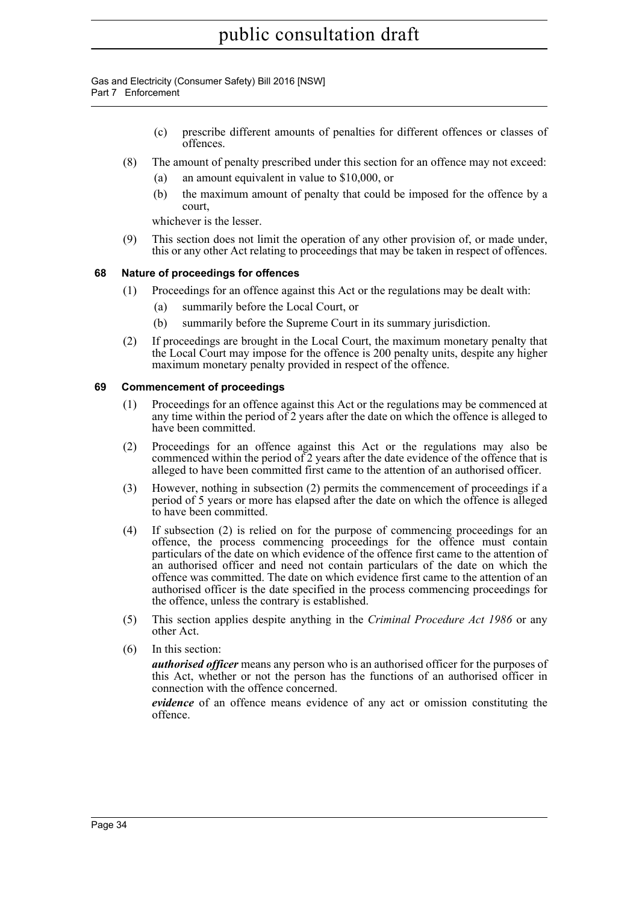(c) prescribe different amounts of penalties for different offences or classes of offences.

(8) The amount of penalty prescribed under this section for an offence may not exceed:

(a) an amount equivalent in value to $10,000, or

(b) the maximum amount of penalty that could be imposed for the offence by a court,

whichever is the lesser.

(9) This section does not limit the operation of any other provision of, or made under, this or any other Act relating to proceedings that may be taken in respect of offences.

### 68 Nature of proceedings for offences

(1) Proceedings for an offence against this Act or the regulations may be dealt with:

(a) summarily before the Local Court, or

(b) summarily before the Supreme Court in its summary jurisdiction.

(2) If proceedings are brought in the Local Court, the maximum monetary penalty that the Local Court may impose for the offence is 200 penalty units, despite any higher maximum monetary penalty provided in respect of the offence.

### 69 Commencement of proceedings

(1) Proceedings for an offence against this Act or the regulations may be commenced at any time within the period of 2 years after the date on which the offence is alleged to have been committed.

(2) Proceedings for an offence against this Act or the regulations may also be commenced within the period of 2 years after the date evidence of the offence that is alleged to have been committed first came to the attention of an authorised officer.

(3) However, nothing in subsection (2) permits the commencement of proceedings if a period of 5 years or more has elapsed after the date on which the offence is alleged to have been committed.

(4) If subsection (2) is relied on for the purpose of commencing proceedings for an offence, the process commencing proceedings for the offence must contain particulars of the date on which evidence of the offence first came to the attention of an authorised officer and need not contain particulars of the date on which the offence was committed. The date on which evidence first came to the attention of an authorised officer is the date specified in the process commencing proceedings for the offence, unless the contrary is established.

(5) This section applies despite anything in the *Criminal Procedure Act 1986* or any other Act.

(6) In this section:

***authorised officer*** means any person who is an authorised officer for the purposes of this Act, whether or not the person has the functions of an authorised officer in connection with the offence concerned.

***evidence*** of an offence means evidence of any act or omission constituting the offence.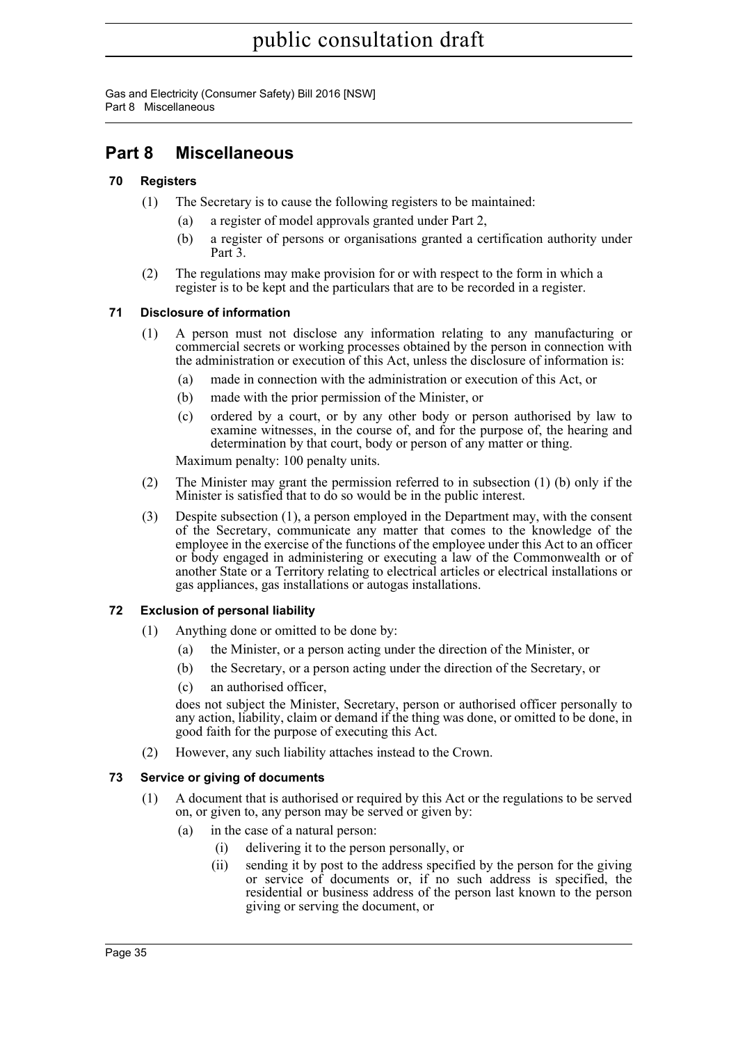# Part 8 Miscellaneous

### 70 Registers

(1) The Secretary is to cause the following registers to be maintained:

(a) a register of model approvals granted under Part 2,

(b) a register of persons or organisations granted a certification authority under Part 3.

(2) The regulations may make provision for or with respect to the form in which a register is to be kept and the particulars that are to be recorded in a register.

### 71 Disclosure of information

(1) A person must not disclose any information relating to any manufacturing or commercial secrets or working processes obtained by the person in connection with the administration or execution of this Act, unless the disclosure of information is:

(a) made in connection with the administration or execution of this Act, or

(b) made with the prior permission of the Minister, or

(c) ordered by a court, or by any other body or person authorised by law to examine witnesses, in the course of, and for the purpose of, the hearing and determination by that court, body or person of any matter or thing.

Maximum penalty: 100 penalty units.

(2) The Minister may grant the permission referred to in subsection (1) (b) only if the Minister is satisfied that to do so would be in the public interest.

(3) Despite subsection (1), a person employed in the Department may, with the consent of the Secretary, communicate any matter that comes to the knowledge of the employee in the exercise of the functions of the employee under this Act to an officer or body engaged in administering or executing a law of the Commonwealth or of another State or a Territory relating to electrical articles or electrical installations or gas appliances, gas installations or autogas installations.

### 72 Exclusion of personal liability

(1) Anything done or omitted to be done by:

(a) the Minister, or a person acting under the direction of the Minister, or

(b) the Secretary, or a person acting under the direction of the Secretary, or

(c) an authorised officer,

does not subject the Minister, Secretary, person or authorised officer personally to any action, liability, claim or demand if the thing was done, or omitted to be done, in good faith for the purpose of executing this Act.

(2) However, any such liability attaches instead to the Crown.

### 73 Service or giving of documents

(1) A document that is authorised or required by this Act or the regulations to be served on, or given to, any person may be served or given by:

(a) in the case of a natural person:

(i) delivering it to the person personally, or

(ii) sending it by post to the address specified by the person for the giving or service of documents or, if no such address is specified, the residential or business address of the person last known to the person giving or serving the document, or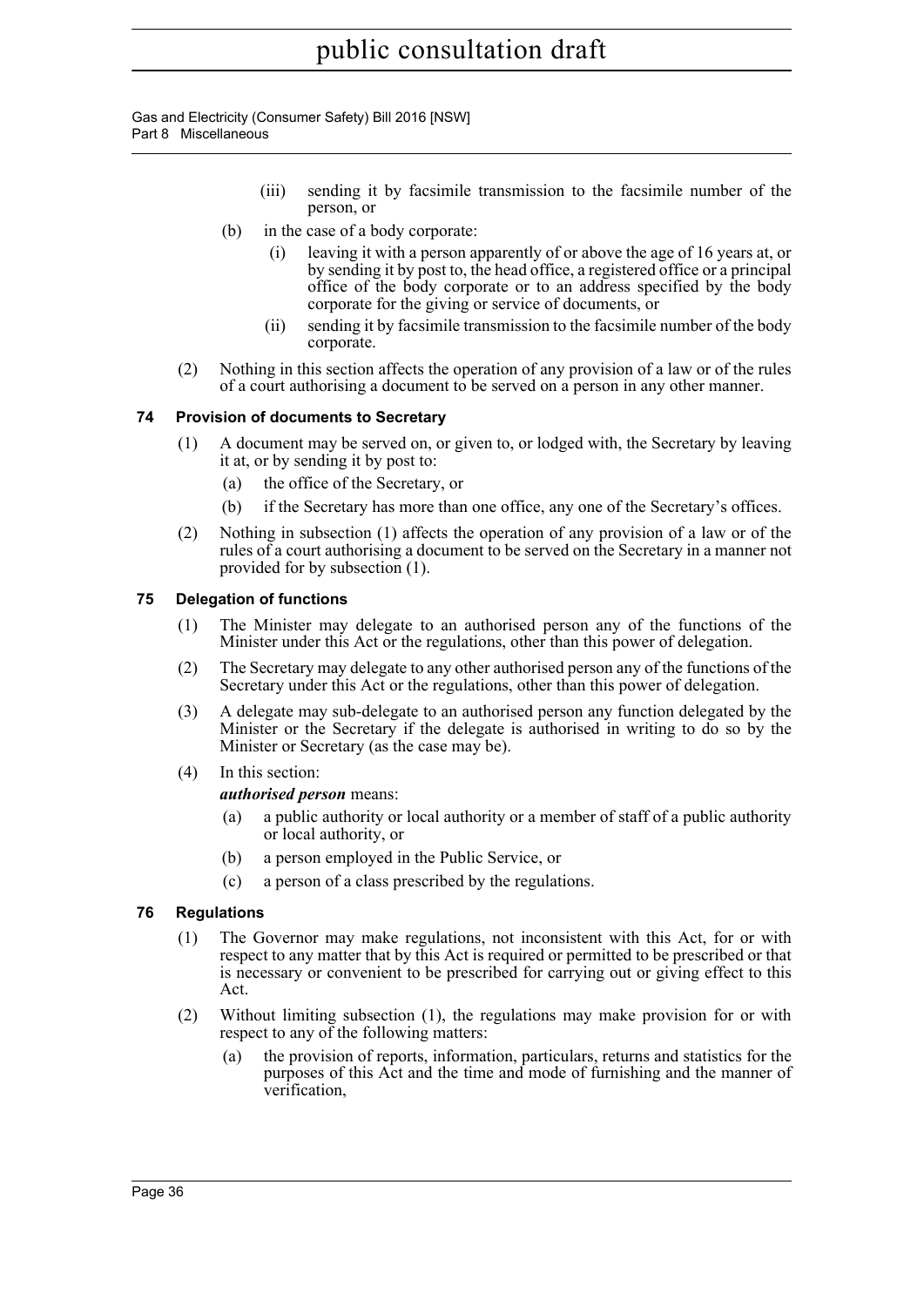(iii) sending it by facsimile transmission to the facsimile number of the person, or

(b) in the case of a body corporate:

(i) leaving it with a person apparently of or above the age of 16 years at, or by sending it by post to, the head office, a registered office or a principal office of the body corporate or to an address specified by the body corporate for the giving or service of documents, or

(ii) sending it by facsimile transmission to the facsimile number of the body corporate.

(2) Nothing in this section affects the operation of any provision of a law or of the rules of a court authorising a document to be served on a person in any other manner.

### 74 Provision of documents to Secretary

(1) A document may be served on, or given to, or lodged with, the Secretary by leaving it at, or by sending it by post to:

(a) the office of the Secretary, or

(b) if the Secretary has more than one office, any one of the Secretary's offices.

(2) Nothing in subsection (1) affects the operation of any provision of a law or of the rules of a court authorising a document to be served on the Secretary in a manner not provided for by subsection (1).

### 75 Delegation of functions

(1) The Minister may delegate to an authorised person any of the functions of the Minister under this Act or the regulations, other than this power of delegation.

(2) The Secretary may delegate to any other authorised person any of the functions of the Secretary under this Act or the regulations, other than this power of delegation.

(3) A delegate may sub-delegate to an authorised person any function delegated by the Minister or the Secretary if the delegate is authorised in writing to do so by the Minister or Secretary (as the case may be).

(4) In this section:

***authorised person*** means:

(a) a public authority or local authority or a member of staff of a public authority or local authority, or

(b) a person employed in the Public Service, or

(c) a person of a class prescribed by the regulations.

### 76 Regulations

(1) The Governor may make regulations, not inconsistent with this Act, for or with respect to any matter that by this Act is required or permitted to be prescribed or that is necessary or convenient to be prescribed for carrying out or giving effect to this Act.

(2) Without limiting subsection (1), the regulations may make provision for or with respect to any of the following matters:

(a) the provision of reports, information, particulars, returns and statistics for the purposes of this Act and the time and mode of furnishing and the manner of verification,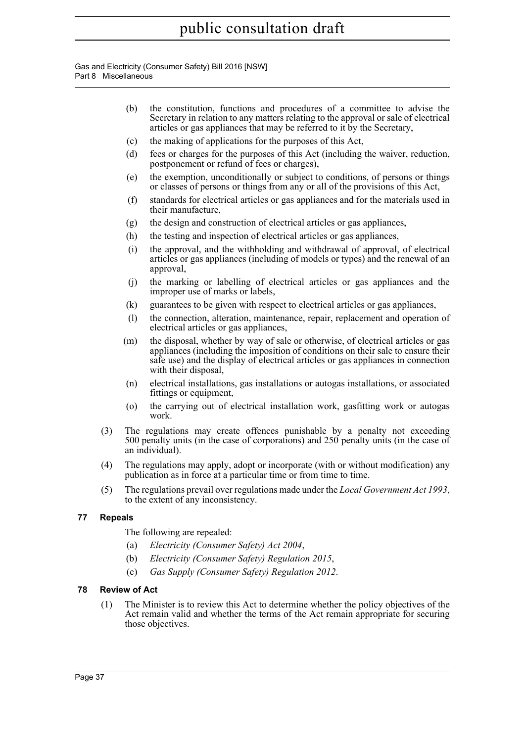(b) the constitution, functions and procedures of a committee to advise the Secretary in relation to any matters relating to the approval or sale of electrical articles or gas appliances that may be referred to it by the Secretary,

(c) the making of applications for the purposes of this Act,

(d) fees or charges for the purposes of this Act (including the waiver, reduction, postponement or refund of fees or charges),

(e) the exemption, unconditionally or subject to conditions, of persons or things or classes of persons or things from any or all of the provisions of this Act,

(f) standards for electrical articles or gas appliances and for the materials used in their manufacture,

(g) the design and construction of electrical articles or gas appliances,

(h) the testing and inspection of electrical articles or gas appliances,

(i) the approval, and the withholding and withdrawal of approval, of electrical articles or gas appliances (including of models or types) and the renewal of an approval,

(j) the marking or labelling of electrical articles or gas appliances and the improper use of marks or labels,

(k) guarantees to be given with respect to electrical articles or gas appliances,

(l) the connection, alteration, maintenance, repair, replacement and operation of electrical articles or gas appliances,

(m) the disposal, whether by way of sale or otherwise, of electrical articles or gas appliances (including the imposition of conditions on their sale to ensure their safe use) and the display of electrical articles or gas appliances in connection with their disposal,

(n) electrical installations, gas installations or autogas installations, or associated fittings or equipment,

(o) the carrying out of electrical installation work, gasfitting work or autogas work.

(3) The regulations may create offences punishable by a penalty not exceeding 500 penalty units (in the case of corporations) and 250 penalty units (in the case of an individual).

(4) The regulations may apply, adopt or incorporate (with or without modification) any publication as in force at a particular time or from time to time.

(5) The regulations prevail over regulations made under the *Local Government Act 1993*, to the extent of any inconsistency.

### 77 Repeals

The following are repealed:

(a) *Electricity (Consumer Safety) Act 2004*,

(b) *Electricity (Consumer Safety) Regulation 2015*,

(c) *Gas Supply (Consumer Safety) Regulation 2012*.

### 78 Review of Act

(1) The Minister is to review this Act to determine whether the policy objectives of the Act remain valid and whether the terms of the Act remain appropriate for securing those objectives.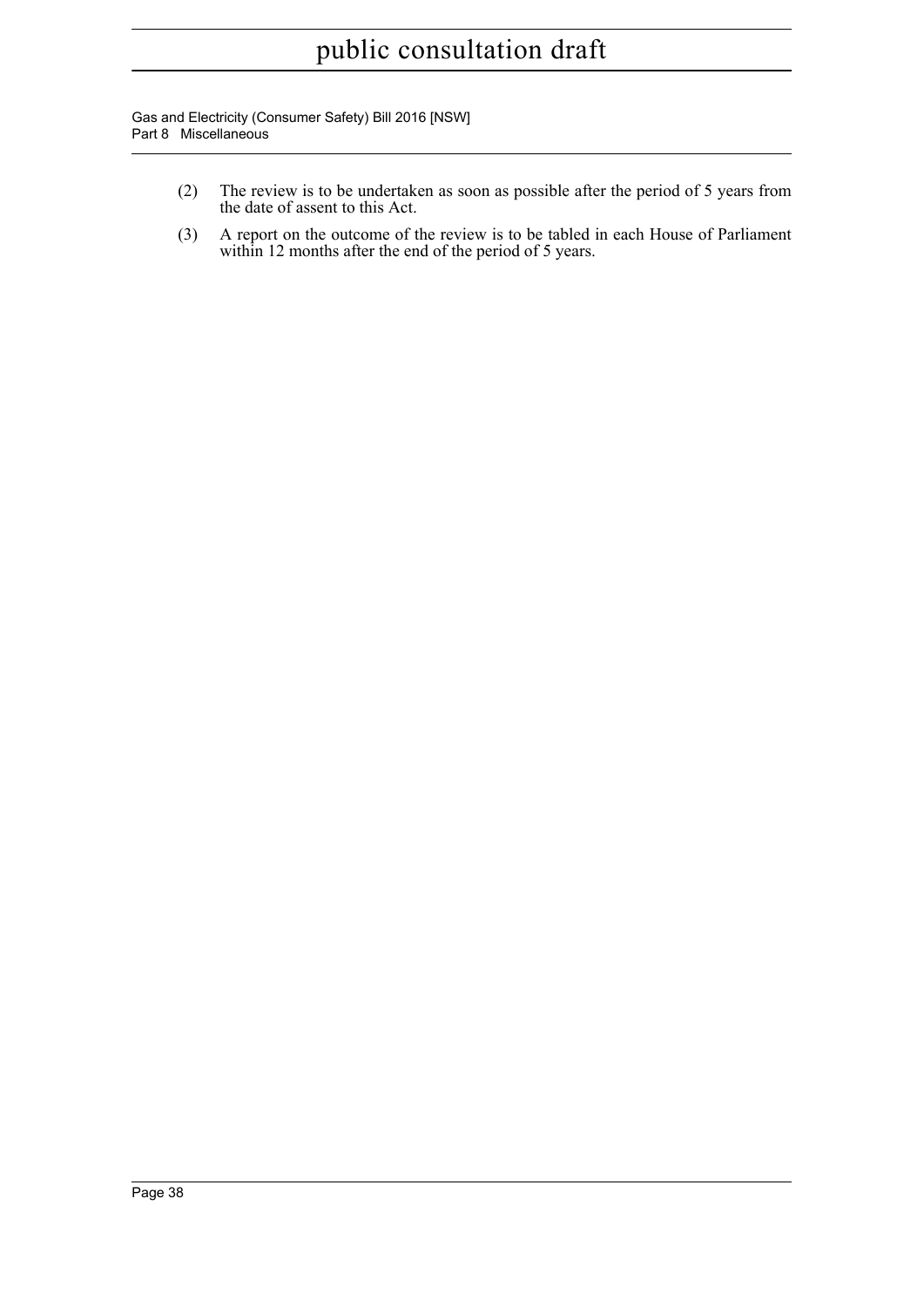(2) The review is to be undertaken as soon as possible after the period of 5 years from the date of assent to this Act.

(3) A report on the outcome of the review is to be tabled in each House of Parliament within 12 months after the end of the period of 5 years.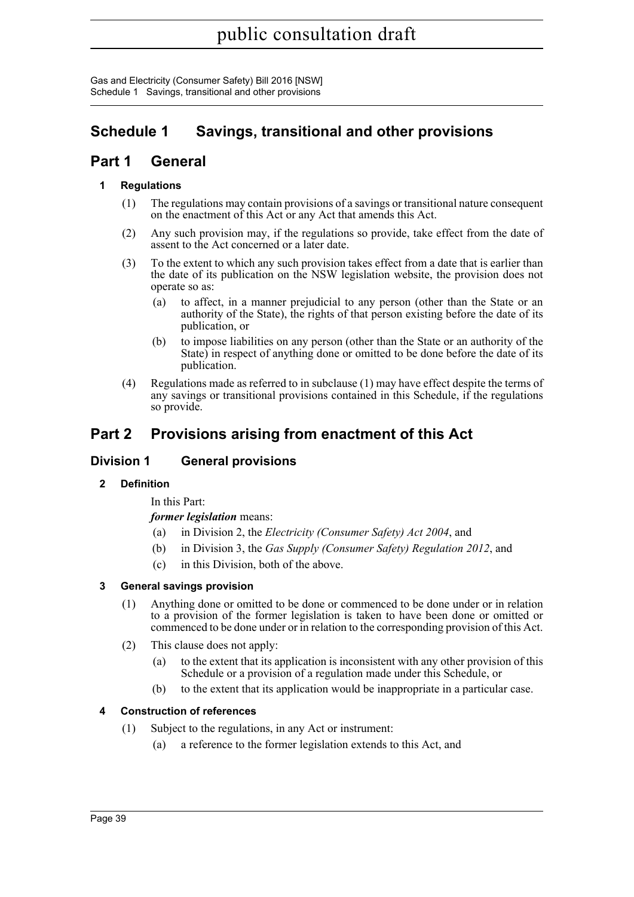# Schedule 1 Savings, transitional and other provisions

## Part 1 General

### 1 Regulations

(1) The regulations may contain provisions of a savings or transitional nature consequent on the enactment of this Act or any Act that amends this Act.

(2) Any such provision may, if the regulations so provide, take effect from the date of assent to the Act concerned or a later date.

(3) To the extent to which any such provision takes effect from a date that is earlier than the date of its publication on the NSW legislation website, the provision does not operate so as:

(a) to affect, in a manner prejudicial to any person (other than the State or an authority of the State), the rights of that person existing before the date of its publication, or

(b) to impose liabilities on any person (other than the State or an authority of the State) in respect of anything done or omitted to be done before the date of its publication.

(4) Regulations made as referred to in subclause (1) may have effect despite the terms of any savings or transitional provisions contained in this Schedule, if the regulations so provide.

## Part 2 Provisions arising from enactment of this Act

### Division 1 General provisions

#### 2 Definition

In this Part:

***former legislation*** means:

(a) in Division 2, the *Electricity (Consumer Safety) Act 2004*, and

(b) in Division 3, the *Gas Supply (Consumer Safety) Regulation 2012*, and

(c) in this Division, both of the above.

#### 3 General savings provision

(1) Anything done or omitted to be done or commenced to be done under or in relation to a provision of the former legislation is taken to have been done or omitted or commenced to be done under or in relation to the corresponding provision of this Act.

(2) This clause does not apply:

(a) to the extent that its application is inconsistent with any other provision of this Schedule or a provision of a regulation made under this Schedule, or

(b) to the extent that its application would be inappropriate in a particular case.

#### 4 Construction of references

(1) Subject to the regulations, in any Act or instrument:

(a) a reference to the former legislation extends to this Act, and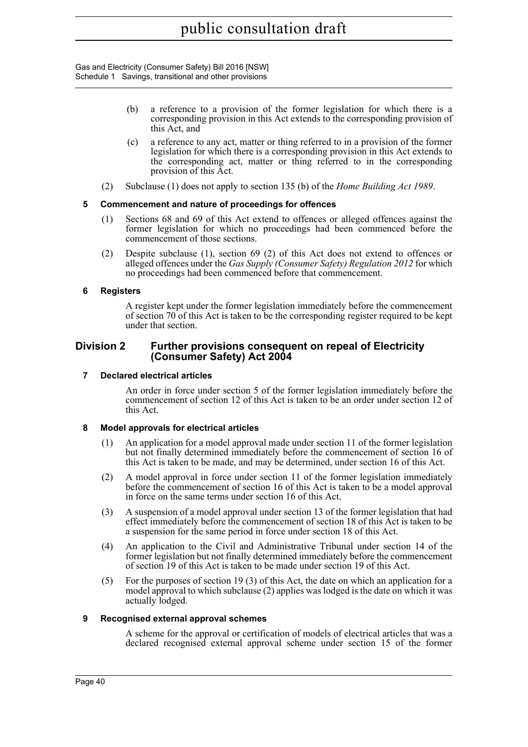(b) a reference to a provision of the former legislation for which there is a corresponding provision in this Act extends to the corresponding provision of this Act, and

(c) a reference to any act, matter or thing referred to in a provision of the former legislation for which there is a corresponding provision in this Act extends to the corresponding act, matter or thing referred to in the corresponding provision of this Act.

(2) Subclause (1) does not apply to section 135 (b) of the *Home Building Act 1989*.

### 5 Commencement and nature of proceedings for offences

(1) Sections 68 and 69 of this Act extend to offences or alleged offences against the former legislation for which no proceedings had been commenced before the commencement of those sections.

(2) Despite subclause (1), section 69 (2) of this Act does not extend to offences or alleged offences under the *Gas Supply (Consumer Safety) Regulation 2012* for which no proceedings had been commenced before that commencement.

### 6 Registers

A register kept under the former legislation immediately before the commencement of section 70 of this Act is taken to be the corresponding register required to be kept under that section.

## Division 2 Further provisions consequent on repeal of Electricity (Consumer Safety) Act 2004

### 7 Declared electrical articles

An order in force under section 5 of the former legislation immediately before the commencement of section 12 of this Act is taken to be an order under section 12 of this Act.

### 8 Model approvals for electrical articles

(1) An application for a model approval made under section 11 of the former legislation but not finally determined immediately before the commencement of section 16 of this Act is taken to be made, and may be determined, under section 16 of this Act.

(2) A model approval in force under section 11 of the former legislation immediately before the commencement of section 16 of this Act is taken to be a model approval in force on the same terms under section 16 of this Act.

(3) A suspension of a model approval under section 13 of the former legislation that had effect immediately before the commencement of section 18 of this Act is taken to be a suspension for the same period in force under section 18 of this Act.

(4) An application to the Civil and Administrative Tribunal under section 14 of the former legislation but not finally determined immediately before the commencement of section 19 of this Act is taken to be made under section 19 of this Act.

(5) For the purposes of section 19 (3) of this Act, the date on which an application for a model approval to which subclause (2) applies was lodged is the date on which it was actually lodged.

### 9 Recognised external approval schemes

A scheme for the approval or certification of models of electrical articles that was a declared recognised external approval scheme under section 15 of the former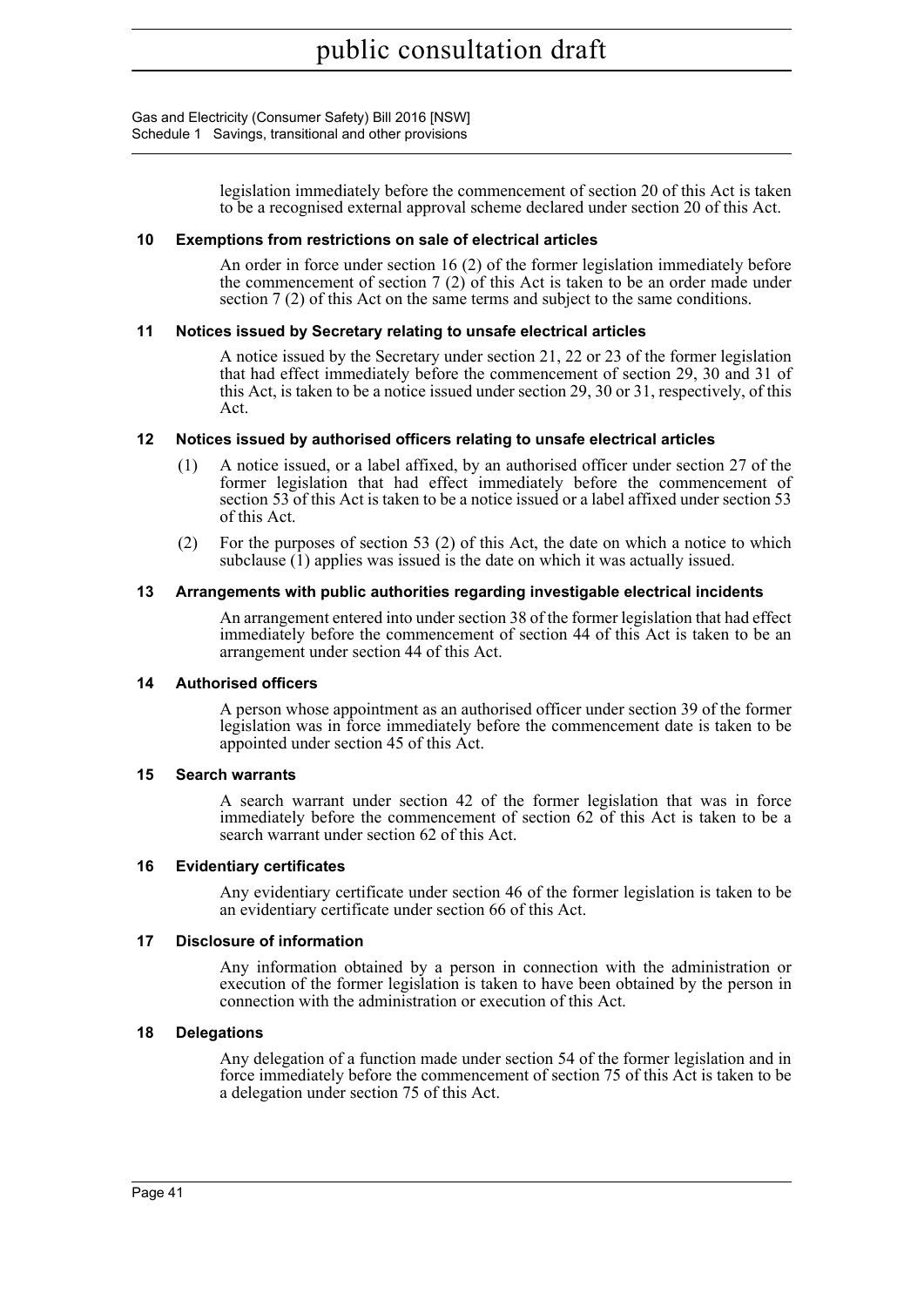legislation immediately before the commencement of section 20 of this Act is taken to be a recognised external approval scheme declared under section 20 of this Act.

### 10 Exemptions from restrictions on sale of electrical articles

An order in force under section 16 (2) of the former legislation immediately before the commencement of section 7 (2) of this Act is taken to be an order made under section 7 (2) of this Act on the same terms and subject to the same conditions.

### 11 Notices issued by Secretary relating to unsafe electrical articles

A notice issued by the Secretary under section 21, 22 or 23 of the former legislation that had effect immediately before the commencement of section 29, 30 and 31 of this Act, is taken to be a notice issued under section 29, 30 or 31, respectively, of this Act.

### 12 Notices issued by authorised officers relating to unsafe electrical articles

(1) A notice issued, or a label affixed, by an authorised officer under section 27 of the former legislation that had effect immediately before the commencement of section 53 of this Act is taken to be a notice issued or a label affixed under section 53 of this Act.

(2) For the purposes of section 53 (2) of this Act, the date on which a notice to which subclause (1) applies was issued is the date on which it was actually issued.

### 13 Arrangements with public authorities regarding investigable electrical incidents

An arrangement entered into under section 38 of the former legislation that had effect immediately before the commencement of section 44 of this Act is taken to be an arrangement under section 44 of this Act.

### 14 Authorised officers

A person whose appointment as an authorised officer under section 39 of the former legislation was in force immediately before the commencement date is taken to be appointed under section 45 of this Act.

### 15 Search warrants

A search warrant under section 42 of the former legislation that was in force immediately before the commencement of section 62 of this Act is taken to be a search warrant under section 62 of this Act.

### 16 Evidentiary certificates

Any evidentiary certificate under section 46 of the former legislation is taken to be an evidentiary certificate under section 66 of this Act.

### 17 Disclosure of information

Any information obtained by a person in connection with the administration or execution of the former legislation is taken to have been obtained by the person in connection with the administration or execution of this Act.

### 18 Delegations

Any delegation of a function made under section 54 of the former legislation and in force immediately before the commencement of section 75 of this Act is taken to be a delegation under section 75 of this Act.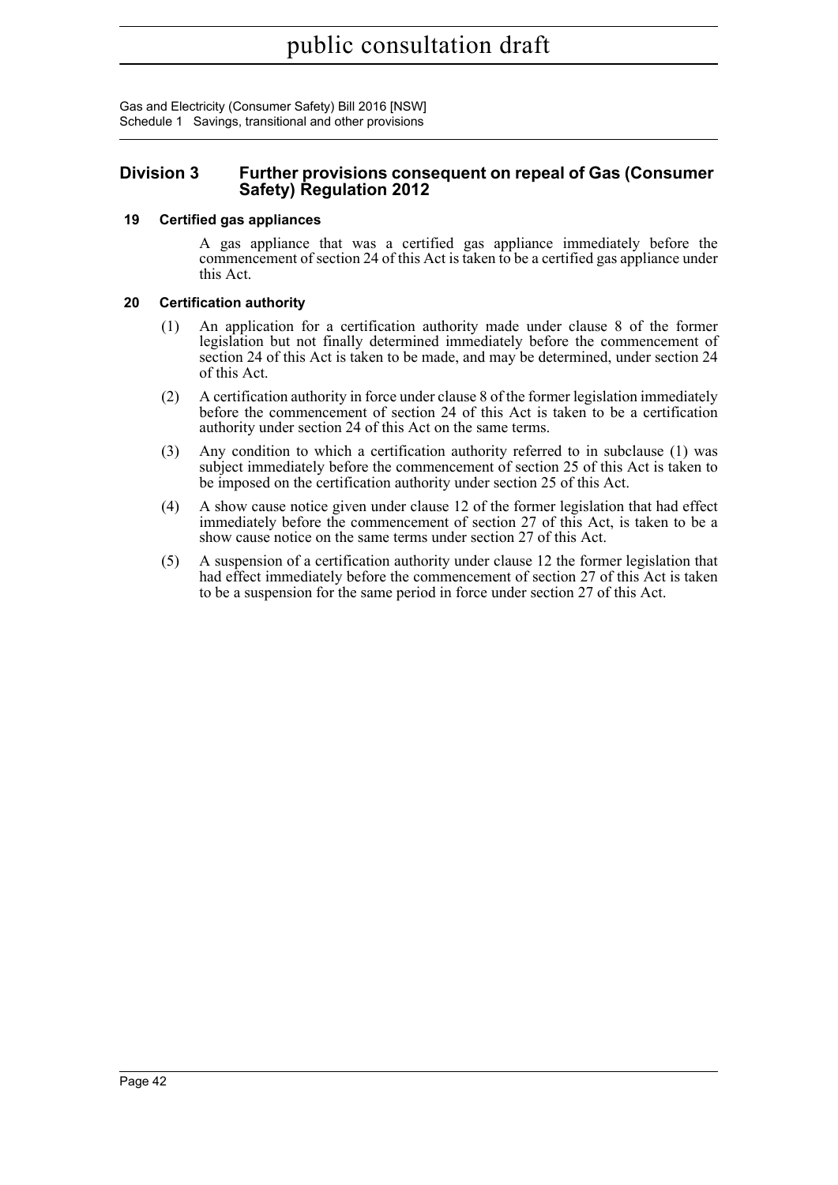## Division 3 Further provisions consequent on repeal of Gas (Consumer Safety) Regulation 2012

### 19 Certified gas appliances

A gas appliance that was a certified gas appliance immediately before the commencement of section 24 of this Act is taken to be a certified gas appliance under this Act.

### 20 Certification authority

(1) An application for a certification authority made under clause 8 of the former legislation but not finally determined immediately before the commencement of section 24 of this Act is taken to be made, and may be determined, under section 24 of this Act.

(2) A certification authority in force under clause 8 of the former legislation immediately before the commencement of section 24 of this Act is taken to be a certification authority under section 24 of this Act on the same terms.

(3) Any condition to which a certification authority referred to in subclause (1) was subject immediately before the commencement of section 25 of this Act is taken to be imposed on the certification authority under section 25 of this Act.

(4) A show cause notice given under clause 12 of the former legislation that had effect immediately before the commencement of section 27 of this Act, is taken to be a show cause notice on the same terms under section 27 of this Act.

(5) A suspension of a certification authority under clause 12 the former legislation that had effect immediately before the commencement of section 27 of this Act is taken to be a suspension for the same period in force under section 27 of this Act.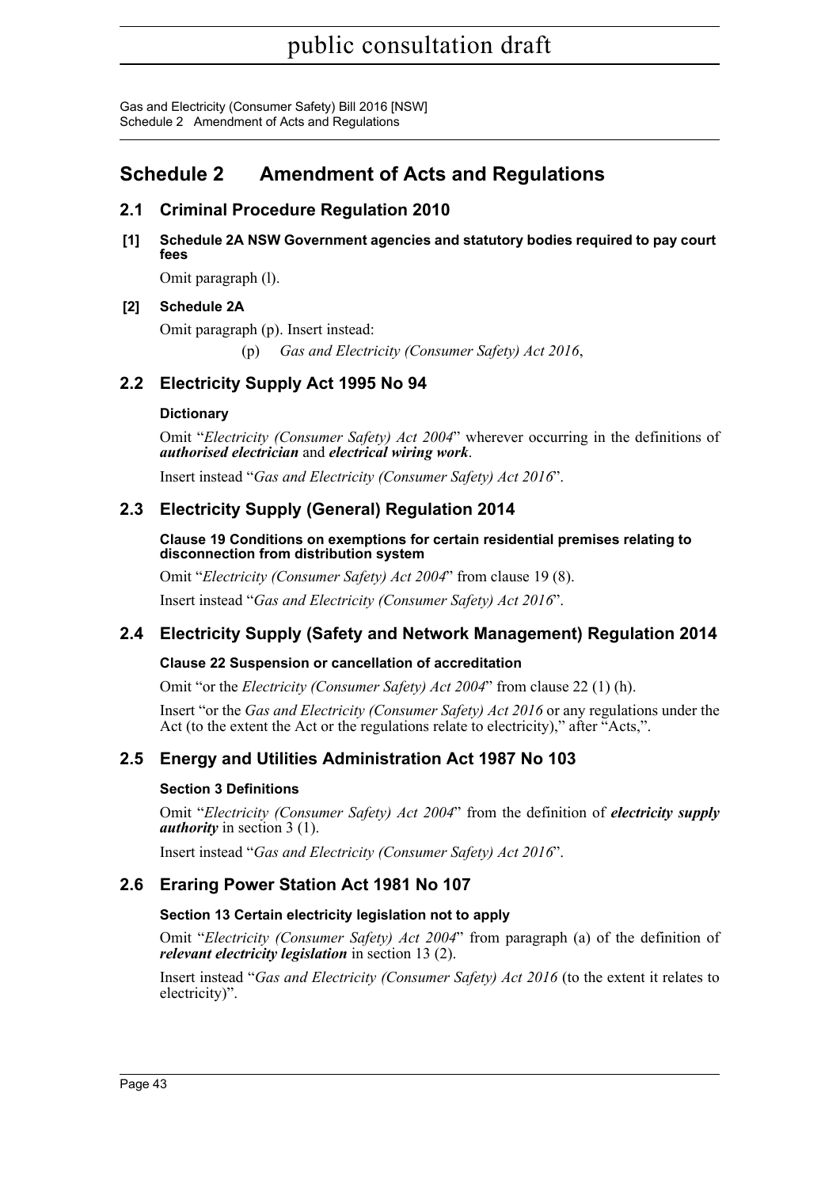# Schedule 2 Amendment of Acts and Regulations

## 2.1 Criminal Procedure Regulation 2010

**[1] Schedule 2A NSW Government agencies and statutory bodies required to pay court fees**

Omit paragraph (l).

**[2] Schedule 2A**

Omit paragraph (p). Insert instead:

(p) *Gas and Electricity (Consumer Safety) Act 2016*,

## 2.2 Electricity Supply Act 1995 No 94

**Dictionary**

Omit "*Electricity (Consumer Safety) Act 2004*" wherever occurring in the definitions of ***authorised electrician*** and ***electrical wiring work***.

Insert instead "*Gas and Electricity (Consumer Safety) Act 2016*".

## 2.3 Electricity Supply (General) Regulation 2014

**Clause 19 Conditions on exemptions for certain residential premises relating to disconnection from distribution system**

Omit "*Electricity (Consumer Safety) Act 2004*" from clause 19 (8).

Insert instead "*Gas and Electricity (Consumer Safety) Act 2016*".

## 2.4 Electricity Supply (Safety and Network Management) Regulation 2014

**Clause 22 Suspension or cancellation of accreditation**

Omit "or the *Electricity (Consumer Safety) Act 2004*" from clause 22 (1) (h).

Insert "or the *Gas and Electricity (Consumer Safety) Act 2016* or any regulations under the Act (to the extent the Act or the regulations relate to electricity)," after "Acts,".

## 2.5 Energy and Utilities Administration Act 1987 No 103

**Section 3 Definitions**

Omit "*Electricity (Consumer Safety) Act 2004*" from the definition of ***electricity supply authority*** in section 3 (1).

Insert instead "*Gas and Electricity (Consumer Safety) Act 2016*".

## 2.6 Eraring Power Station Act 1981 No 107

**Section 13 Certain electricity legislation not to apply**

Omit "*Electricity (Consumer Safety) Act 2004*" from paragraph (a) of the definition of ***relevant electricity legislation*** in section 13 (2).

Insert instead "*Gas and Electricity (Consumer Safety) Act 2016* (to the extent it relates to electricity)".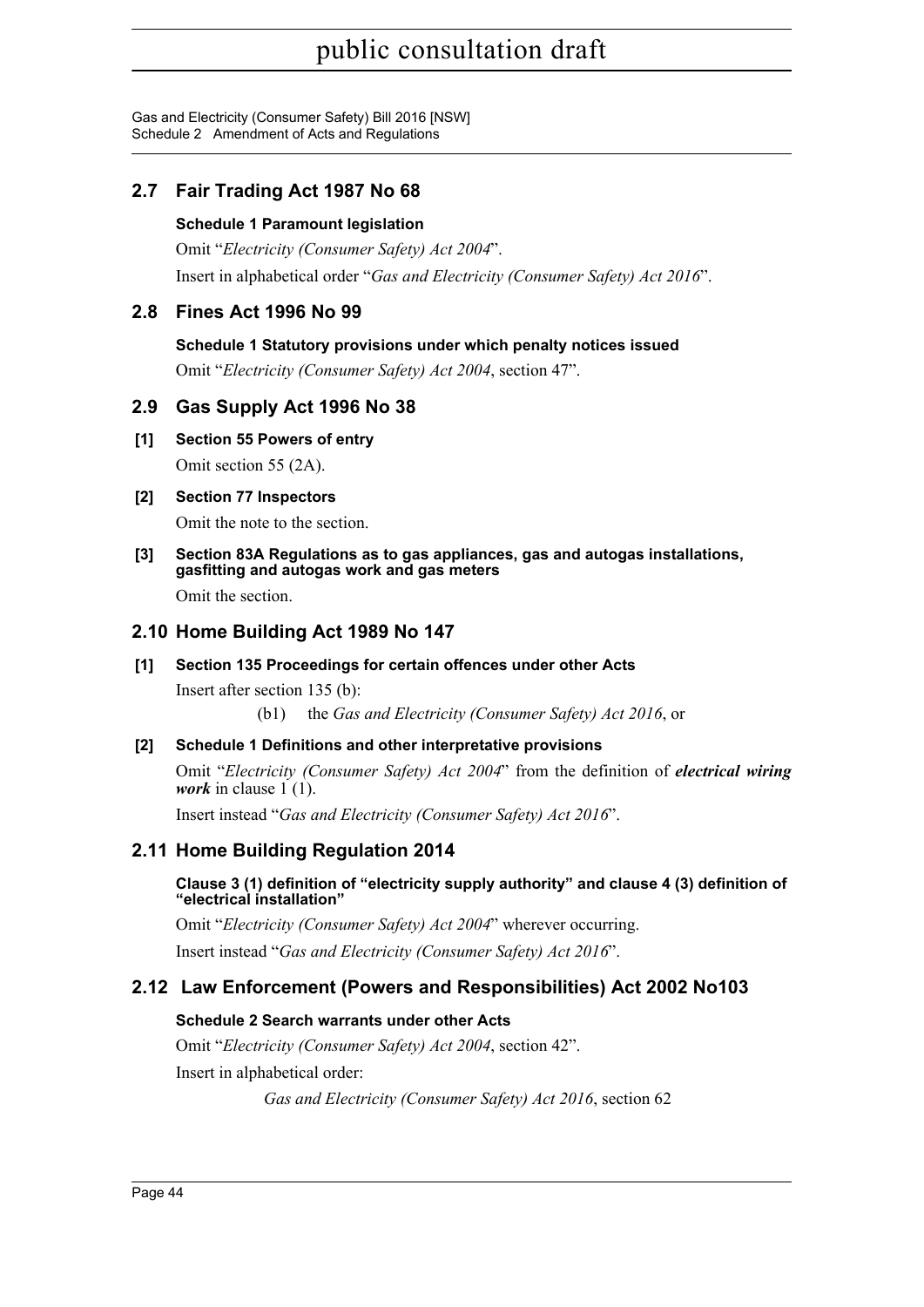## 2.7 Fair Trading Act 1987 No 68

**Schedule 1 Paramount legislation**

Omit "*Electricity (Consumer Safety) Act 2004*".

Insert in alphabetical order "*Gas and Electricity (Consumer Safety) Act 2016*".

## 2.8 Fines Act 1996 No 99

**Schedule 1 Statutory provisions under which penalty notices issued**

Omit "*Electricity (Consumer Safety) Act 2004*, section 47".

## 2.9 Gas Supply Act 1996 No 38

**[1] Section 55 Powers of entry**

Omit section 55 (2A).

**[2] Section 77 Inspectors**

Omit the note to the section.

**[3] Section 83A Regulations as to gas appliances, gas and autogas installations, gasfitting and autogas work and gas meters**

Omit the section.

## 2.10 Home Building Act 1989 No 147

**[1] Section 135 Proceedings for certain offences under other Acts**

Insert after section 135 (b):

(b1) the *Gas and Electricity (Consumer Safety) Act 2016*, or

**[2] Schedule 1 Definitions and other interpretative provisions**

Omit "*Electricity (Consumer Safety) Act 2004*" from the definition of ***electrical wiring work*** in clause 1 (1).

Insert instead "*Gas and Electricity (Consumer Safety) Act 2016*".

## 2.11 Home Building Regulation 2014

**Clause 3 (1) definition of "electricity supply authority" and clause 4 (3) definition of "electrical installation"**

Omit "*Electricity (Consumer Safety) Act 2004*" wherever occurring.

Insert instead "*Gas and Electricity (Consumer Safety) Act 2016*".

## 2.12 Law Enforcement (Powers and Responsibilities) Act 2002 No103

**Schedule 2 Search warrants under other Acts**

Omit "*Electricity (Consumer Safety) Act 2004*, section 42".

Insert in alphabetical order:

*Gas and Electricity (Consumer Safety) Act 2016*, section 62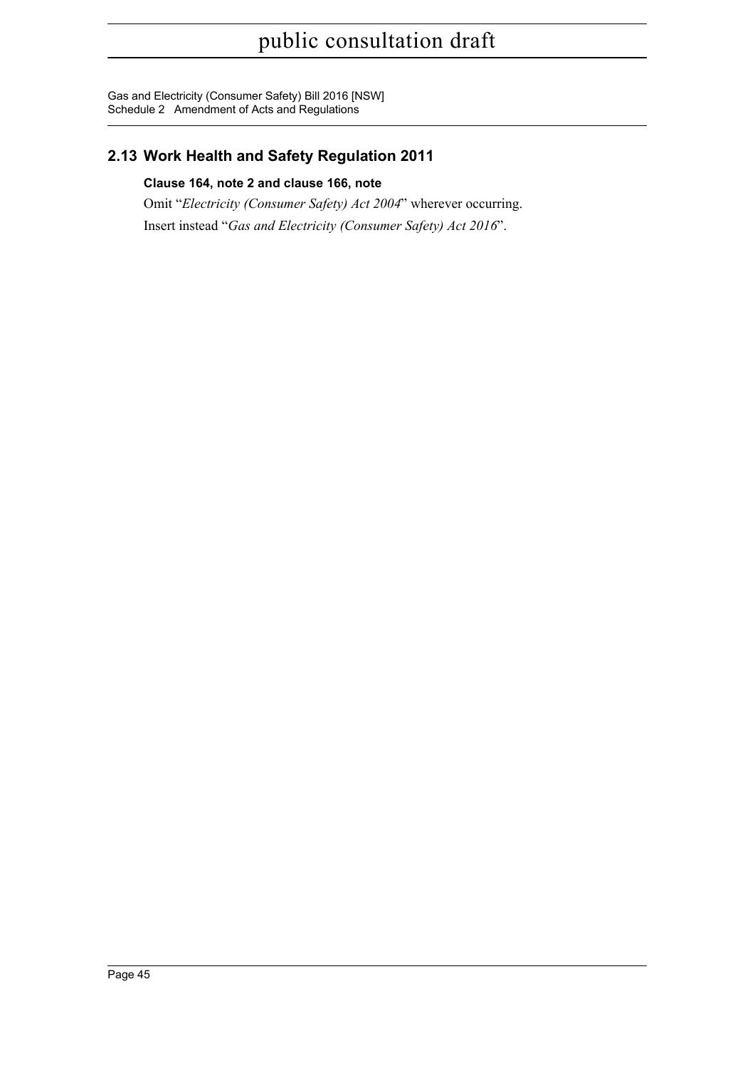## 2.13 Work Health and Safety Regulation 2011

**Clause 164, note 2 and clause 166, note**

Omit "*Electricity (Consumer Safety) Act 2004*" wherever occurring.

Insert instead "*Gas and Electricity (Consumer Safety) Act 2016*".